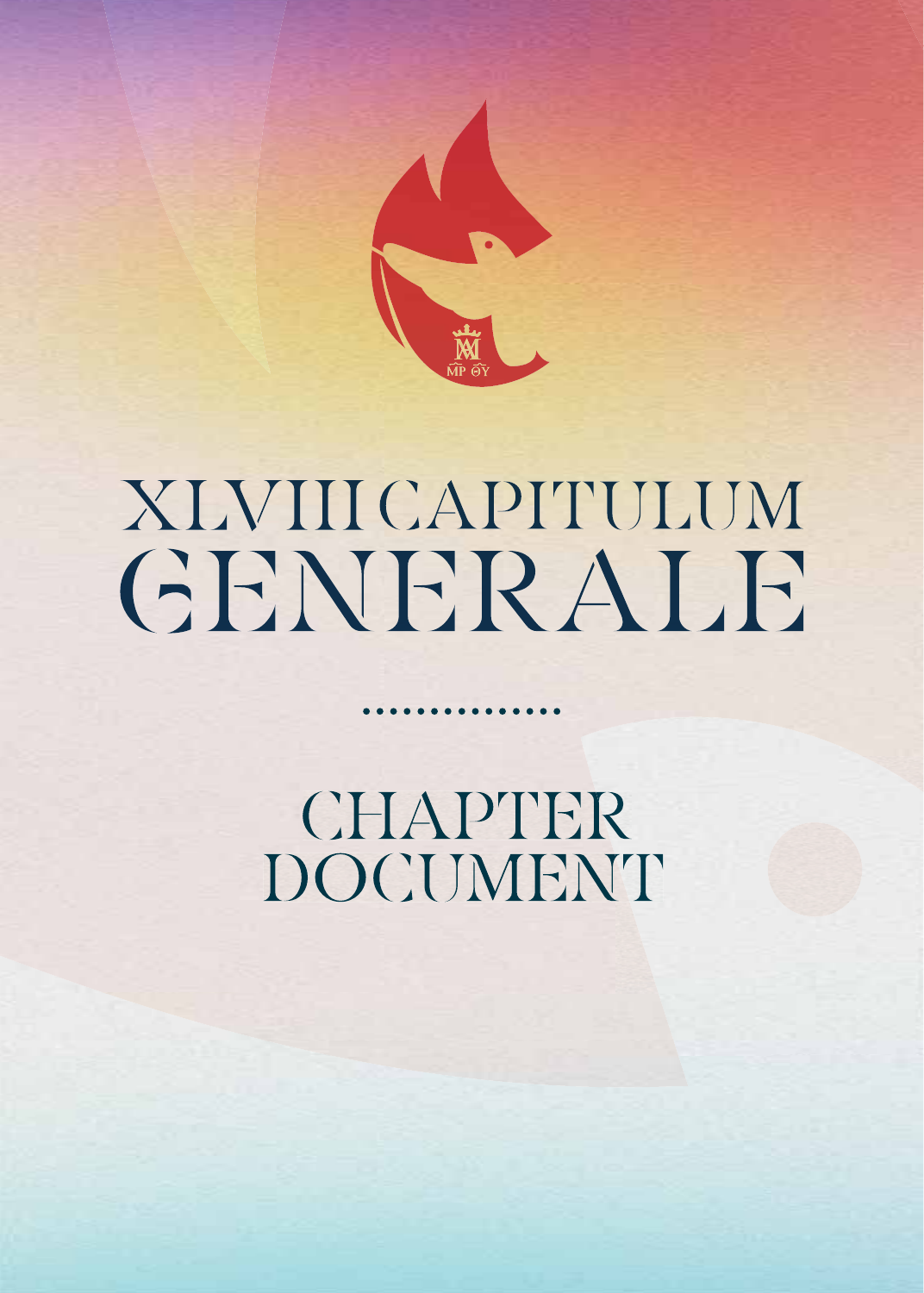# XLVIII CAPITULUM GENERALE

# CHAPTER DOCUMENT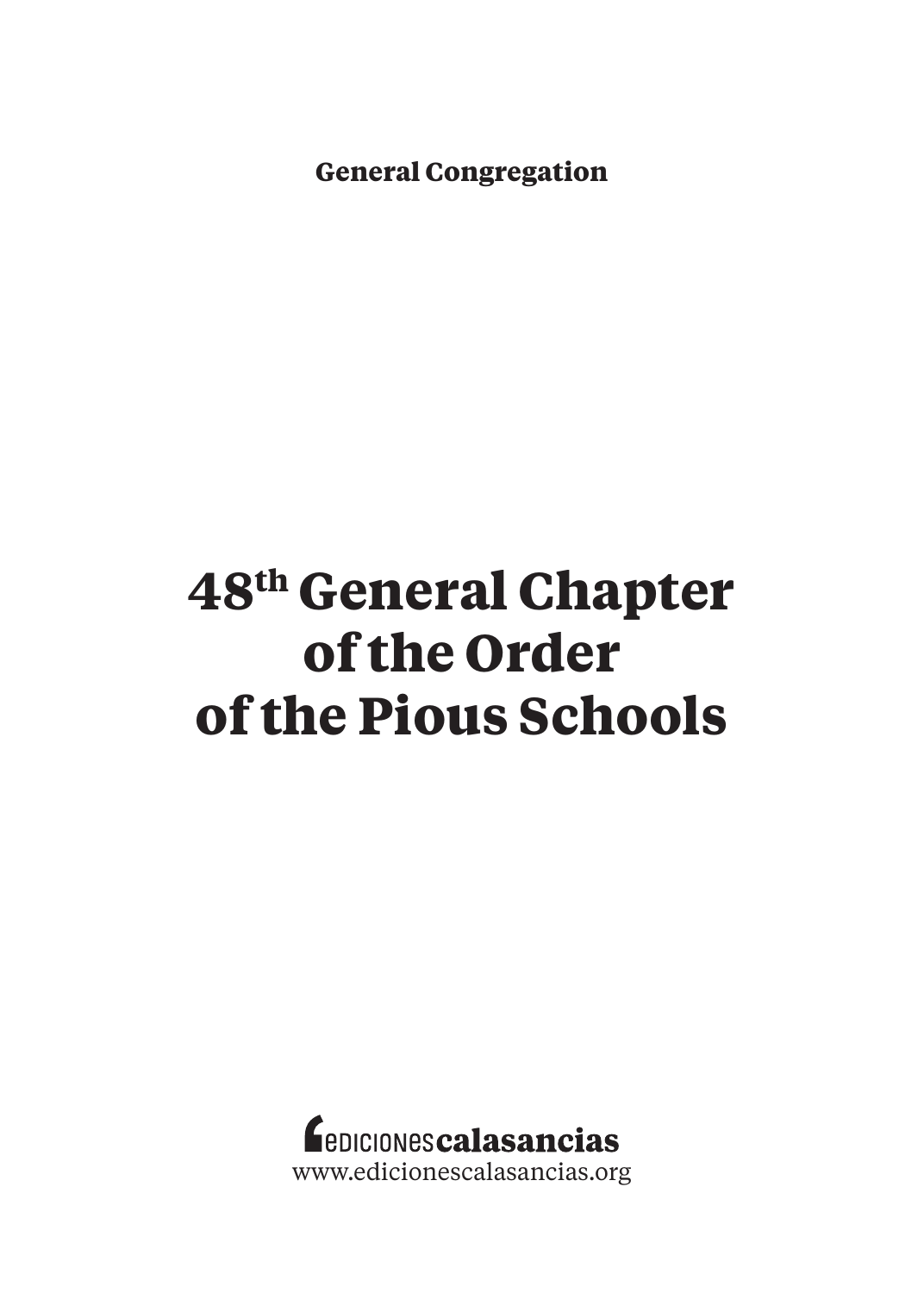**General Congregation**

# 48th General Chapter of the Order of the Pious Schools

EDICIONES **calasancias**

www.edicionescalasancias.org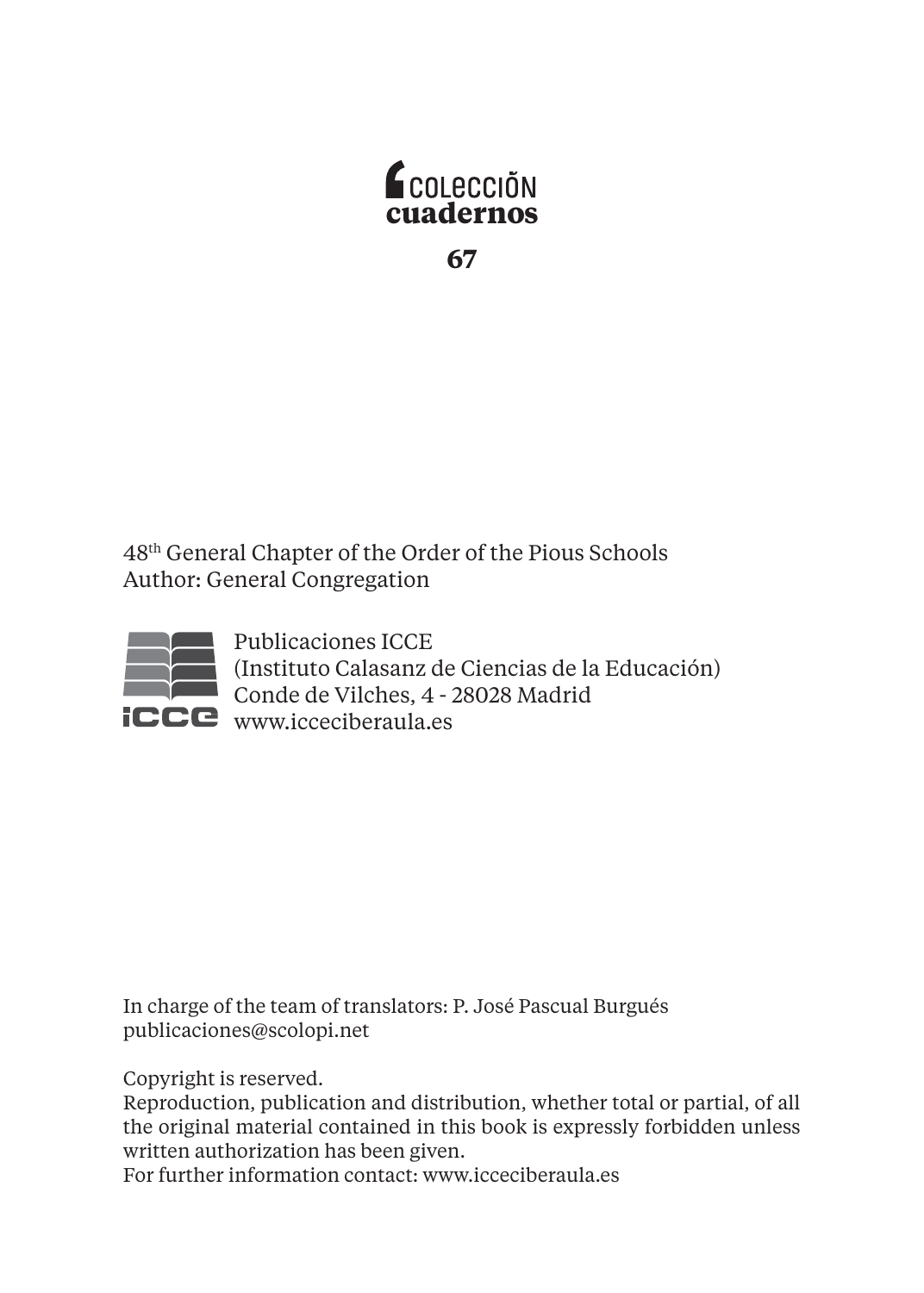COLECCIÓN
**cuadernos**

**67**

48th General Chapter of the Order of the Pious Schools
Author: General Congregation

Publicaciones ICCE
(Instituto Calasanz de Ciencias de la Educación)
Conde de Vilches, 4 - 28028 Madrid
www.icceciberaula.es

In charge of the team of translators: P. José Pascual Burgués
publicaciones@scolopi.net

Copyright is reserved.
Reproduction, publication and distribution, whether total or partial, of all the original material contained in this book is expressly forbidden unless written authorization has been given.
For further information contact: www.icceciberaula.es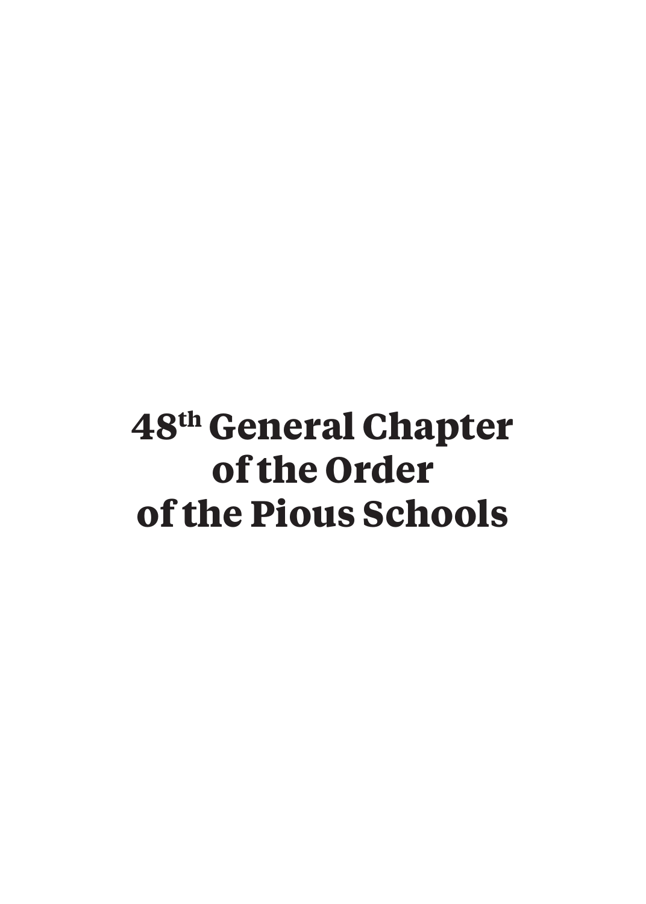# 48th General Chapter of the Order of the Pious Schools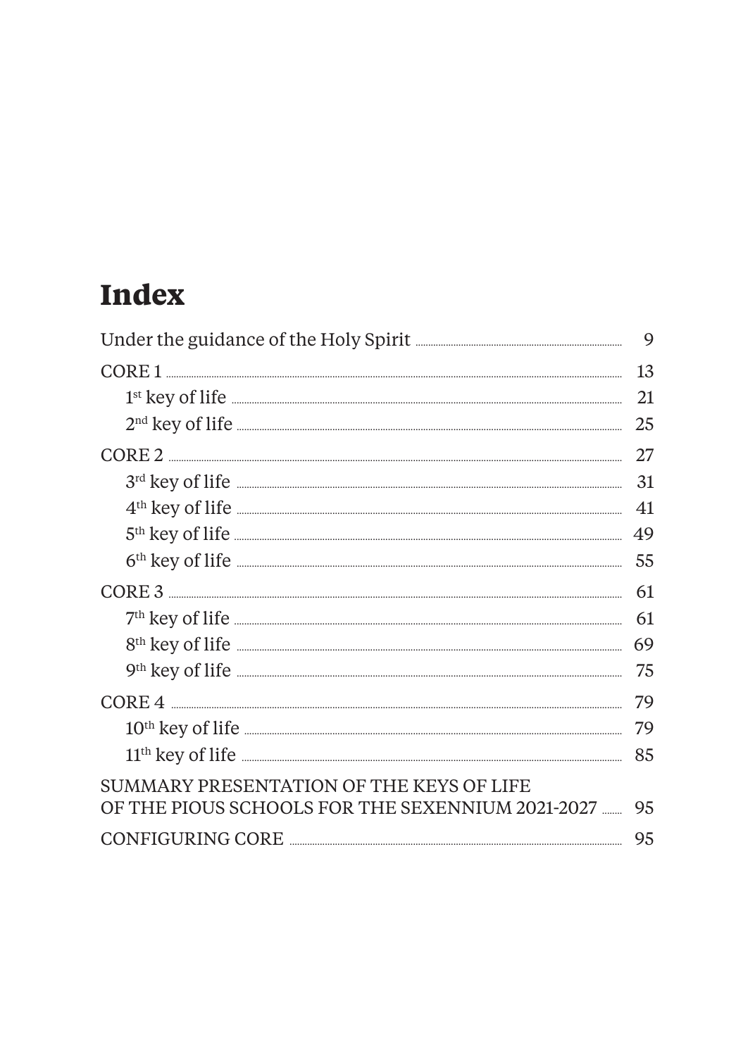# Index

| | |
|---|---|
| Under the guidance of the Holy Spirit | 9 |
| CORE 1 | 13 |
| 1st key of life | 21 |
| 2nd key of life | 25 |
| CORE 2 | 27 |
| 3rd key of life | 31 |
| 4th key of life | 41 |
| 5th key of life | 49 |
| 6th key of life | 55 |
| CORE 3 | 61 |
| 7th key of life | 61 |
| 8th key of life | 69 |
| 9th key of life | 75 |
| CORE 4 | 79 |
| 10th key of life | 79 |
| 11th key of life | 85 |
| SUMMARY PRESENTATION OF THE KEYS OF LIFE OF THE PIOUS SCHOOLS FOR THE SEXENNIUM 2021-2027 | 95 |
| CONFIGURING CORE | 95 |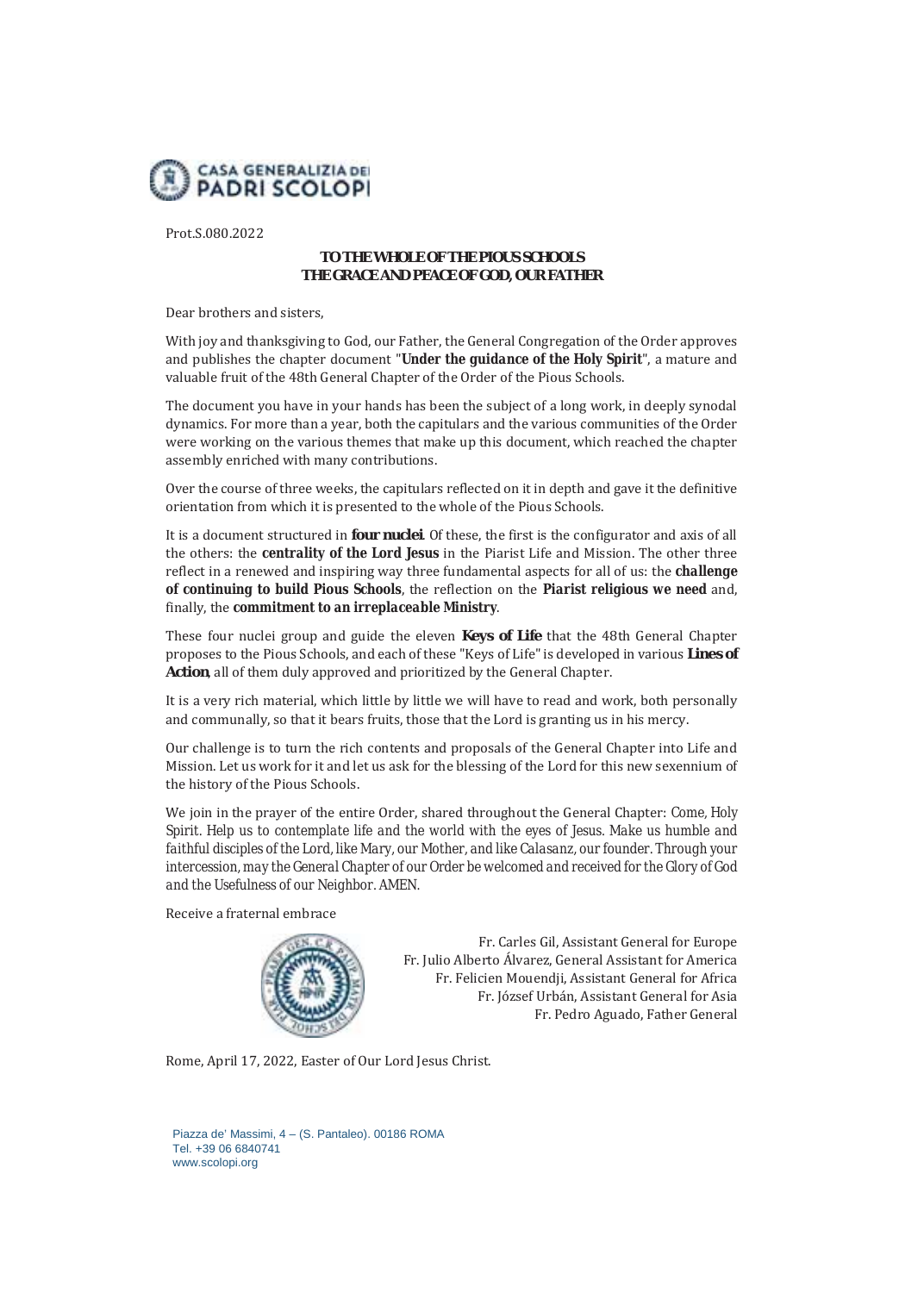Prot.S.080.2022

**TO THE WHOLE OF THE PIOUS SCHOOLS**
**THE GRACE AND PEACE OF GOD, OUR FATHER**

Dear brothers and sisters,

With joy and thanksgiving to God, our Father, the General Congregation of the Order approves and publishes the chapter document "**Under the guidance of the Holy Spirit**", a mature and valuable fruit of the 48th General Chapter of the Order of the Pious Schools.

The document you have in your hands has been the subject of a long work, in deeply synodal dynamics. For more than a year, both the capitulars and the various communities of the Order were working on the various themes that make up this document, which reached the chapter assembly enriched with many contributions.

Over the course of three weeks, the capitulars reflected on it in depth and gave it the definitive orientation from which it is presented to the whole of the Pious Schools.

It is a document structured in **four nuclei**. Of these, the first is the configurator and axis of all the others: the **centrality of the Lord Jesus** in the Piarist Life and Mission. The other three reflect in a renewed and inspiring way three fundamental aspects for all of us: the **challenge of continuing to build Pious Schools**, the reflection on the **Piarist religious we need** and, finally, the **commitment to an irreplaceable Ministry**.

These four nuclei group and guide the eleven **Keys of Life** that the 48th General Chapter proposes to the Pious Schools, and each of these "Keys of Life" is developed in various **Lines of Action**, all of them duly approved and prioritized by the General Chapter.

It is a very rich material, which little by little we will have to read and work, both personally and communally, so that it bears fruits, those that the Lord is granting us in his mercy.

Our challenge is to turn the rich contents and proposals of the General Chapter into Life and Mission. Let us work for it and let us ask for the blessing of the Lord for this new sexennium of the history of the Pious Schools.

We join in the prayer of the entire Order, shared throughout the General Chapter: *Come, Holy Spirit. Help us to contemplate life and the world with the eyes of Jesus. Make us humble and faithful disciples of the Lord, like Mary, our Mother, and like Calasanz, our founder. Through your intercession, may the General Chapter of our Order be welcomed and received for the Glory of God and the Usefulness of our Neighbor. AMEN.*

Receive a fraternal embrace

Fr. Carles Gil, Assistant General for Europe
Fr. Julio Alberto Álvarez, General Assistant for America
Fr. Felicien Mouendji, Assistant General for Africa
Fr. József Urbán, Assistant General for Asia
Fr. Pedro Aguado, Father General

Rome, April 17, 2022, Easter of Our Lord Jesus Christ.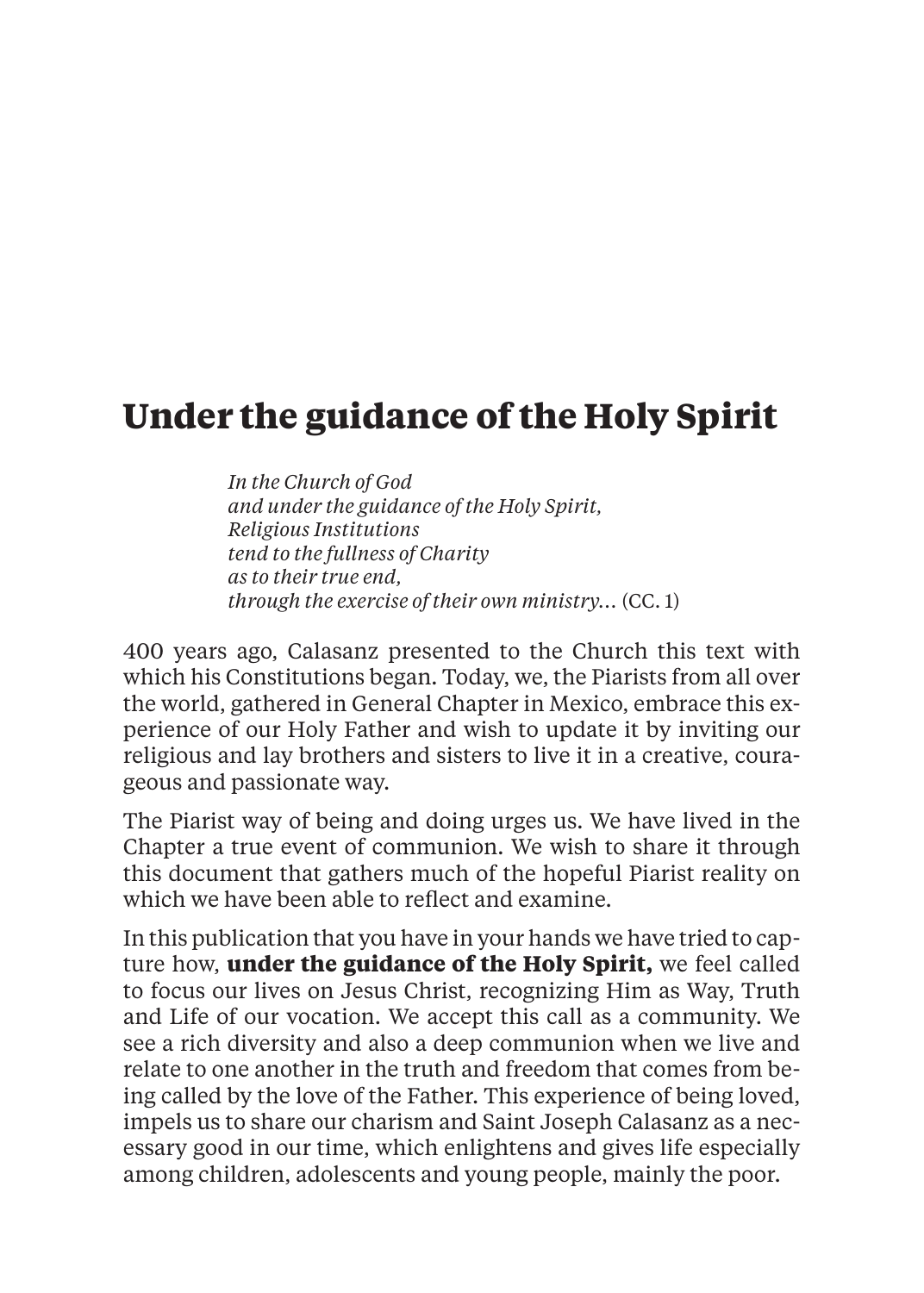# Under the guidance of the Holy Spirit

> *In the Church of God*
> *and under the guidance of the Holy Spirit,*
> *Religious Institutions*
> *tend to the fullness of Charity*
> *as to their true end,*
> *through the exercise of their own ministry…* (CC. 1)

400 years ago, Calasanz presented to the Church this text with which his Constitutions began. Today, we, the Piarists from all over the world, gathered in General Chapter in Mexico, embrace this experience of our Holy Father and wish to update it by inviting our religious and lay brothers and sisters to live it in a creative, courageous and passionate way.

The Piarist way of being and doing urges us. We have lived in the Chapter a true event of communion. We wish to share it through this document that gathers much of the hopeful Piarist reality on which we have been able to reflect and examine.

In this publication that you have in your hands we have tried to capture how, **under the guidance of the Holy Spirit,** we feel called to focus our lives on Jesus Christ, recognizing Him as Way, Truth and Life of our vocation. We accept this call as a community. We see a rich diversity and also a deep communion when we live and relate to one another in the truth and freedom that comes from being called by the love of the Father. This experience of being loved, impels us to share our charism and Saint Joseph Calasanz as a necessary good in our time, which enlightens and gives life especially among children, adolescents and young people, mainly the poor.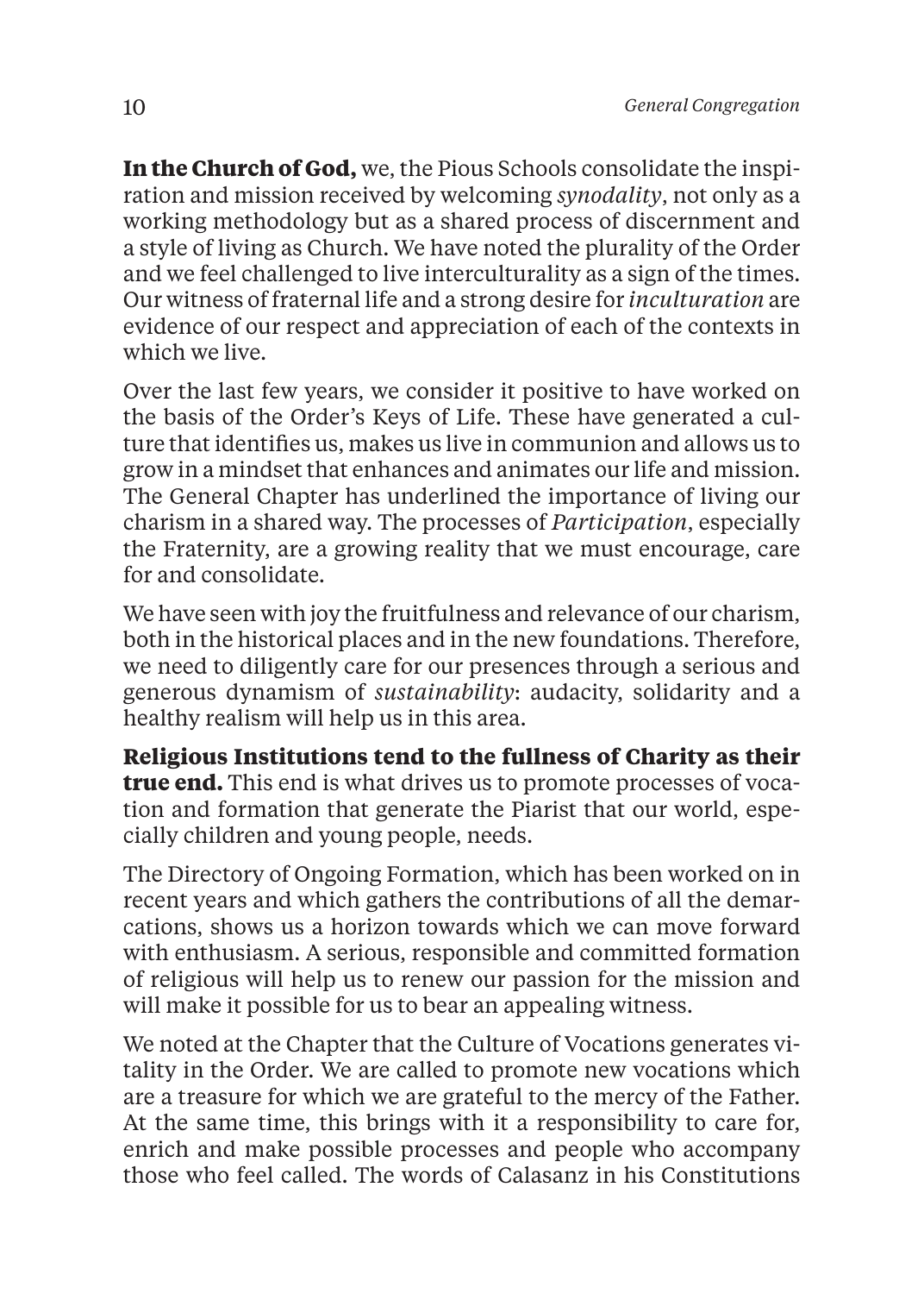**In the Church of God,** we, the Pious Schools consolidate the inspiration and mission received by welcoming *synodality*, not only as a working methodology but as a shared process of discernment and a style of living as Church. We have noted the plurality of the Order and we feel challenged to live interculturality as a sign of the times. Our witness of fraternal life and a strong desire for *inculturation* are evidence of our respect and appreciation of each of the contexts in which we live.

Over the last few years, we consider it positive to have worked on the basis of the Order's Keys of Life. These have generated a culture that identifies us, makes us live in communion and allows us to grow in a mindset that enhances and animates our life and mission. The General Chapter has underlined the importance of living our charism in a shared way. The processes of *Participation*, especially the Fraternity, are a growing reality that we must encourage, care for and consolidate.

We have seen with joy the fruitfulness and relevance of our charism, both in the historical places and in the new foundations. Therefore, we need to diligently care for our presences through a serious and generous dynamism of *sustainability*: audacity, solidarity and a healthy realism will help us in this area.

**Religious Institutions tend to the fullness of Charity as their true end.** This end is what drives us to promote processes of vocation and formation that generate the Piarist that our world, especially children and young people, needs.

The Directory of Ongoing Formation, which has been worked on in recent years and which gathers the contributions of all the demarcations, shows us a horizon towards which we can move forward with enthusiasm. A serious, responsible and committed formation of religious will help us to renew our passion for the mission and will make it possible for us to bear an appealing witness.

We noted at the Chapter that the Culture of Vocations generates vitality in the Order. We are called to promote new vocations which are a treasure for which we are grateful to the mercy of the Father. At the same time, this brings with it a responsibility to care for, enrich and make possible processes and people who accompany those who feel called. The words of Calasanz in his Constitutions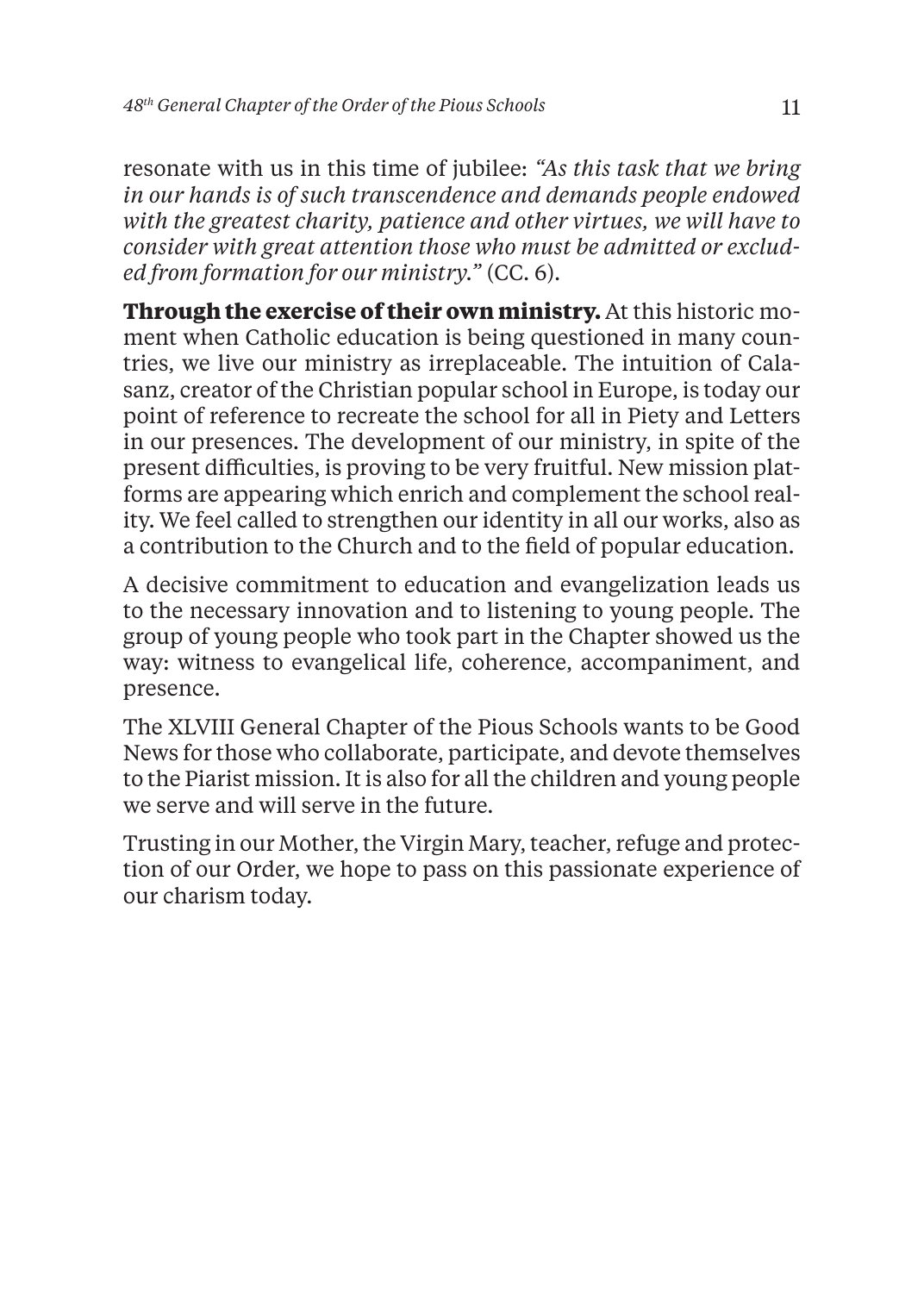resonate with us in this time of jubilee: *"As this task that we bring in our hands is of such transcendence and demands people endowed with the greatest charity, patience and other virtues, we will have to consider with great attention those who must be admitted or excluded from formation for our ministry."* (CC. 6).

**Through the exercise of their own ministry.** At this historic moment when Catholic education is being questioned in many countries, we live our ministry as irreplaceable. The intuition of Calasanz, creator of the Christian popular school in Europe, is today our point of reference to recreate the school for all in Piety and Letters in our presences. The development of our ministry, in spite of the present difficulties, is proving to be very fruitful. New mission platforms are appearing which enrich and complement the school reality. We feel called to strengthen our identity in all our works, also as a contribution to the Church and to the field of popular education.

A decisive commitment to education and evangelization leads us to the necessary innovation and to listening to young people. The group of young people who took part in the Chapter showed us the way: witness to evangelical life, coherence, accompaniment, and presence.

The XLVIII General Chapter of the Pious Schools wants to be Good News for those who collaborate, participate, and devote themselves to the Piarist mission. It is also for all the children and young people we serve and will serve in the future.

Trusting in our Mother, the Virgin Mary, teacher, refuge and protection of our Order, we hope to pass on this passionate experience of our charism today.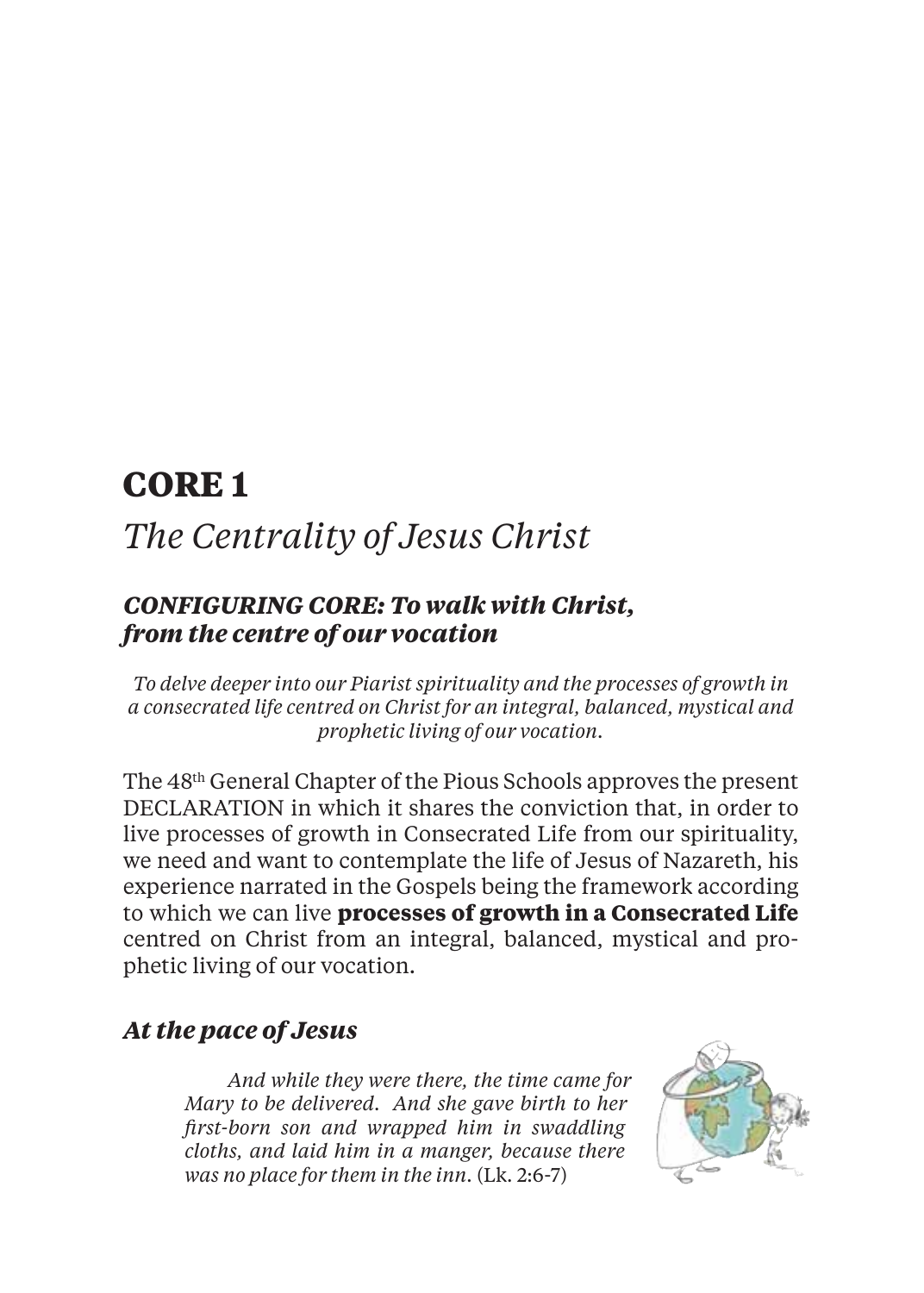# CORE 1

## *The Centrality of Jesus Christ*

### *CONFIGURING CORE: To walk with Christ, from the centre of our vocation*

*To delve deeper into our Piarist spirituality and the processes of growth in a consecrated life centred on Christ for an integral, balanced, mystical and prophetic living of our vocation.*

The 48th General Chapter of the Pious Schools approves the present DECLARATION in which it shares the conviction that, in order to live processes of growth in Consecrated Life from our spirituality, we need and want to contemplate the life of Jesus of Nazareth, his experience narrated in the Gospels being the framework according to which we can live **processes of growth in a Consecrated Life** centred on Christ from an integral, balanced, mystical and prophetic living of our vocation.

### *At the pace of Jesus*

> *And while they were there, the time came for Mary to be delivered. And she gave birth to her first-born son and wrapped him in swaddling cloths, and laid him in a manger, because there was no place for them in the inn.* (Lk. 2:6-7)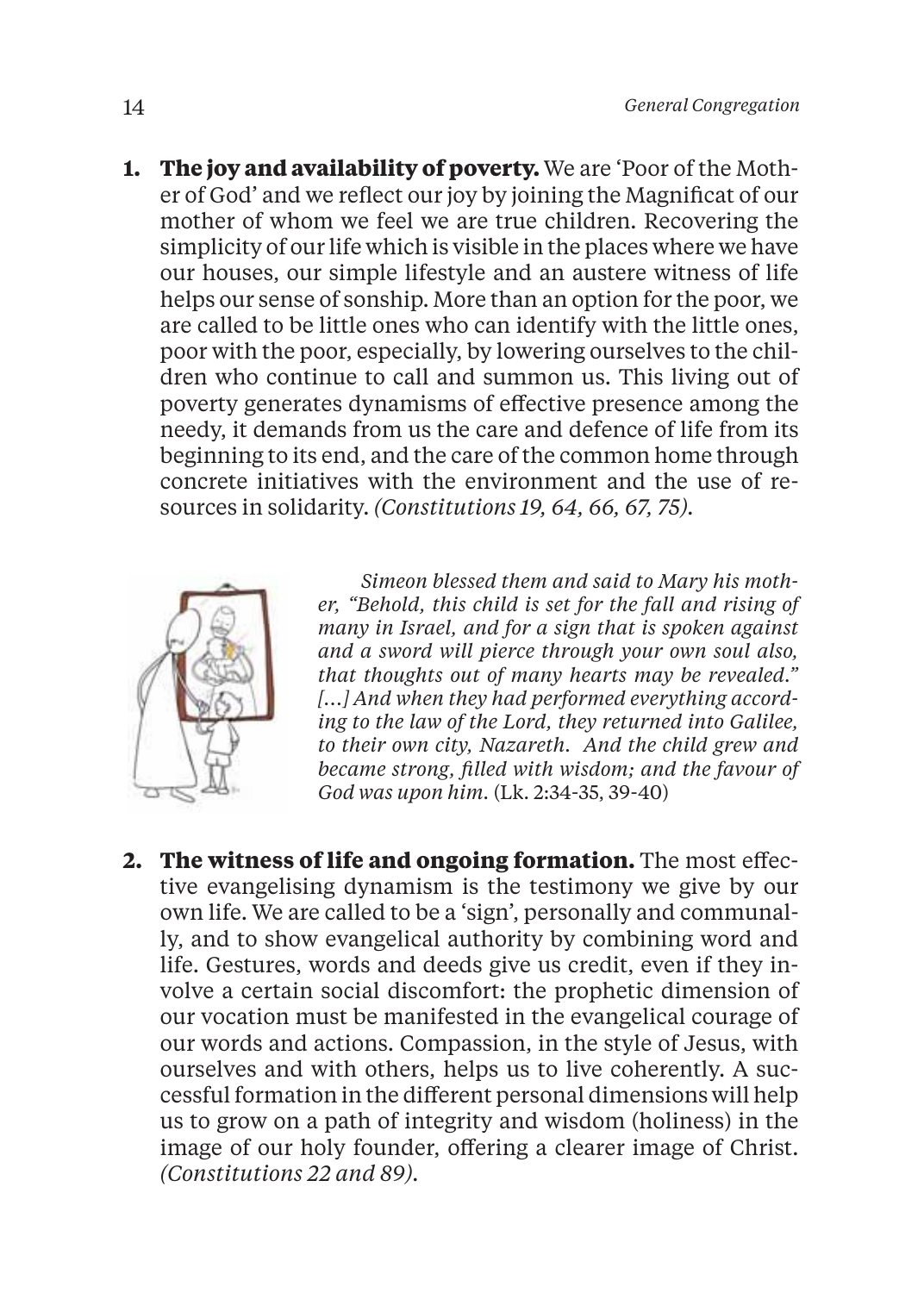1. **The joy and availability of poverty.** We are 'Poor of the Mother of God' and we reflect our joy by joining the Magnificat of our mother of whom we feel we are true children. Recovering the simplicity of our life which is visible in the places where we have our houses, our simple lifestyle and an austere witness of life helps our sense of sonship. More than an option for the poor, we are called to be little ones who can identify with the little ones, poor with the poor, especially, by lowering ourselves to the children who continue to call and summon us. This living out of poverty generates dynamisms of effective presence among the needy, it demands from us the care and defence of life from its beginning to its end, and the care of the common home through concrete initiatives with the environment and the use of resources in solidarity. *(Constitutions 19, 64, 66, 67, 75).*

*Simeon blessed them and said to Mary his mother, "Behold, this child is set for the fall and rising of many in Israel, and for a sign that is spoken against and a sword will pierce through your own soul also, that thoughts out of many hearts may be revealed." [...] And when they had performed everything according to the law of the Lord, they returned into Galilee, to their own city, Nazareth. And the child grew and became strong, filled with wisdom; and the favour of God was upon him.* (Lk. 2:34-35, 39-40)

2. **The witness of life and ongoing formation.** The most effective evangelising dynamism is the testimony we give by our own life. We are called to be a 'sign', personally and communally, and to show evangelical authority by combining word and life. Gestures, words and deeds give us credit, even if they involve a certain social discomfort: the prophetic dimension of our vocation must be manifested in the evangelical courage of our words and actions. Compassion, in the style of Jesus, with ourselves and with others, helps us to live coherently. A successful formation in the different personal dimensions will help us to grow on a path of integrity and wisdom (holiness) in the image of our holy founder, offering a clearer image of Christ. *(Constitutions 22 and 89).*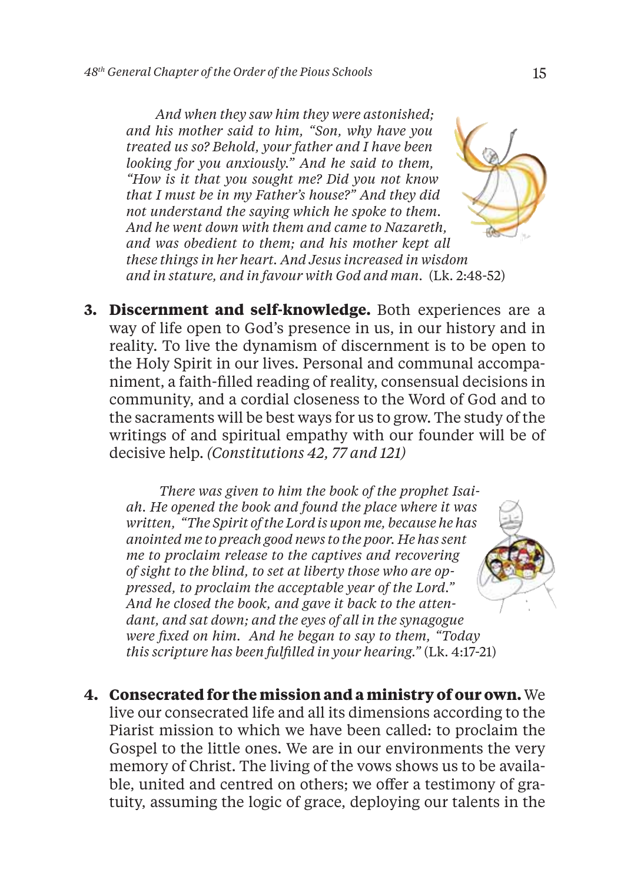*And when they saw him they were astonished; and his mother said to him, "Son, why have you treated us so? Behold, your father and I have been looking for you anxiously." And he said to them, "How is it that you sought me? Did you not know that I must be in my Father's house?" And they did not understand the saying which he spoke to them. And he went down with them and came to Nazareth, and was obedient to them; and his mother kept all these things in her heart. And Jesus increased in wisdom and in stature, and in favour with God and man.* (Lk. 2:48-52)

3. **Discernment and self-knowledge.** Both experiences are a way of life open to God's presence in us, in our history and in reality. To live the dynamism of discernment is to be open to the Holy Spirit in our lives. Personal and communal accompaniment, a faith-filled reading of reality, consensual decisions in community, and a cordial closeness to the Word of God and to the sacraments will be best ways for us to grow. The study of the writings of and spiritual empathy with our founder will be of decisive help. *(Constitutions 42, 77 and 121)*

*There was given to him the book of the prophet Isaiah. He opened the book and found the place where it was written, "The Spirit of the Lord is upon me, because he has anointed me to preach good news to the poor. He has sent me to proclaim release to the captives and recovering of sight to the blind, to set at liberty those who are oppressed, to proclaim the acceptable year of the Lord." And he closed the book, and gave it back to the attendant, and sat down; and the eyes of all in the synagogue were fixed on him. And he began to say to them, "Today this scripture has been fulfilled in your hearing."* (Lk. 4:17-21)

4. **Consecrated for the mission and a ministry of our own.** We live our consecrated life and all its dimensions according to the Piarist mission to which we have been called: to proclaim the Gospel to the little ones. We are in our environments the very memory of Christ. The living of the vows shows us to be available, united and centred on others; we offer a testimony of gratuity, assuming the logic of grace, deploying our talents in the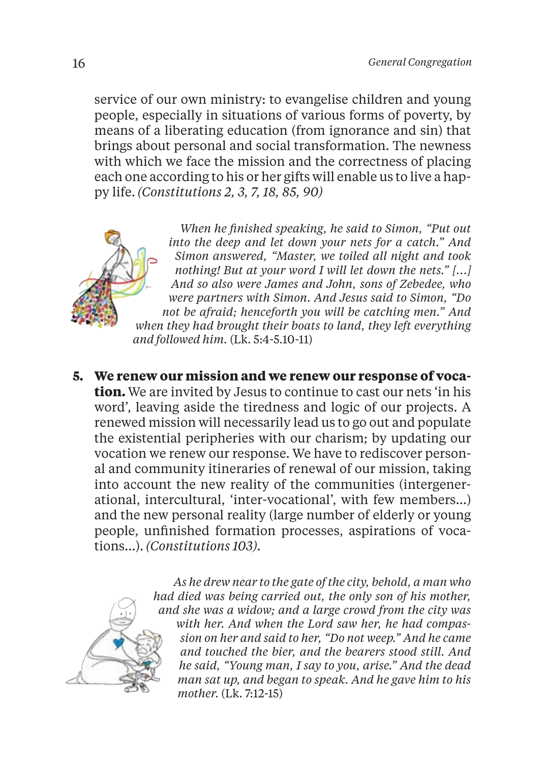service of our own ministry: to evangelise children and young people, especially in situations of various forms of poverty, by means of a liberating education (from ignorance and sin) that brings about personal and social transformation. The newness with which we face the mission and the correctness of placing each one according to his or her gifts will enable us to live a happy life. *(Constitutions 2, 3, 7, 18, 85, 90)*

*When he finished speaking, he said to Simon, "Put out into the deep and let down your nets for a catch." And Simon answered, "Master, we toiled all night and took nothing! But at your word I will let down the nets." [...] And so also were James and John, sons of Zebedee, who were partners with Simon. And Jesus said to Simon, "Do not be afraid; henceforth you will be catching men." And when they had brought their boats to land, they left everything and followed him.* (Lk. 5:4-5.10-11)

5. **We renew our mission and we renew our response of vocation.** We are invited by Jesus to continue to cast our nets 'in his word', leaving aside the tiredness and logic of our projects. A renewed mission will necessarily lead us to go out and populate the existential peripheries with our charism; by updating our vocation we renew our response. We have to rediscover personal and community itineraries of renewal of our mission, taking into account the new reality of the communities (intergenerational, intercultural, 'inter-vocational', with few members...) and the new personal reality (large number of elderly or young people, unfinished formation processes, aspirations of vocations...). *(Constitutions 103)*.

*As he drew near to the gate of the city, behold, a man who had died was being carried out, the only son of his mother, and she was a widow; and a large crowd from the city was with her. And when the Lord saw her, he had compassion on her and said to her, "Do not weep." And he came and touched the bier, and the bearers stood still. And he said, "Young man, I say to you, arise." And the dead man sat up, and began to speak. And he gave him to his mother.* (Lk. 7:12-15)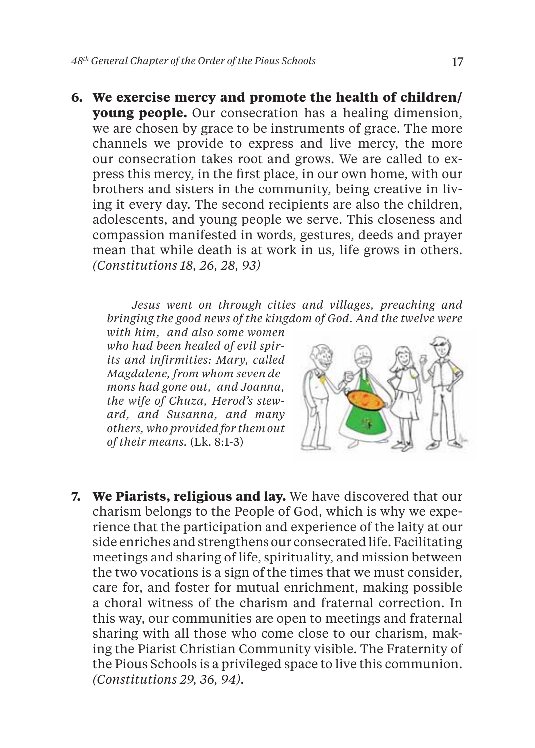6. **We exercise mercy and promote the health of children/ young people.** Our consecration has a healing dimension, we are chosen by grace to be instruments of grace. The more channels we provide to express and live mercy, the more our consecration takes root and grows. We are called to express this mercy, in the first place, in our own home, with our brothers and sisters in the community, being creative in living it every day. The second recipients are also the children, adolescents, and young people we serve. This closeness and compassion manifested in words, gestures, deeds and prayer mean that while death is at work in us, life grows in others. *(Constitutions 18, 26, 28, 93)*

> *Jesus went on through cities and villages, preaching and bringing the good news of the kingdom of God. And the twelve were with him, and also some women who had been healed of evil spirits and infirmities: Mary, called Magdalene, from whom seven demons had gone out, and Joanna, the wife of Chuza, Herod's steward, and Susanna, and many others, who provided for them out of their means.* (Lk. 8:1-3)

7. **We Piarists, religious and lay.** We have discovered that our charism belongs to the People of God, which is why we experience that the participation and experience of the laity at our side enriches and strengthens our consecrated life. Facilitating meetings and sharing of life, spirituality, and mission between the two vocations is a sign of the times that we must consider, care for, and foster for mutual enrichment, making possible a choral witness of the charism and fraternal correction. In this way, our communities are open to meetings and fraternal sharing with all those who come close to our charism, making the Piarist Christian Community visible. The Fraternity of the Pious Schools is a privileged space to live this communion. *(Constitutions 29, 36, 94).*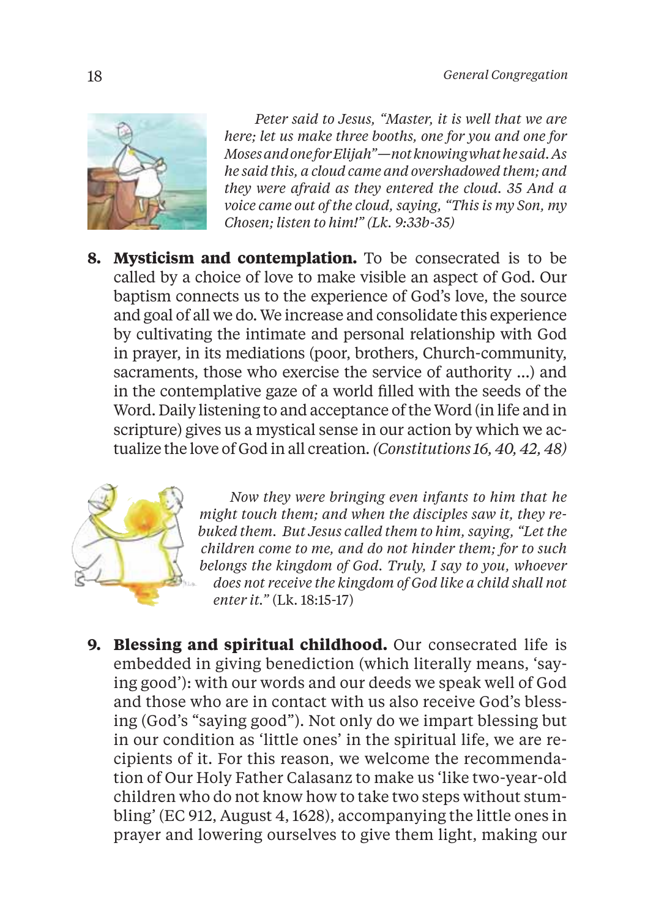*Peter said to Jesus, "Master, it is well that we are here; let us make three booths, one for you and one for Moses and one for Elijah"—not knowing what he said. As he said this, a cloud came and overshadowed them; and they were afraid as they entered the cloud. 35 And a voice came out of the cloud, saying, "This is my Son, my Chosen; listen to him!" (Lk. 9:33b-35)*

8. **Mysticism and contemplation.** To be consecrated is to be called by a choice of love to make visible an aspect of God. Our baptism connects us to the experience of God's love, the source and goal of all we do. We increase and consolidate this experience by cultivating the intimate and personal relationship with God in prayer, in its mediations (poor, brothers, Church-community, sacraments, those who exercise the service of authority ...) and in the contemplative gaze of a world filled with the seeds of the Word. Daily listening to and acceptance of the Word (in life and in scripture) gives us a mystical sense in our action by which we actualize the love of God in all creation. *(Constitutions 16, 40, 42, 48)*

*Now they were bringing even infants to him that he might touch them; and when the disciples saw it, they rebuked them. But Jesus called them to him, saying, "Let the children come to me, and do not hinder them; for to such belongs the kingdom of God. Truly, I say to you, whoever does not receive the kingdom of God like a child shall not enter it."* (Lk. 18:15-17)

9. **Blessing and spiritual childhood.** Our consecrated life is embedded in giving benediction (which literally means, 'saying good'): with our words and our deeds we speak well of God and those who are in contact with us also receive God's blessing (God's "saying good"). Not only do we impart blessing but in our condition as 'little ones' in the spiritual life, we are recipients of it. For this reason, we welcome the recommendation of Our Holy Father Calasanz to make us 'like two-year-old children who do not know how to take two steps without stumbling' (EC 912, August 4, 1628), accompanying the little ones in prayer and lowering ourselves to give them light, making our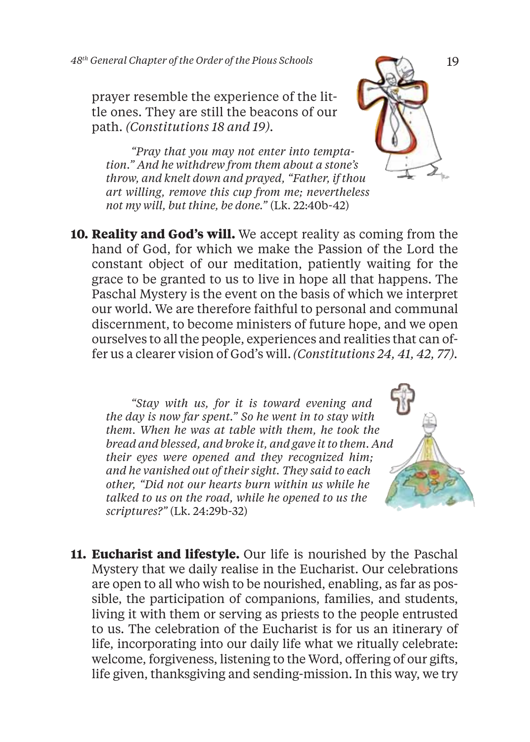prayer resemble the experience of the little ones. They are still the beacons of our path. *(Constitutions 18 and 19)*.

> *"Pray that you may not enter into temptation." And he withdrew from them about a stone's throw, and knelt down and prayed, "Father, if thou art willing, remove this cup from me; nevertheless not my will, but thine, be done."* (Lk. 22:40b-42)

**10. Reality and God's will.** We accept reality as coming from the hand of God, for which we make the Passion of the Lord the constant object of our meditation, patiently waiting for the grace to be granted to us to live in hope all that happens. The Paschal Mystery is the event on the basis of which we interpret our world. We are therefore faithful to personal and communal discernment, to become ministers of future hope, and we open ourselves to all the people, experiences and realities that can offer us a clearer vision of God's will. *(Constitutions 24, 41, 42, 77)*.

> *"Stay with us, for it is toward evening and the day is now far spent." So he went in to stay with them. When he was at table with them, he took the bread and blessed, and broke it, and gave it to them. And their eyes were opened and they recognized him; and he vanished out of their sight. They said to each other, "Did not our hearts burn within us while he talked to us on the road, while he opened to us the scriptures?"* (Lk. 24:29b-32)

**11. Eucharist and lifestyle.** Our life is nourished by the Paschal Mystery that we daily realise in the Eucharist. Our celebrations are open to all who wish to be nourished, enabling, as far as possible, the participation of companions, families, and students, living it with them or serving as priests to the people entrusted to us. The celebration of the Eucharist is for us an itinerary of life, incorporating into our daily life what we ritually celebrate: welcome, forgiveness, listening to the Word, offering of our gifts, life given, thanksgiving and sending-mission. In this way, we try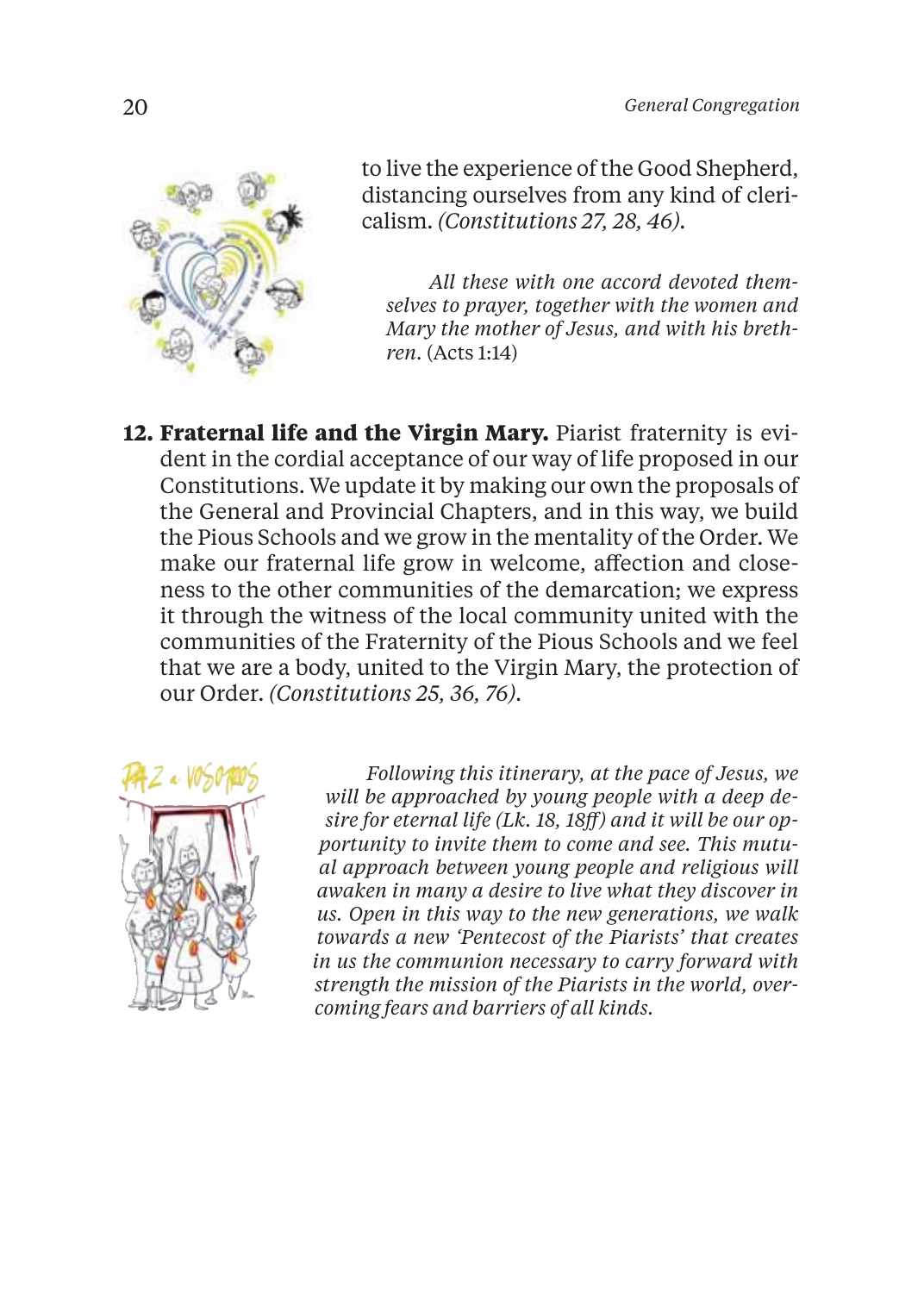to live the experience of the Good Shepherd, distancing ourselves from any kind of clericalism. *(Constitutions 27, 28, 46).*

> *All these with one accord devoted themselves to prayer, together with the women and Mary the mother of Jesus, and with his brethren*. (Acts 1:14)

**12. Fraternal life and the Virgin Mary.** Piarist fraternity is evident in the cordial acceptance of our way of life proposed in our Constitutions. We update it by making our own the proposals of the General and Provincial Chapters, and in this way, we build the Pious Schools and we grow in the mentality of the Order. We make our fraternal life grow in welcome, affection and closeness to the other communities of the demarcation; we express it through the witness of the local community united with the communities of the Fraternity of the Pious Schools and we feel that we are a body, united to the Virgin Mary, the protection of our Order. *(Constitutions 25, 36, 76).*

*Following this itinerary, at the pace of Jesus, we will be approached by young people with a deep desire for eternal life (Lk. 18, 18ff) and it will be our opportunity to invite them to come and see. This mutual approach between young people and religious will awaken in many a desire to live what they discover in us. Open in this way to the new generations, we walk towards a new 'Pentecost of the Piarists' that creates in us the communion necessary to carry forward with strength the mission of the Piarists in the world, overcoming fears and barriers of all kinds.*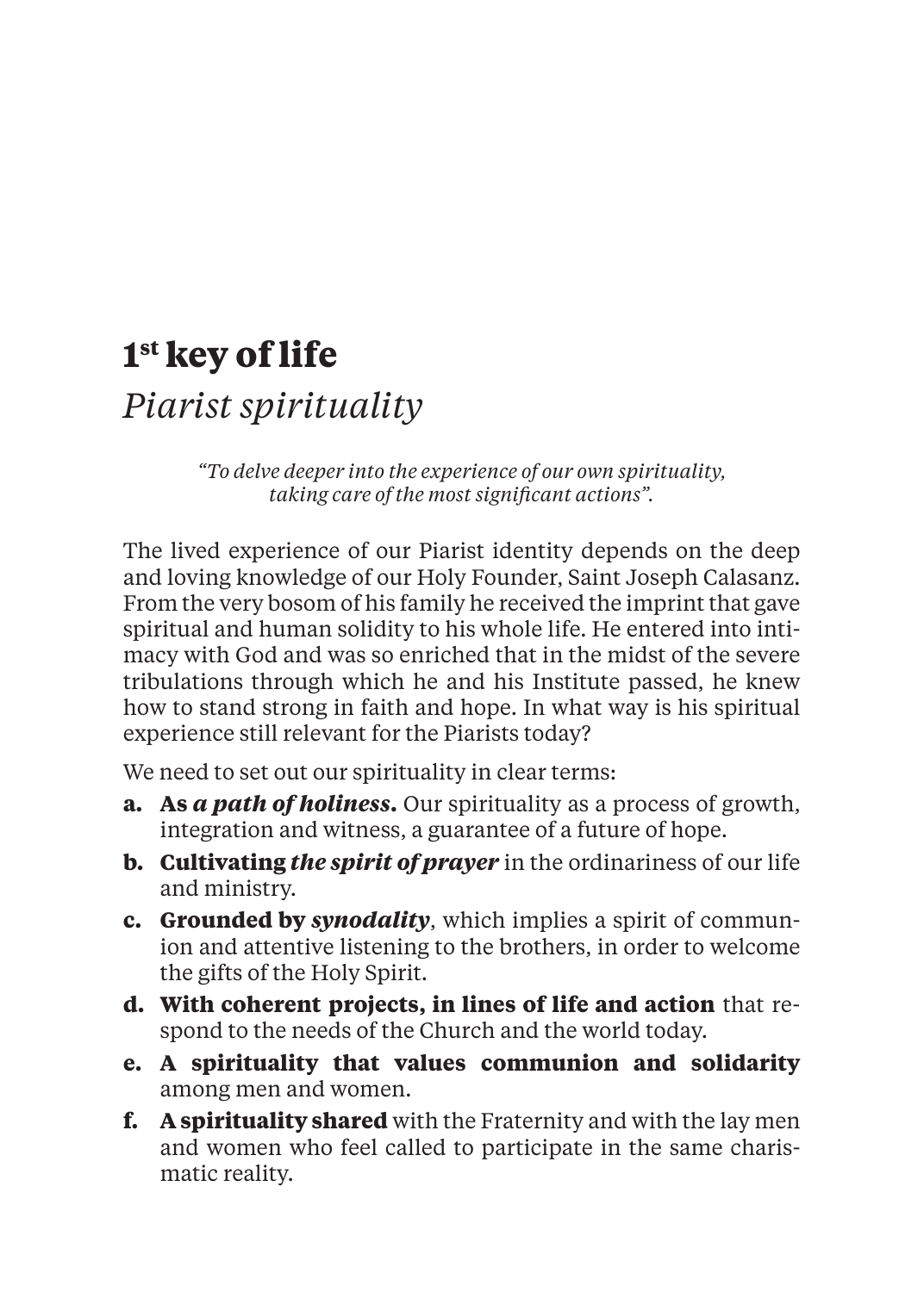# 1st key of life

## *Piarist spirituality*

*"To delve deeper into the experience of our own spirituality, taking care of the most significant actions".*

The lived experience of our Piarist identity depends on the deep and loving knowledge of our Holy Founder, Saint Joseph Calasanz. From the very bosom of his family he received the imprint that gave spiritual and human solidity to his whole life. He entered into intimacy with God and was so enriched that in the midst of the severe tribulations through which he and his Institute passed, he knew how to stand strong in faith and hope. In what way is his spiritual experience still relevant for the Piarists today?

We need to set out our spirituality in clear terms:

- **a. As *a path of holiness*.** Our spirituality as a process of growth, integration and witness, a guarantee of a future of hope.
- **b. Cultivating *the spirit of prayer*** in the ordinariness of our life and ministry.
- **c. Grounded by *synodality***, which implies a spirit of communion and attentive listening to the brothers, in order to welcome the gifts of the Holy Spirit.
- **d. With coherent projects, in lines of life and action** that respond to the needs of the Church and the world today.
- **e. A spirituality that values communion and solidarity** among men and women.
- **f. A spirituality shared** with the Fraternity and with the lay men and women who feel called to participate in the same charismatic reality.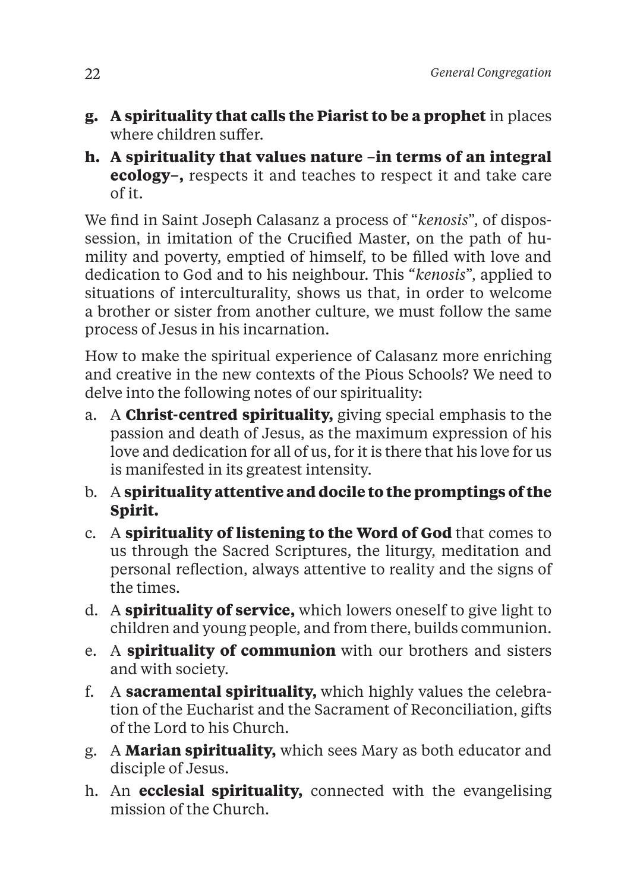- **g. A spirituality that calls the Piarist to be a prophet** in places where children suffer.
- **h. A spirituality that values nature –in terms of an integral ecology–,** respects it and teaches to respect it and take care of it.

We find in Saint Joseph Calasanz a process of "*kenosis*", of dispossession, in imitation of the Crucified Master, on the path of humility and poverty, emptied of himself, to be filled with love and dedication to God and to his neighbour. This "*kenosis*", applied to situations of interculturality, shows us that, in order to welcome a brother or sister from another culture, we must follow the same process of Jesus in his incarnation.

How to make the spiritual experience of Calasanz more enriching and creative in the new contexts of the Pious Schools? We need to delve into the following notes of our spirituality:

- a. A **Christ-centred spirituality,** giving special emphasis to the passion and death of Jesus, as the maximum expression of his love and dedication for all of us, for it is there that his love for us is manifested in its greatest intensity.
- b. A **spirituality attentive and docile to the promptings of the Spirit.**
- c. A **spirituality of listening to the Word of God** that comes to us through the Sacred Scriptures, the liturgy, meditation and personal reflection, always attentive to reality and the signs of the times.
- d. A **spirituality of service,** which lowers oneself to give light to children and young people, and from there, builds communion.
- e. A **spirituality of communion** with our brothers and sisters and with society.
- f. A **sacramental spirituality,** which highly values the celebration of the Eucharist and the Sacrament of Reconciliation, gifts of the Lord to his Church.
- g. A **Marian spirituality,** which sees Mary as both educator and disciple of Jesus.
- h. An **ecclesial spirituality,** connected with the evangelising mission of the Church.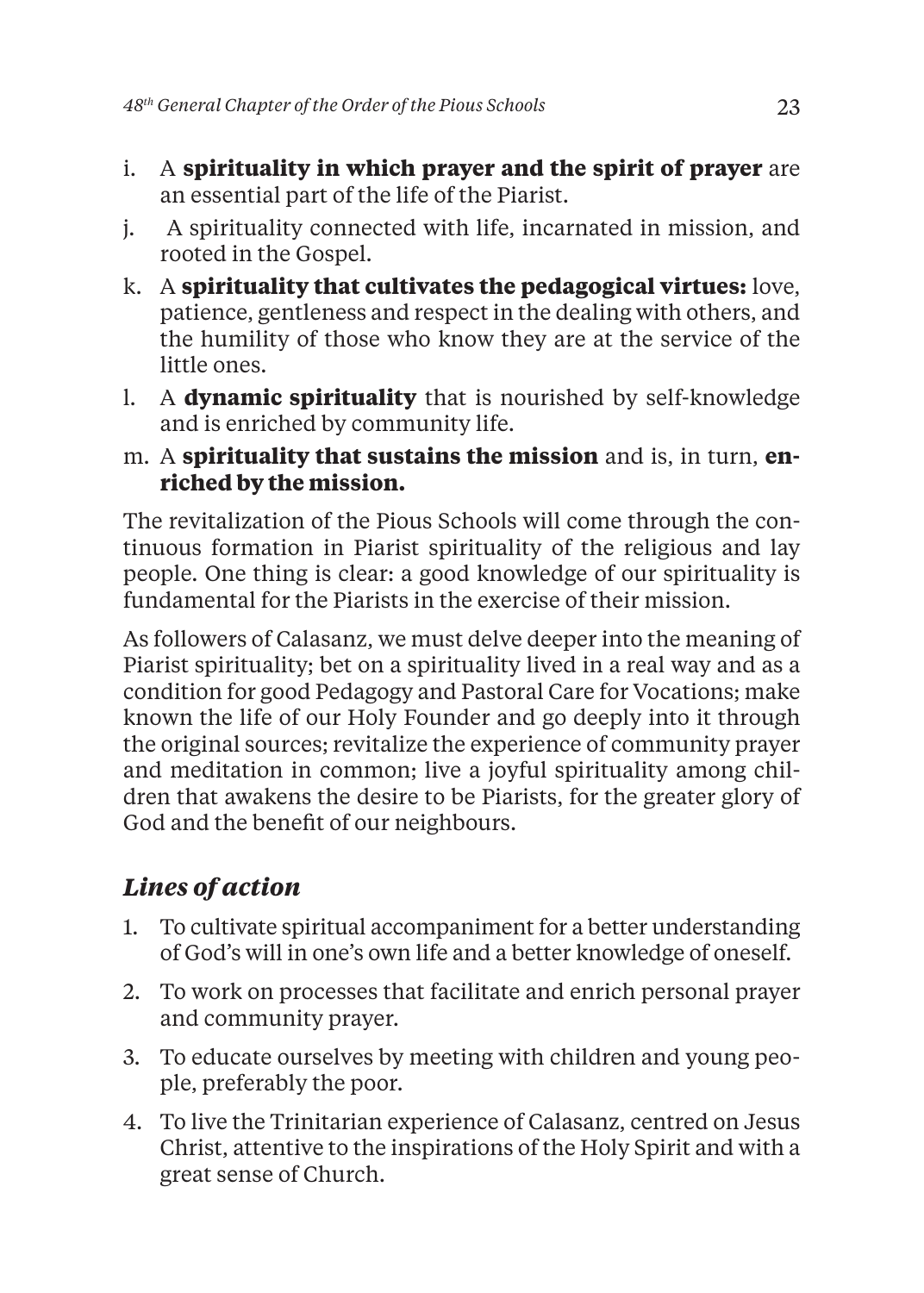i. A **spirituality in which prayer and the spirit of prayer** are an essential part of the life of the Piarist.
j. A spirituality connected with life, incarnated in mission, and rooted in the Gospel.
k. A **spirituality that cultivates the pedagogical virtues:** love, patience, gentleness and respect in the dealing with others, and the humility of those who know they are at the service of the little ones.
l. A **dynamic spirituality** that is nourished by self-knowledge and is enriched by community life.
m. A **spirituality that sustains the mission** and is, in turn, **enriched by the mission.**

The revitalization of the Pious Schools will come through the continuous formation in Piarist spirituality of the religious and lay people. One thing is clear: a good knowledge of our spirituality is fundamental for the Piarists in the exercise of their mission.

As followers of Calasanz, we must delve deeper into the meaning of Piarist spirituality; bet on a spirituality lived in a real way and as a condition for good Pedagogy and Pastoral Care for Vocations; make known the life of our Holy Founder and go deeply into it through the original sources; revitalize the experience of community prayer and meditation in common; live a joyful spirituality among children that awakens the desire to be Piarists, for the greater glory of God and the benefit of our neighbours.

## *Lines of action*

1. To cultivate spiritual accompaniment for a better understanding of God's will in one's own life and a better knowledge of oneself.
2. To work on processes that facilitate and enrich personal prayer and community prayer.
3. To educate ourselves by meeting with children and young people, preferably the poor.
4. To live the Trinitarian experience of Calasanz, centred on Jesus Christ, attentive to the inspirations of the Holy Spirit and with a great sense of Church.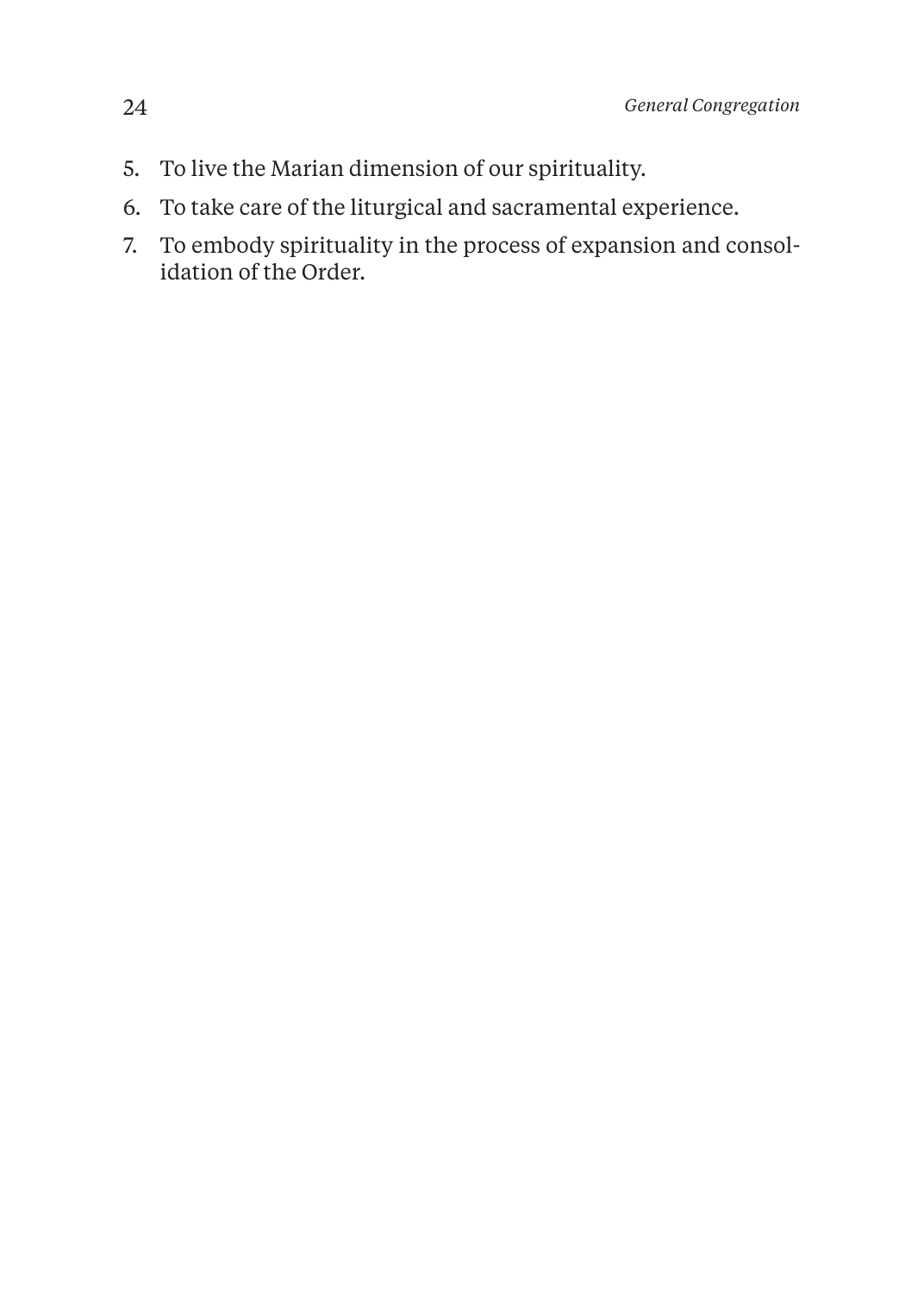5. To live the Marian dimension of our spirituality.
6. To take care of the liturgical and sacramental experience.
7. To embody spirituality in the process of expansion and consolidation of the Order.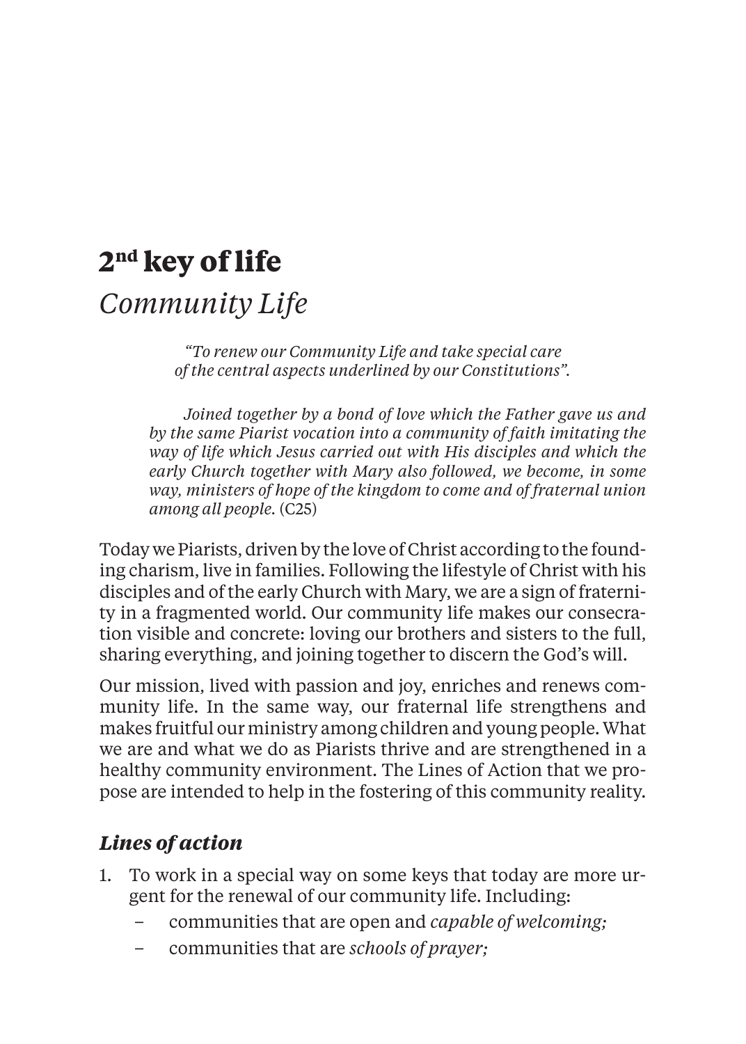# 2nd key of life

## *Community Life*

*"To renew our Community Life and take special care of the central aspects underlined by our Constitutions".*

> *Joined together by a bond of love which the Father gave us and by the same Piarist vocation into a community of faith imitating the way of life which Jesus carried out with His disciples and which the early Church together with Mary also followed, we become, in some way, ministers of hope of the kingdom to come and of fraternal union among all people.* (C25)

Today we Piarists, driven by the love of Christ according to the founding charism, live in families. Following the lifestyle of Christ with his disciples and of the early Church with Mary, we are a sign of fraternity in a fragmented world. Our community life makes our consecration visible and concrete: loving our brothers and sisters to the full, sharing everything, and joining together to discern the God's will.

Our mission, lived with passion and joy, enriches and renews community life. In the same way, our fraternal life strengthens and makes fruitful our ministry among children and young people. What we are and what we do as Piarists thrive and are strengthened in a healthy community environment. The Lines of Action that we propose are intended to help in the fostering of this community reality.

### *Lines of action*

1. To work in a special way on some keys that today are more urgent for the renewal of our community life. Including:
   - communities that are open and *capable of welcoming;*
   - communities that are *schools of prayer;*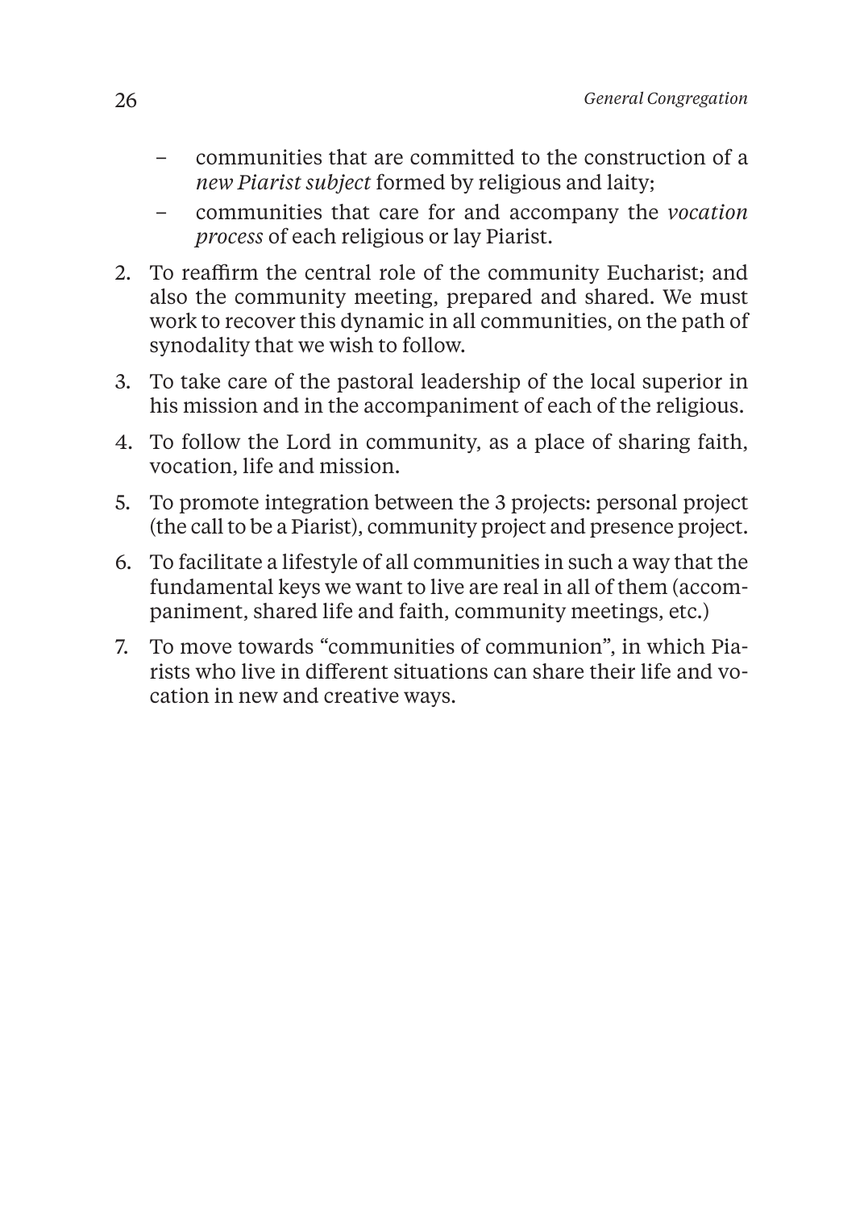- communities that are committed to the construction of a *new Piarist subject* formed by religious and laity;
- communities that care for and accompany the *vocation process* of each religious or lay Piarist.

2. To reaffirm the central role of the community Eucharist; and also the community meeting, prepared and shared. We must work to recover this dynamic in all communities, on the path of synodality that we wish to follow.
3. To take care of the pastoral leadership of the local superior in his mission and in the accompaniment of each of the religious.
4. To follow the Lord in community, as a place of sharing faith, vocation, life and mission.
5. To promote integration between the 3 projects: personal project (the call to be a Piarist), community project and presence project.
6. To facilitate a lifestyle of all communities in such a way that the fundamental keys we want to live are real in all of them (accompaniment, shared life and faith, community meetings, etc.)
7. To move towards "communities of communion", in which Piarists who live in different situations can share their life and vocation in new and creative ways.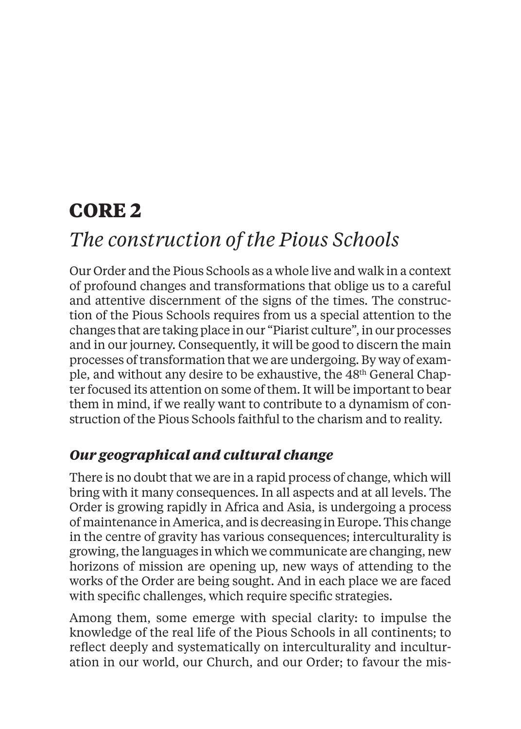# CORE 2

## *The construction of the Pious Schools*

Our Order and the Pious Schools as a whole live and walk in a context of profound changes and transformations that oblige us to a careful and attentive discernment of the signs of the times. The construction of the Pious Schools requires from us a special attention to the changes that are taking place in our "Piarist culture", in our processes and in our journey. Consequently, it will be good to discern the main processes of transformation that we are undergoing. By way of example, and without any desire to be exhaustive, the 48th General Chapter focused its attention on some of them. It will be important to bear them in mind, if we really want to contribute to a dynamism of construction of the Pious Schools faithful to the charism and to reality.

### *Our geographical and cultural change*

There is no doubt that we are in a rapid process of change, which will bring with it many consequences. In all aspects and at all levels. The Order is growing rapidly in Africa and Asia, is undergoing a process of maintenance in America, and is decreasing in Europe. This change in the centre of gravity has various consequences; interculturality is growing, the languages in which we communicate are changing, new horizons of mission are opening up, new ways of attending to the works of the Order are being sought. And in each place we are faced with specific challenges, which require specific strategies.

Among them, some emerge with special clarity: to impulse the knowledge of the real life of the Pious Schools in all continents; to reflect deeply and systematically on interculturality and inculturation in our world, our Church, and our Order; to favour the mis-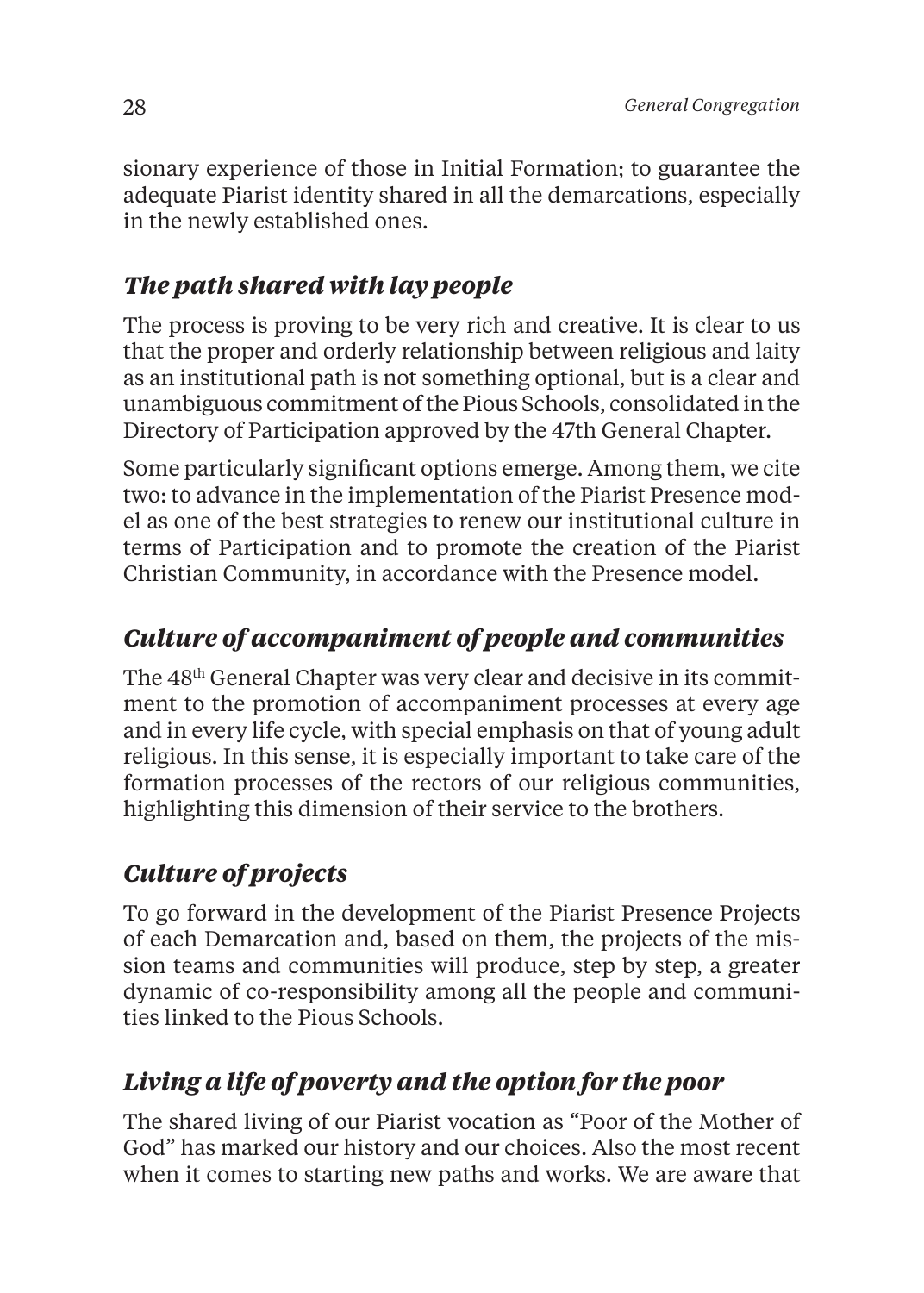sionary experience of those in Initial Formation; to guarantee the adequate Piarist identity shared in all the demarcations, especially in the newly established ones.

### *The path shared with lay people*

The process is proving to be very rich and creative. It is clear to us that the proper and orderly relationship between religious and laity as an institutional path is not something optional, but is a clear and unambiguous commitment of the Pious Schools, consolidated in the Directory of Participation approved by the 47th General Chapter.

Some particularly significant options emerge. Among them, we cite two: to advance in the implementation of the Piarist Presence model as one of the best strategies to renew our institutional culture in terms of Participation and to promote the creation of the Piarist Christian Community, in accordance with the Presence model.

### *Culture of accompaniment of people and communities*

The 48th General Chapter was very clear and decisive in its commitment to the promotion of accompaniment processes at every age and in every life cycle, with special emphasis on that of young adult religious. In this sense, it is especially important to take care of the formation processes of the rectors of our religious communities, highlighting this dimension of their service to the brothers.

### *Culture of projects*

To go forward in the development of the Piarist Presence Projects of each Demarcation and, based on them, the projects of the mission teams and communities will produce, step by step, a greater dynamic of co-responsibility among all the people and communities linked to the Pious Schools.

### *Living a life of poverty and the option for the poor*

The shared living of our Piarist vocation as "Poor of the Mother of God" has marked our history and our choices. Also the most recent when it comes to starting new paths and works. We are aware that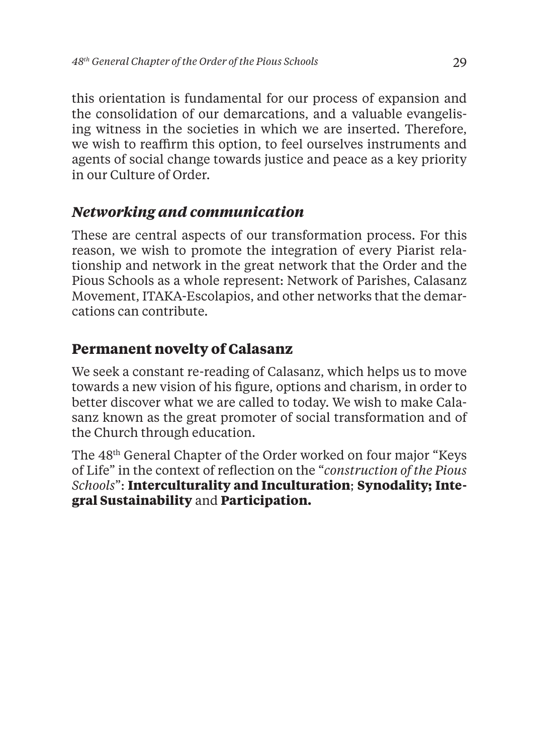this orientation is fundamental for our process of expansion and the consolidation of our demarcations, and a valuable evangelising witness in the societies in which we are inserted. Therefore, we wish to reaffirm this option, to feel ourselves instruments and agents of social change towards justice and peace as a key priority in our Culture of Order.

### *Networking and communication*

These are central aspects of our transformation process. For this reason, we wish to promote the integration of every Piarist relationship and network in the great network that the Order and the Pious Schools as a whole represent: Network of Parishes, Calasanz Movement, ITAKA-Escolapios, and other networks that the demarcations can contribute.

### **Permanent novelty of Calasanz**

We seek a constant re-reading of Calasanz, which helps us to move towards a new vision of his figure, options and charism, in order to better discover what we are called to today. We wish to make Calasanz known as the great promoter of social transformation and of the Church through education.

The 48th General Chapter of the Order worked on four major "Keys of Life" in the context of reflection on the "*construction of the Pious Schools*": **Interculturality and Inculturation**; **Synodality; Integral Sustainability** and **Participation.**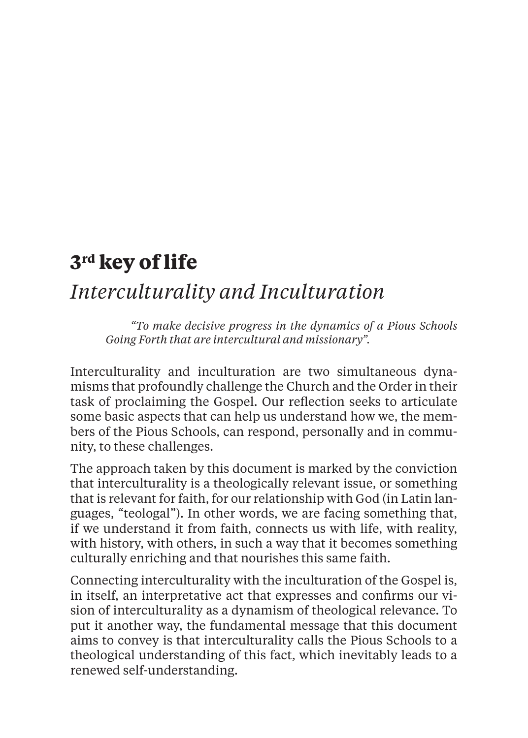# 3rd key of life

## *Interculturality and Inculturation*

> *"To make decisive progress in the dynamics of a Pious Schools Going Forth that are intercultural and missionary".*

Interculturality and inculturation are two simultaneous dynamisms that profoundly challenge the Church and the Order in their task of proclaiming the Gospel. Our reflection seeks to articulate some basic aspects that can help us understand how we, the members of the Pious Schools, can respond, personally and in community, to these challenges.

The approach taken by this document is marked by the conviction that interculturality is a theologically relevant issue, or something that is relevant for faith, for our relationship with God (in Latin languages, "teologal"). In other words, we are facing something that, if we understand it from faith, connects us with life, with reality, with history, with others, in such a way that it becomes something culturally enriching and that nourishes this same faith.

Connecting interculturality with the inculturation of the Gospel is, in itself, an interpretative act that expresses and confirms our vision of interculturality as a dynamism of theological relevance. To put it another way, the fundamental message that this document aims to convey is that interculturality calls the Pious Schools to a theological understanding of this fact, which inevitably leads to a renewed self-understanding.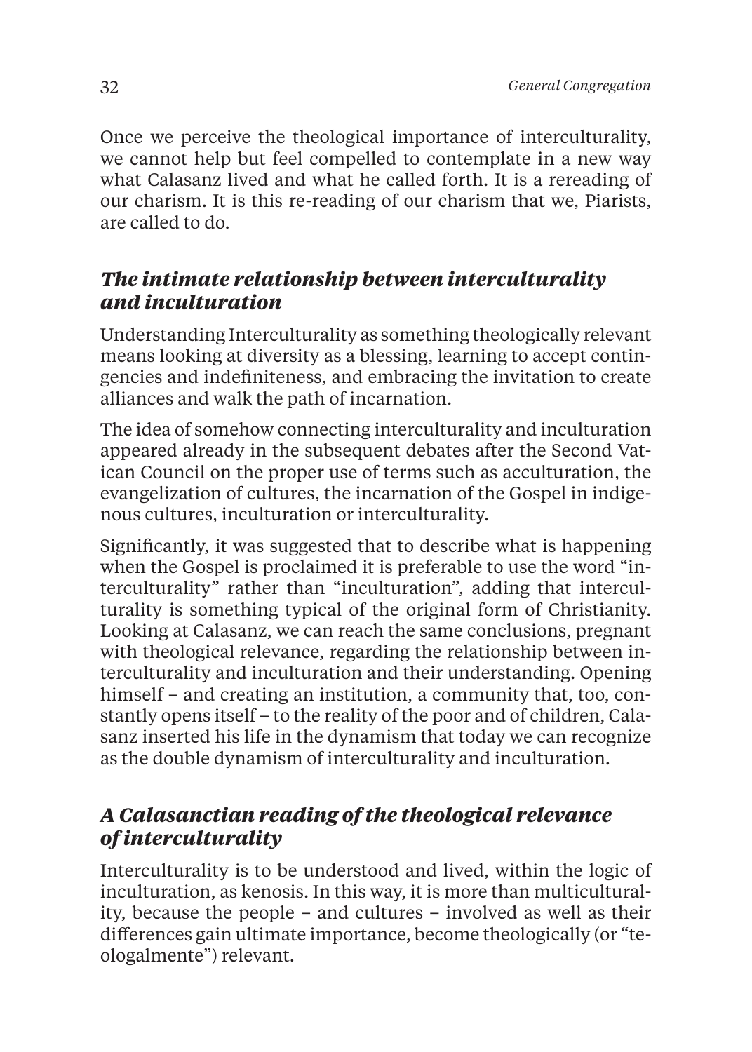Once we perceive the theological importance of interculturality, we cannot help but feel compelled to contemplate in a new way what Calasanz lived and what he called forth. It is a rereading of our charism. It is this re-reading of our charism that we, Piarists, are called to do.

## *The intimate relationship between interculturality and inculturation*

Understanding Interculturality as something theologically relevant means looking at diversity as a blessing, learning to accept contingencies and indefiniteness, and embracing the invitation to create alliances and walk the path of incarnation.

The idea of somehow connecting interculturality and inculturation appeared already in the subsequent debates after the Second Vatican Council on the proper use of terms such as acculturation, the evangelization of cultures, the incarnation of the Gospel in indigenous cultures, inculturation or interculturality.

Significantly, it was suggested that to describe what is happening when the Gospel is proclaimed it is preferable to use the word "interculturality" rather than "inculturation", adding that interculturality is something typical of the original form of Christianity. Looking at Calasanz, we can reach the same conclusions, pregnant with theological relevance, regarding the relationship between interculturality and inculturation and their understanding. Opening himself – and creating an institution, a community that, too, constantly opens itself – to the reality of the poor and of children, Calasanz inserted his life in the dynamism that today we can recognize as the double dynamism of interculturality and inculturation.

## *A Calasanctian reading of the theological relevance of interculturality*

Interculturality is to be understood and lived, within the logic of inculturation, as kenosis. In this way, it is more than multiculturality, because the people – and cultures – involved as well as their differences gain ultimate importance, become theologically (or "teologalmente") relevant.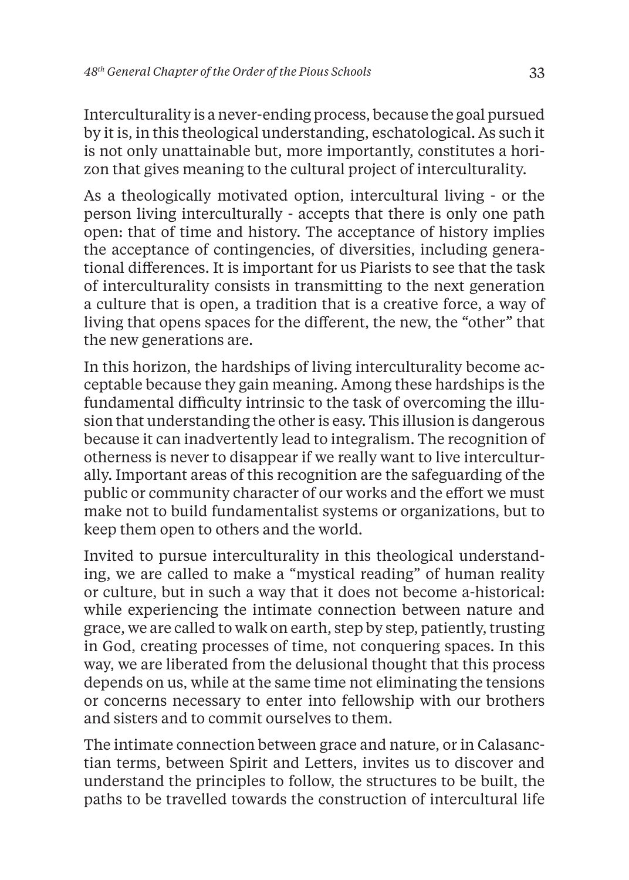Interculturality is a never-ending process, because the goal pursued by it is, in this theological understanding, eschatological. As such it is not only unattainable but, more importantly, constitutes a horizon that gives meaning to the cultural project of interculturality.

As a theologically motivated option, intercultural living - or the person living interculturally - accepts that there is only one path open: that of time and history. The acceptance of history implies the acceptance of contingencies, of diversities, including generational differences. It is important for us Piarists to see that the task of interculturality consists in transmitting to the next generation a culture that is open, a tradition that is a creative force, a way of living that opens spaces for the different, the new, the "other" that the new generations are.

In this horizon, the hardships of living interculturality become acceptable because they gain meaning. Among these hardships is the fundamental difficulty intrinsic to the task of overcoming the illusion that understanding the other is easy. This illusion is dangerous because it can inadvertently lead to integralism. The recognition of otherness is never to disappear if we really want to live interculturally. Important areas of this recognition are the safeguarding of the public or community character of our works and the effort we must make not to build fundamentalist systems or organizations, but to keep them open to others and the world.

Invited to pursue interculturality in this theological understanding, we are called to make a "mystical reading" of human reality or culture, but in such a way that it does not become a-historical: while experiencing the intimate connection between nature and grace, we are called to walk on earth, step by step, patiently, trusting in God, creating processes of time, not conquering spaces. In this way, we are liberated from the delusional thought that this process depends on us, while at the same time not eliminating the tensions or concerns necessary to enter into fellowship with our brothers and sisters and to commit ourselves to them.

The intimate connection between grace and nature, or in Calasanctian terms, between Spirit and Letters, invites us to discover and understand the principles to follow, the structures to be built, the paths to be travelled towards the construction of intercultural life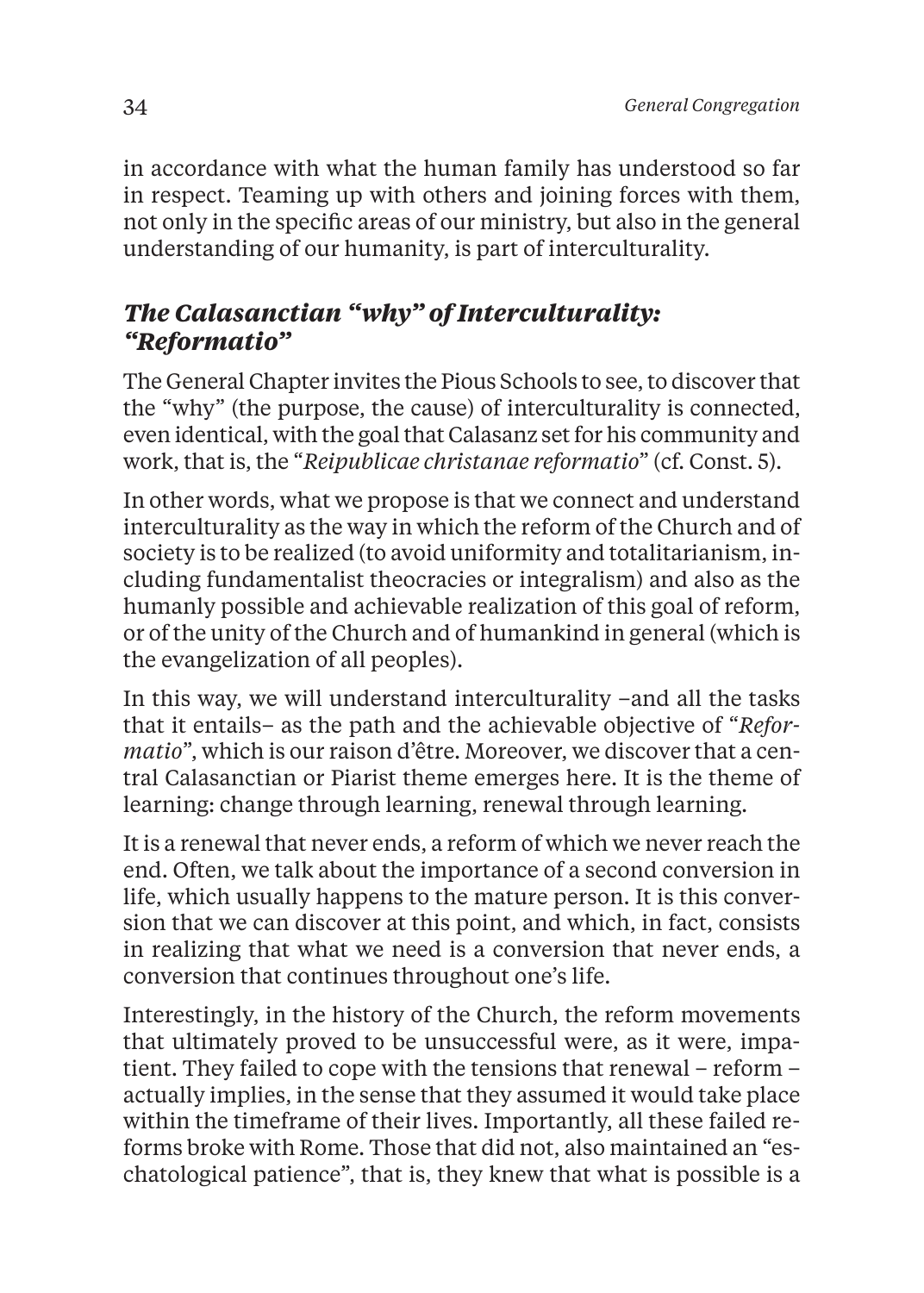in accordance with what the human family has understood so far in respect. Teaming up with others and joining forces with them, not only in the specific areas of our ministry, but also in the general understanding of our humanity, is part of interculturality.

### *The Calasanctian "why" of Interculturality: "Reformatio"*

The General Chapter invites the Pious Schools to see, to discover that the "why" (the purpose, the cause) of interculturality is connected, even identical, with the goal that Calasanz set for his community and work, that is, the "*Reipublicae christanae reformatio*" (cf. Const. 5).

In other words, what we propose is that we connect and understand interculturality as the way in which the reform of the Church and of society is to be realized (to avoid uniformity and totalitarianism, including fundamentalist theocracies or integralism) and also as the humanly possible and achievable realization of this goal of reform, or of the unity of the Church and of humankind in general (which is the evangelization of all peoples).

In this way, we will understand interculturality –and all the tasks that it entails– as the path and the achievable objective of "*Reformatio*", which is our raison d'être. Moreover, we discover that a central Calasanctian or Piarist theme emerges here. It is the theme of learning: change through learning, renewal through learning.

It is a renewal that never ends, a reform of which we never reach the end. Often, we talk about the importance of a second conversion in life, which usually happens to the mature person. It is this conversion that we can discover at this point, and which, in fact, consists in realizing that what we need is a conversion that never ends, a conversion that continues throughout one's life.

Interestingly, in the history of the Church, the reform movements that ultimately proved to be unsuccessful were, as it were, impatient. They failed to cope with the tensions that renewal – reform – actually implies, in the sense that they assumed it would take place within the timeframe of their lives. Importantly, all these failed reforms broke with Rome. Those that did not, also maintained an "eschatological patience", that is, they knew that what is possible is a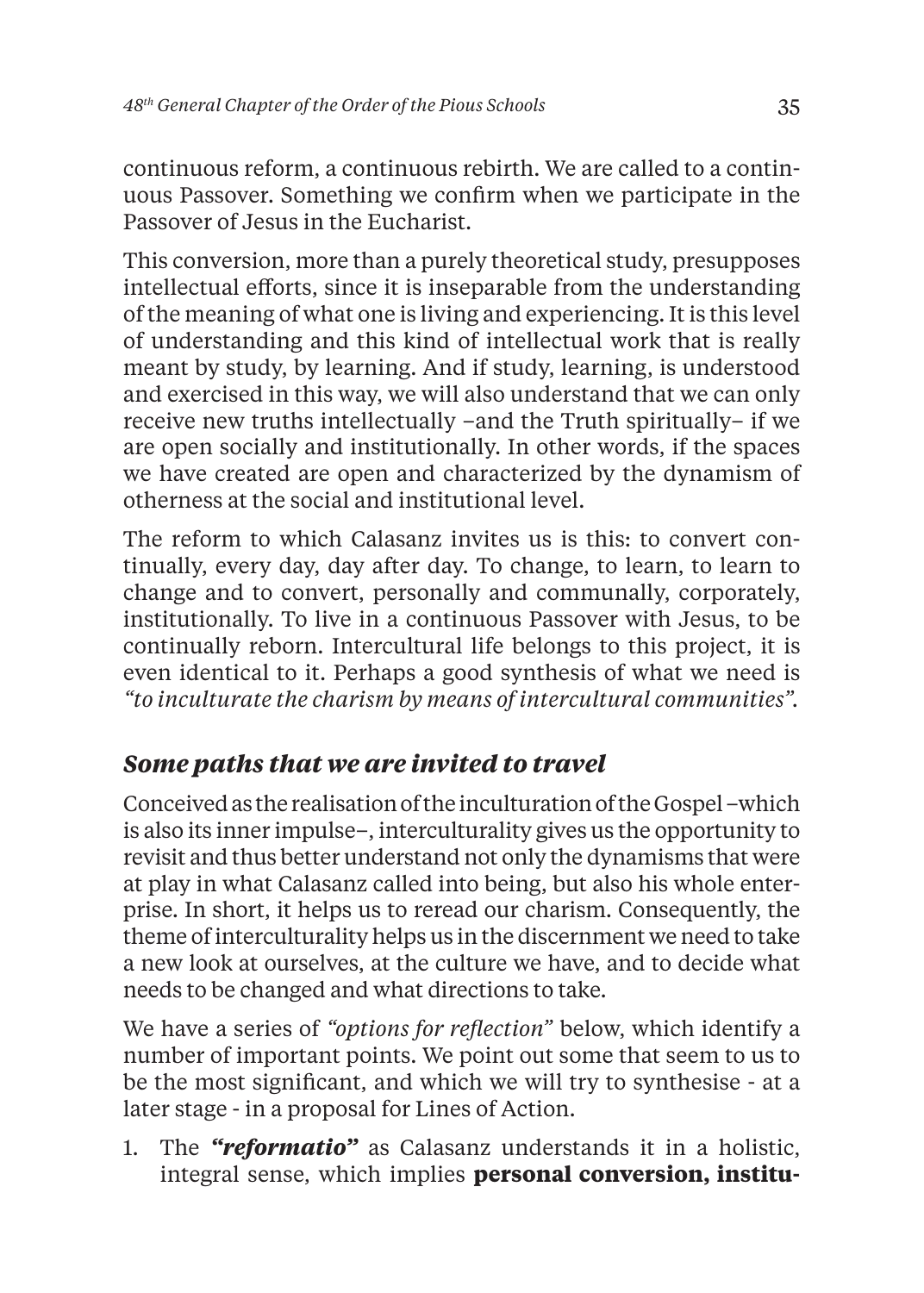continuous reform, a continuous rebirth. We are called to a continuous Passover. Something we confirm when we participate in the Passover of Jesus in the Eucharist.

This conversion, more than a purely theoretical study, presupposes intellectual efforts, since it is inseparable from the understanding of the meaning of what one is living and experiencing. It is this level of understanding and this kind of intellectual work that is really meant by study, by learning. And if study, learning, is understood and exercised in this way, we will also understand that we can only receive new truths intellectually –and the Truth spiritually– if we are open socially and institutionally. In other words, if the spaces we have created are open and characterized by the dynamism of otherness at the social and institutional level.

The reform to which Calasanz invites us is this: to convert continually, every day, day after day. To change, to learn, to learn to change and to convert, personally and communally, corporately, institutionally. To live in a continuous Passover with Jesus, to be continually reborn. Intercultural life belongs to this project, it is even identical to it. Perhaps a good synthesis of what we need is *"to inculturate the charism by means of intercultural communities"*.

## *Some paths that we are invited to travel*

Conceived as the realisation of the inculturation of the Gospel –which is also its inner impulse–, interculturality gives us the opportunity to revisit and thus better understand not only the dynamisms that were at play in what Calasanz called into being, but also his whole enterprise. In short, it helps us to reread our charism. Consequently, the theme of interculturality helps us in the discernment we need to take a new look at ourselves, at the culture we have, and to decide what needs to be changed and what directions to take.

We have a series of *"options for reflection"* below, which identify a number of important points. We point out some that seem to us to be the most significant, and which we will try to synthesise - at a later stage - in a proposal for Lines of Action.

1. The ***"reformatio"*** as Calasanz understands it in a holistic, integral sense, which implies **personal conversion, institu-**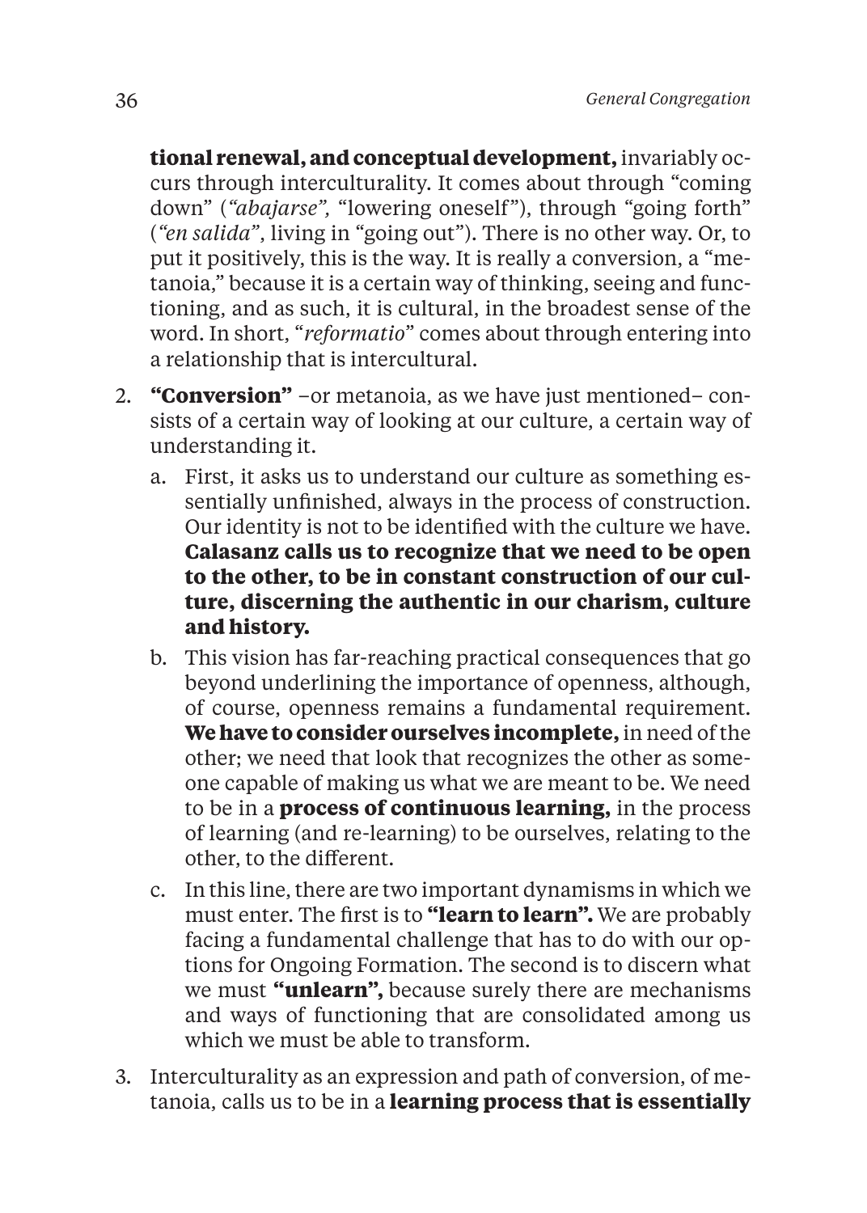**tional renewal, and conceptual development,** invariably occurs through interculturality. It comes about through "coming down" (*"abajarse",* "lowering oneself"), through "going forth" (*"en salida"*, living in "going out"). There is no other way. Or, to put it positively, this is the way. It is really a conversion, a "metanoia," because it is a certain way of thinking, seeing and functioning, and as such, it is cultural, in the broadest sense of the word. In short, "*reformatio*" comes about through entering into a relationship that is intercultural.

2. **"Conversion"** –or metanoia, as we have just mentioned– consists of a certain way of looking at our culture, a certain way of understanding it.
   a. First, it asks us to understand our culture as something essentially unfinished, always in the process of construction. Our identity is not to be identified with the culture we have. **Calasanz calls us to recognize that we need to be open to the other, to be in constant construction of our culture, discerning the authentic in our charism, culture and history.**
   b. This vision has far-reaching practical consequences that go beyond underlining the importance of openness, although, of course, openness remains a fundamental requirement. **We have to consider ourselves incomplete,** in need of the other; we need that look that recognizes the other as someone capable of making us what we are meant to be. We need to be in a **process of continuous learning,** in the process of learning (and re-learning) to be ourselves, relating to the other, to the different.
   c. In this line, there are two important dynamisms in which we must enter. The first is to **"learn to learn".** We are probably facing a fundamental challenge that has to do with our options for Ongoing Formation. The second is to discern what we must **"unlearn",** because surely there are mechanisms and ways of functioning that are consolidated among us which we must be able to transform.
3. Interculturality as an expression and path of conversion, of metanoia, calls us to be in a **learning process that is essentially**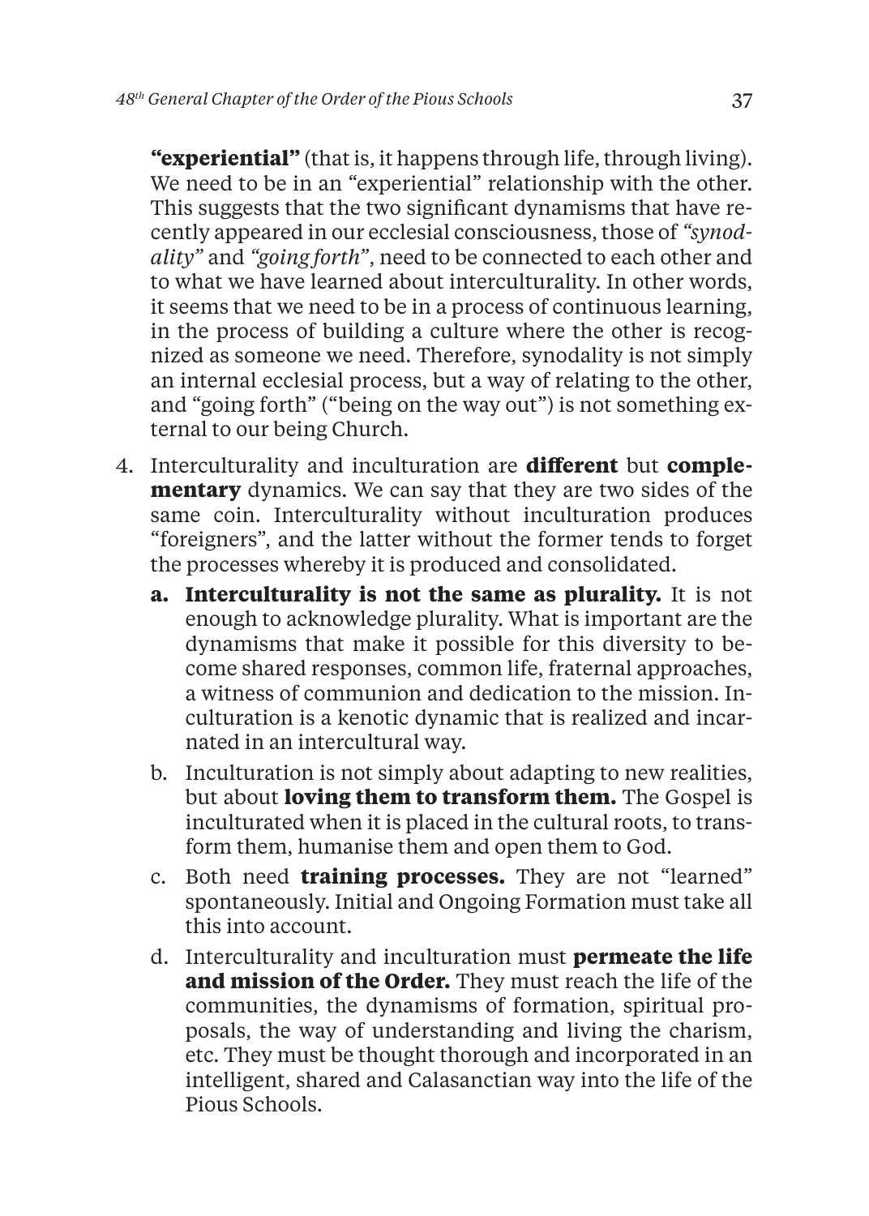**"experiential"** (that is, it happens through life, through living). We need to be in an "experiential" relationship with the other. This suggests that the two significant dynamisms that have recently appeared in our ecclesial consciousness, those of *"synodality"* and *"going forth"*, need to be connected to each other and to what we have learned about interculturality. In other words, it seems that we need to be in a process of continuous learning, in the process of building a culture where the other is recognized as someone we need. Therefore, synodality is not simply an internal ecclesial process, but a way of relating to the other, and "going forth" ("being on the way out") is not something external to our being Church.

4. Interculturality and inculturation are **different** but **complementary** dynamics. We can say that they are two sides of the same coin. Interculturality without inculturation produces "foreigners", and the latter without the former tends to forget the processes whereby it is produced and consolidated.
   a. **Interculturality is not the same as plurality.** It is not enough to acknowledge plurality. What is important are the dynamisms that make it possible for this diversity to become shared responses, common life, fraternal approaches, a witness of communion and dedication to the mission. Inculturation is a kenotic dynamic that is realized and incarnated in an intercultural way.
   b. Inculturation is not simply about adapting to new realities, but about **loving them to transform them.** The Gospel is inculturated when it is placed in the cultural roots, to transform them, humanise them and open them to God.
   c. Both need **training processes.** They are not "learned" spontaneously. Initial and Ongoing Formation must take all this into account.
   d. Interculturality and inculturation must **permeate the life and mission of the Order.** They must reach the life of the communities, the dynamisms of formation, spiritual proposals, the way of understanding and living the charism, etc. They must be thought thorough and incorporated in an intelligent, shared and Calasanctian way into the life of the Pious Schools.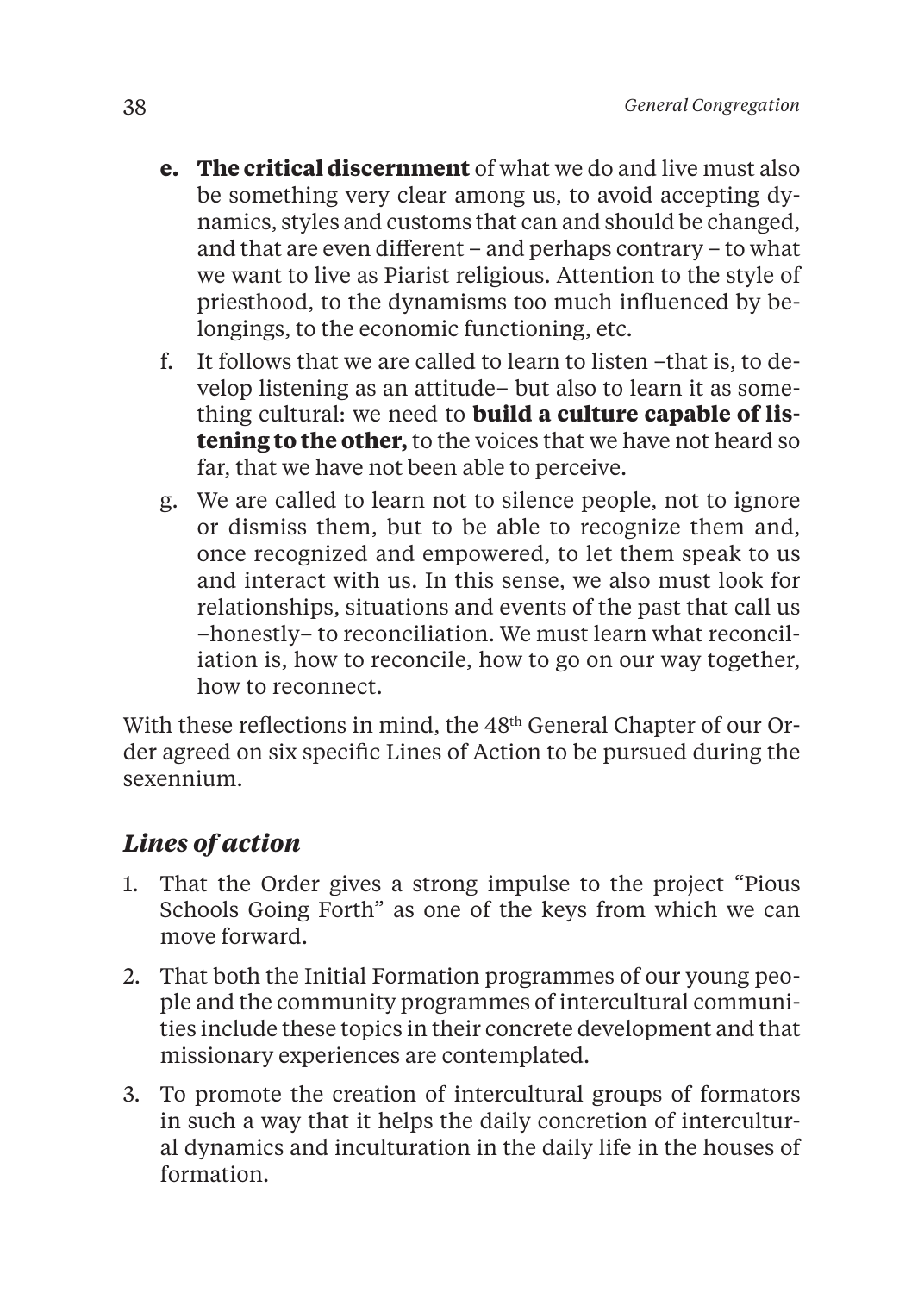- **e. The critical discernment** of what we do and live must also be something very clear among us, to avoid accepting dynamics, styles and customs that can and should be changed, and that are even different – and perhaps contrary – to what we want to live as Piarist religious. Attention to the style of priesthood, to the dynamisms too much influenced by belongings, to the economic functioning, etc.
- f. It follows that we are called to learn to listen –that is, to develop listening as an attitude– but also to learn it as something cultural: we need to **build a culture capable of listening to the other,** to the voices that we have not heard so far, that we have not been able to perceive.
- g. We are called to learn not to silence people, not to ignore or dismiss them, but to be able to recognize them and, once recognized and empowered, to let them speak to us and interact with us. In this sense, we also must look for relationships, situations and events of the past that call us –honestly– to reconciliation. We must learn what reconciliation is, how to reconcile, how to go on our way together, how to reconnect.

With these reflections in mind, the 48th General Chapter of our Order agreed on six specific Lines of Action to be pursued during the sexennium.

## *Lines of action*

1. That the Order gives a strong impulse to the project "Pious Schools Going Forth" as one of the keys from which we can move forward.
2. That both the Initial Formation programmes of our young people and the community programmes of intercultural communities include these topics in their concrete development and that missionary experiences are contemplated.
3. To promote the creation of intercultural groups of formators in such a way that it helps the daily concretion of intercultural dynamics and inculturation in the daily life in the houses of formation.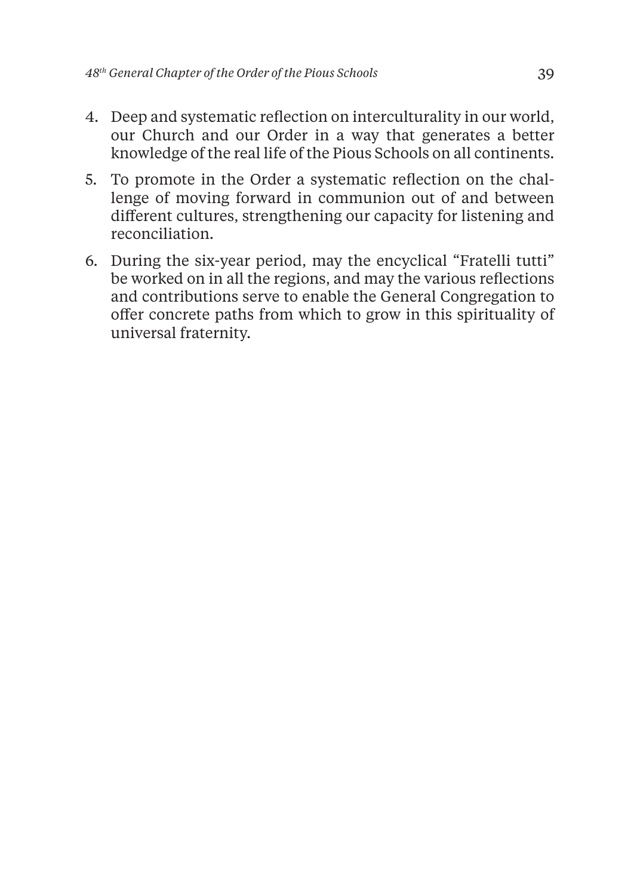4. Deep and systematic reflection on interculturality in our world, our Church and our Order in a way that generates a better knowledge of the real life of the Pious Schools on all continents.
5. To promote in the Order a systematic reflection on the challenge of moving forward in communion out of and between different cultures, strengthening our capacity for listening and reconciliation.
6. During the six-year period, may the encyclical "Fratelli tutti" be worked on in all the regions, and may the various reflections and contributions serve to enable the General Congregation to offer concrete paths from which to grow in this spirituality of universal fraternity.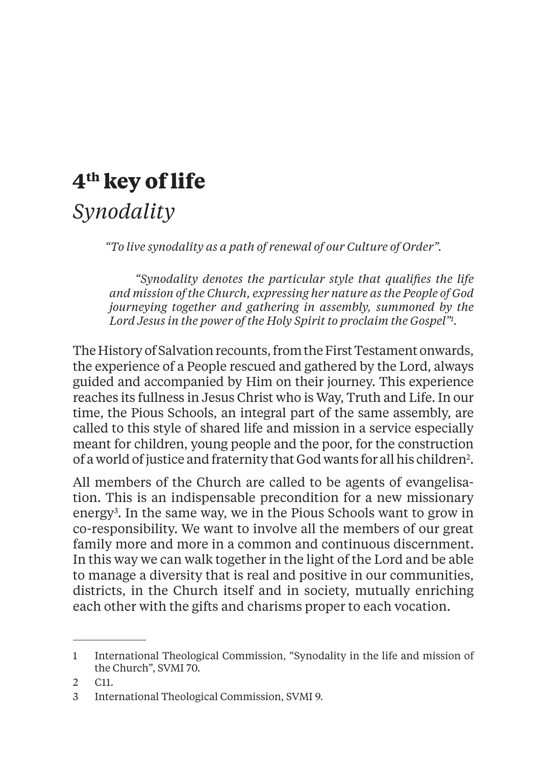# 4th key of life

## *Synodality*

*"To live synodality as a path of renewal of our Culture of Order".*

> *"Synodality denotes the particular style that qualifies the life and mission of the Church, expressing her nature as the People of God journeying together and gathering in assembly, summoned by the Lord Jesus in the power of the Holy Spirit to proclaim the Gospel"*[1].

The History of Salvation recounts, from the First Testament onwards, the experience of a People rescued and gathered by the Lord, always guided and accompanied by Him on their journey. This experience reaches its fullness in Jesus Christ who is Way, Truth and Life. In our time, the Pious Schools, an integral part of the same assembly, are called to this style of shared life and mission in a service especially meant for children, young people and the poor, for the construction of a world of justice and fraternity that God wants for all his children[2].

All members of the Church are called to be agents of evangelisation. This is an indispensable precondition for a new missionary energy[3]. In the same way, we in the Pious Schools want to grow in co-responsibility. We want to involve all the members of our great family more and more in a common and continuous discernment. In this way we can walk together in the light of the Lord and be able to manage a diversity that is real and positive in our communities, districts, in the Church itself and in society, mutually enriching each other with the gifts and charisms proper to each vocation.

---

1 International Theological Commission, "Synodality in the life and mission of the Church", SVMI 70.

2 C11.

3 International Theological Commission, SVMI 9.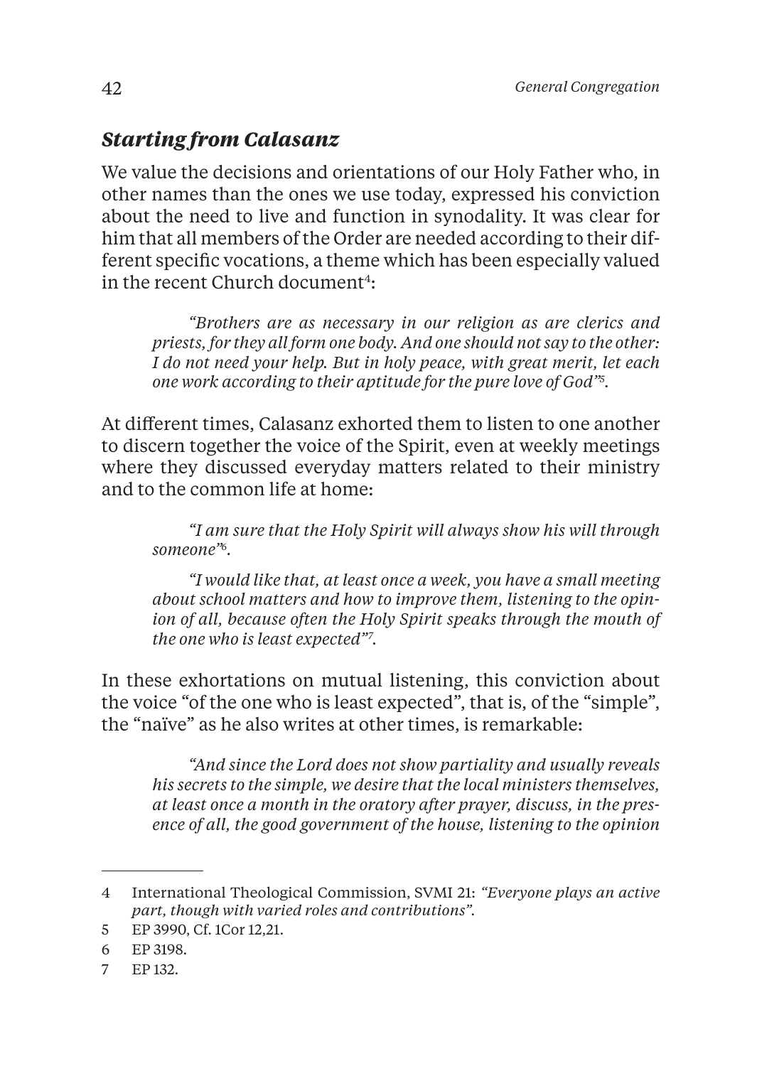## *Starting from Calasanz*

We value the decisions and orientations of our Holy Father who, in other names than the ones we use today, expressed his conviction about the need to live and function in synodality. It was clear for him that all members of the Order are needed according to their different specific vocations, a theme which has been especially valued in the recent Church document[4]:

> *"Brothers are as necessary in our religion as are clerics and priests, for they all form one body. And one should not say to the other: I do not need your help. But in holy peace, with great merit, let each one work according to their aptitude for the pure love of God"*[5].

At different times, Calasanz exhorted them to listen to one another to discern together the voice of the Spirit, even at weekly meetings where they discussed everyday matters related to their ministry and to the common life at home:

> *"I am sure that the Holy Spirit will always show his will through someone"*[6].
>
> *"I would like that, at least once a week, you have a small meeting about school matters and how to improve them, listening to the opinion of all, because often the Holy Spirit speaks through the mouth of the one who is least expected"*[7].

In these exhortations on mutual listening, this conviction about the voice "of the one who is least expected", that is, of the "simple", the "naïve" as he also writes at other times, is remarkable:

> *"And since the Lord does not show partiality and usually reveals his secrets to the simple, we desire that the local ministers themselves, at least once a month in the oratory after prayer, discuss, in the presence of all, the good government of the house, listening to the opinion*

---

4 International Theological Commission, SVMI 21: *"Everyone plays an active part, though with varied roles and contributions"*.

5 EP 3990, Cf. 1Cor 12,21.

6 EP 3198.

7 EP 132.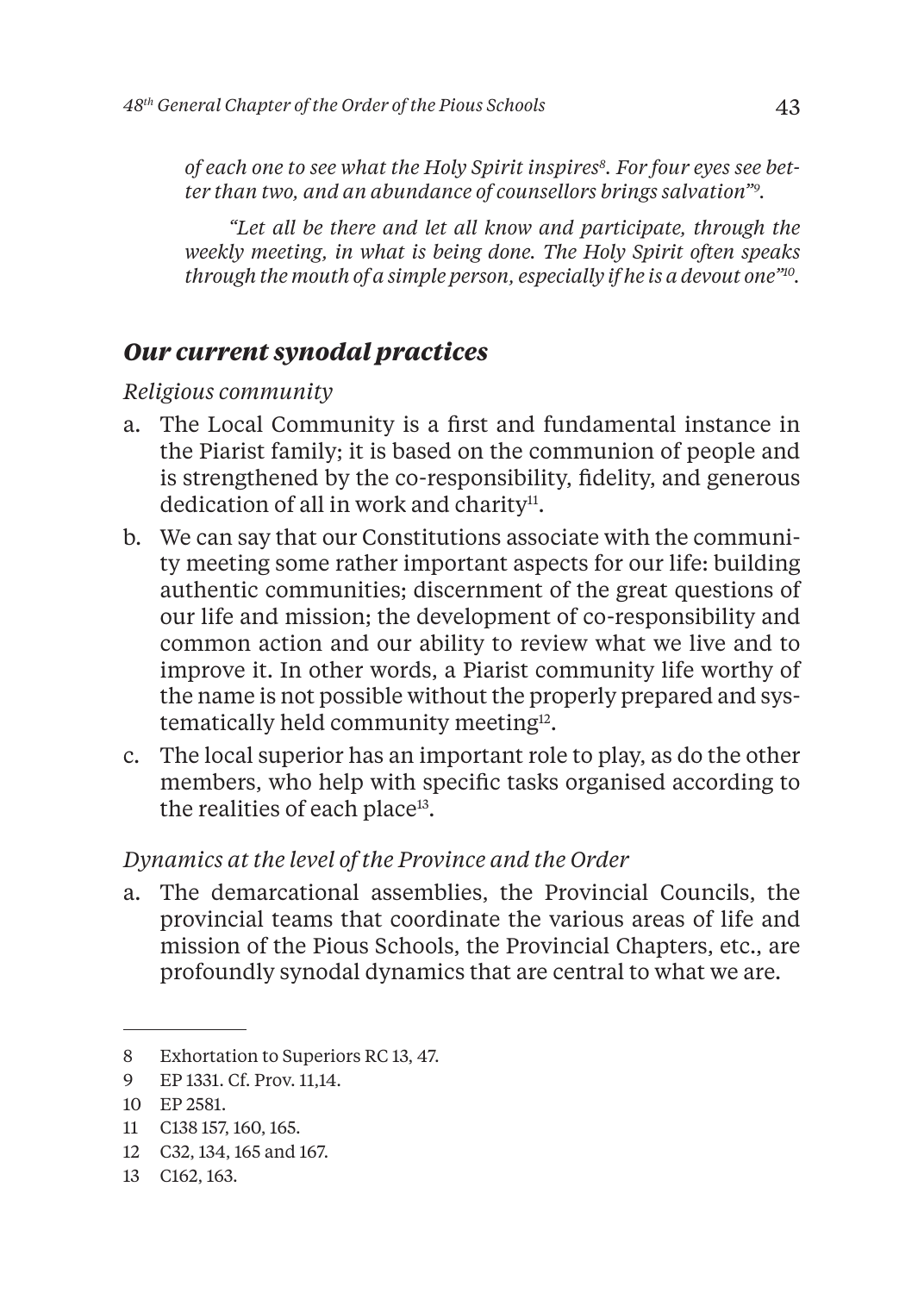*of each one to see what the Holy Spirit inspires[8]. For four eyes see better than two, and an abundance of counsellors brings salvation"[9].*

*"Let all be there and let all know and participate, through the weekly meeting, in what is being done. The Holy Spirit often speaks through the mouth of a simple person, especially if he is a devout one"[10].*

## *Our current synodal practices*

*Religious community*

a. The Local Community is a first and fundamental instance in the Piarist family; it is based on the communion of people and is strengthened by the co-responsibility, fidelity, and generous dedication of all in work and charity[11].
b. We can say that our Constitutions associate with the community meeting some rather important aspects for our life: building authentic communities; discernment of the great questions of our life and mission; the development of co-responsibility and common action and our ability to review what we live and to improve it. In other words, a Piarist community life worthy of the name is not possible without the properly prepared and systematically held community meeting[12].
c. The local superior has an important role to play, as do the other members, who help with specific tasks organised according to the realities of each place[13].

*Dynamics at the level of the Province and the Order*

a. The demarcational assemblies, the Provincial Councils, the provincial teams that coordinate the various areas of life and mission of the Pious Schools, the Provincial Chapters, etc., are profoundly synodal dynamics that are central to what we are.

---

8 Exhortation to Superiors RC 13, 47.
9 EP 1331. Cf. Prov. 11,14.
10 EP 2581.
11 C138 157, 160, 165.
12 C32, 134, 165 and 167.
13 C162, 163.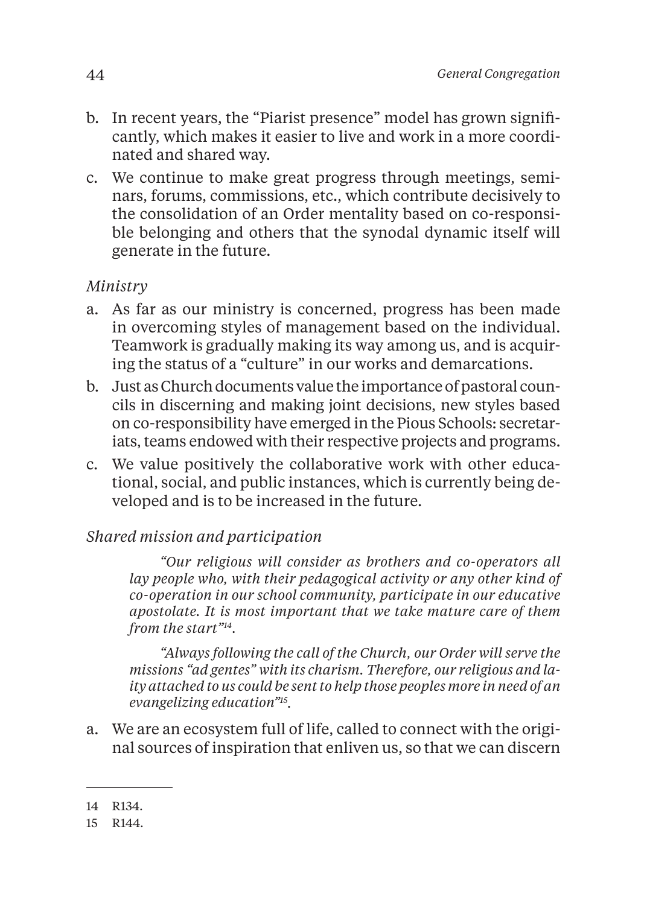b. In recent years, the "Piarist presence" model has grown significantly, which makes it easier to live and work in a more coordinated and shared way.
c. We continue to make great progress through meetings, seminars, forums, commissions, etc., which contribute decisively to the consolidation of an Order mentality based on co-responsible belonging and others that the synodal dynamic itself will generate in the future.

*Ministry*

a. As far as our ministry is concerned, progress has been made in overcoming styles of management based on the individual. Teamwork is gradually making its way among us, and is acquiring the status of a "culture" in our works and demarcations.
b. Just as Church documents value the importance of pastoral councils in discerning and making joint decisions, new styles based on co-responsibility have emerged in the Pious Schools: secretariats, teams endowed with their respective projects and programs.
c. We value positively the collaborative work with other educational, social, and public instances, which is currently being developed and is to be increased in the future.

*Shared mission and participation*

> *"Our religious will consider as brothers and co-operators all lay people who, with their pedagogical activity or any other kind of co-operation in our school community, participate in our educative apostolate. It is most important that we take mature care of them from the start"*[14].
>
> *"Always following the call of the Church, our Order will serve the missions "ad gentes" with its charism. Therefore, our religious and laity attached to us could be sent to help those peoples more in need of an evangelizing education"*[15].

a. We are an ecosystem full of life, called to connect with the original sources of inspiration that enliven us, so that we can discern

---

14 R134.

15 R144.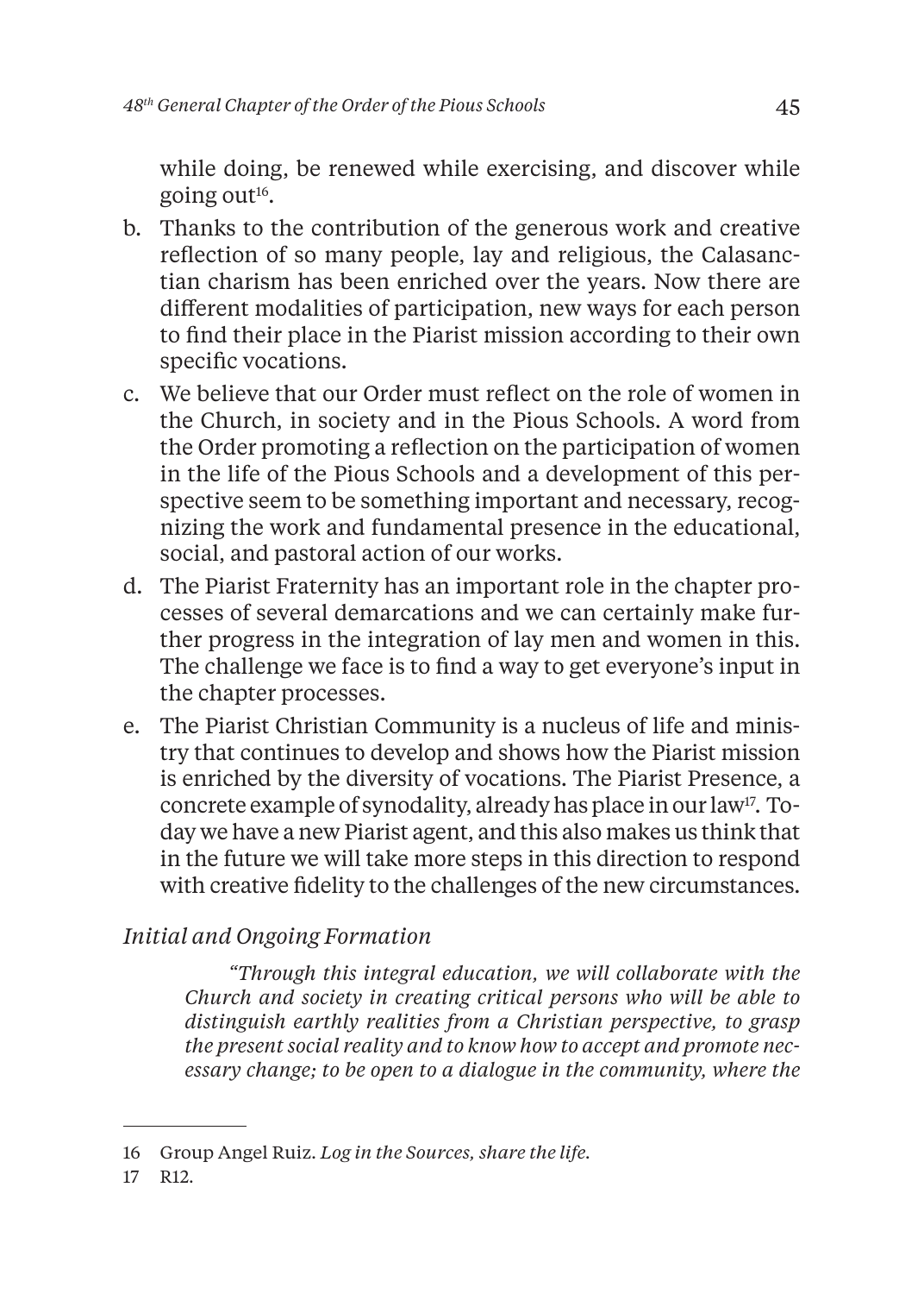while doing, be renewed while exercising, and discover while going out[16].

b. Thanks to the contribution of the generous work and creative reflection of so many people, lay and religious, the Calasanctian charism has been enriched over the years. Now there are different modalities of participation, new ways for each person to find their place in the Piarist mission according to their own specific vocations.
c. We believe that our Order must reflect on the role of women in the Church, in society and in the Pious Schools. A word from the Order promoting a reflection on the participation of women in the life of the Pious Schools and a development of this perspective seem to be something important and necessary, recognizing the work and fundamental presence in the educational, social, and pastoral action of our works.
d. The Piarist Fraternity has an important role in the chapter processes of several demarcations and we can certainly make further progress in the integration of lay men and women in this. The challenge we face is to find a way to get everyone's input in the chapter processes.
e. The Piarist Christian Community is a nucleus of life and ministry that continues to develop and shows how the Piarist mission is enriched by the diversity of vocations. The Piarist Presence, a concrete example of synodality, already has place in our law[17]. Today we have a new Piarist agent, and this also makes us think that in the future we will take more steps in this direction to respond with creative fidelity to the challenges of the new circumstances.

### *Initial and Ongoing Formation*

> *"Through this integral education, we will collaborate with the Church and society in creating critical persons who will be able to distinguish earthly realities from a Christian perspective, to grasp the present social reality and to know how to accept and promote necessary change; to be open to a dialogue in the community, where the*

---

16 Group Angel Ruiz. *Log in the Sources, share the life.*

17 R12.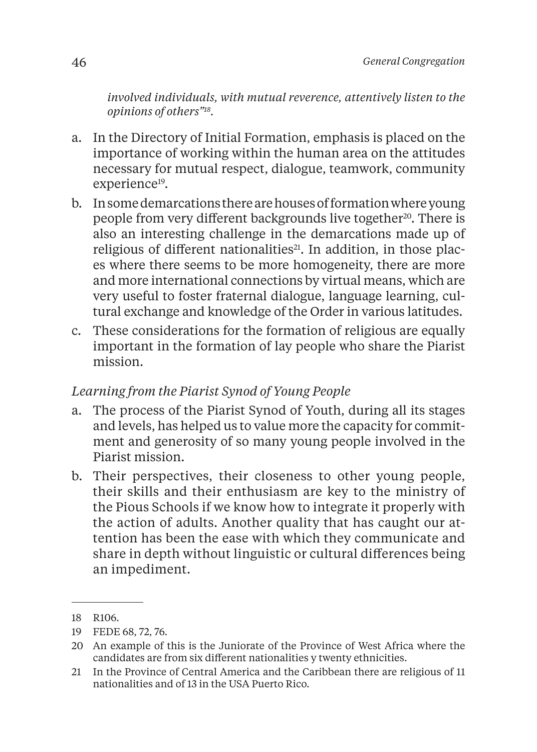*involved individuals, with mutual reverence, attentively listen to the opinions of others"*[18].

a. In the Directory of Initial Formation, emphasis is placed on the importance of working within the human area on the attitudes necessary for mutual respect, dialogue, teamwork, community experience[19].
b. In some demarcations there are houses of formation where young people from very different backgrounds live together[20]. There is also an interesting challenge in the demarcations made up of religious of different nationalities[21]. In addition, in those places where there seems to be more homogeneity, there are more and more international connections by virtual means, which are very useful to foster fraternal dialogue, language learning, cultural exchange and knowledge of the Order in various latitudes.
c. These considerations for the formation of religious are equally important in the formation of lay people who share the Piarist mission.

*Learning from the Piarist Synod of Young People*

a. The process of the Piarist Synod of Youth, during all its stages and levels, has helped us to value more the capacity for commitment and generosity of so many young people involved in the Piarist mission.
b. Their perspectives, their closeness to other young people, their skills and their enthusiasm are key to the ministry of the Pious Schools if we know how to integrate it properly with the action of adults. Another quality that has caught our attention has been the ease with which they communicate and share in depth without linguistic or cultural differences being an impediment.

---

18 R106.

19 FEDE 68, 72, 76.

20 An example of this is the Juniorate of the Province of West Africa where the candidates are from six different nationalities y twenty ethnicities.

21 In the Province of Central America and the Caribbean there are religious of 11 nationalities and of 13 in the USA Puerto Rico.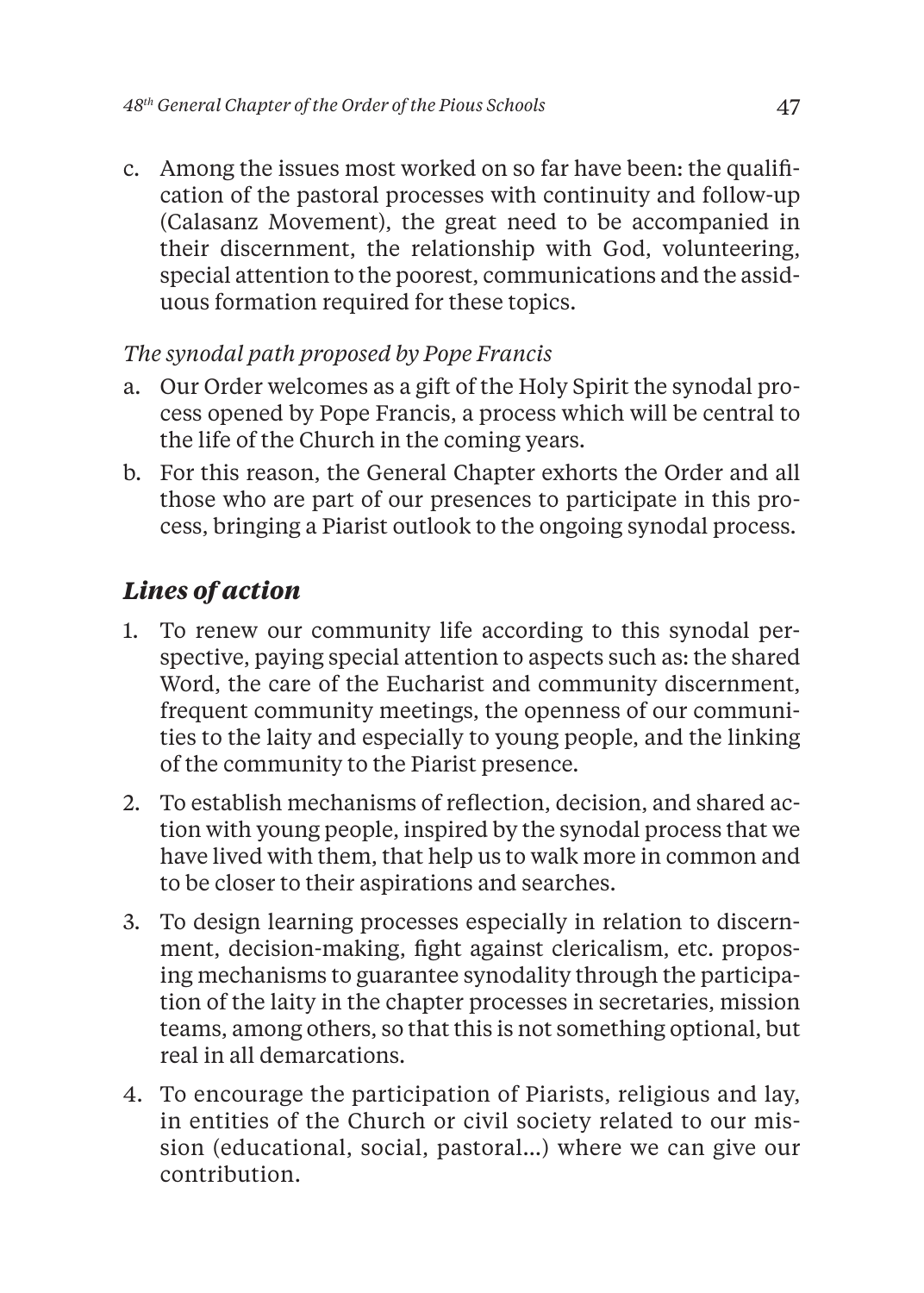c. Among the issues most worked on so far have been: the qualification of the pastoral processes with continuity and follow-up (Calasanz Movement), the great need to be accompanied in their discernment, the relationship with God, volunteering, special attention to the poorest, communications and the assiduous formation required for these topics.

*The synodal path proposed by Pope Francis*

a. Our Order welcomes as a gift of the Holy Spirit the synodal process opened by Pope Francis, a process which will be central to the life of the Church in the coming years.
b. For this reason, the General Chapter exhorts the Order and all those who are part of our presences to participate in this process, bringing a Piarist outlook to the ongoing synodal process.

## *Lines of action*

1. To renew our community life according to this synodal perspective, paying special attention to aspects such as: the shared Word, the care of the Eucharist and community discernment, frequent community meetings, the openness of our communities to the laity and especially to young people, and the linking of the community to the Piarist presence.
2. To establish mechanisms of reflection, decision, and shared action with young people, inspired by the synodal process that we have lived with them, that help us to walk more in common and to be closer to their aspirations and searches.
3. To design learning processes especially in relation to discernment, decision-making, fight against clericalism, etc. proposing mechanisms to guarantee synodality through the participation of the laity in the chapter processes in secretaries, mission teams, among others, so that this is not something optional, but real in all demarcations.
4. To encourage the participation of Piarists, religious and lay, in entities of the Church or civil society related to our mission (educational, social, pastoral...) where we can give our contribution.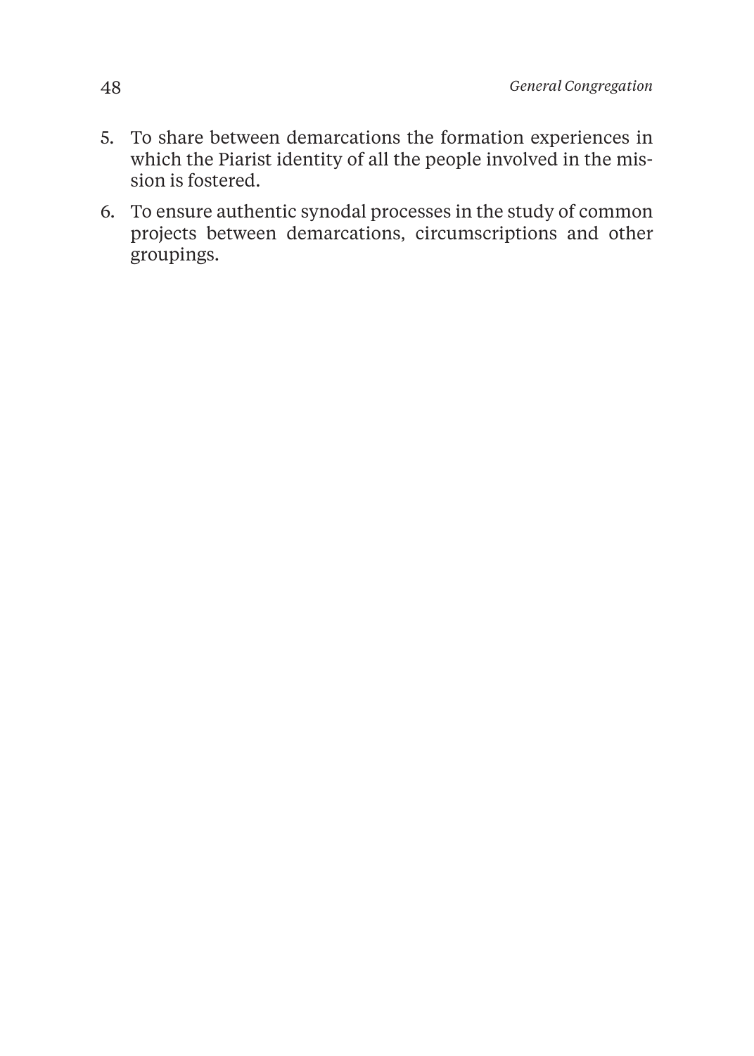5. To share between demarcations the formation experiences in which the Piarist identity of all the people involved in the mission is fostered.
6. To ensure authentic synodal processes in the study of common projects between demarcations, circumscriptions and other groupings.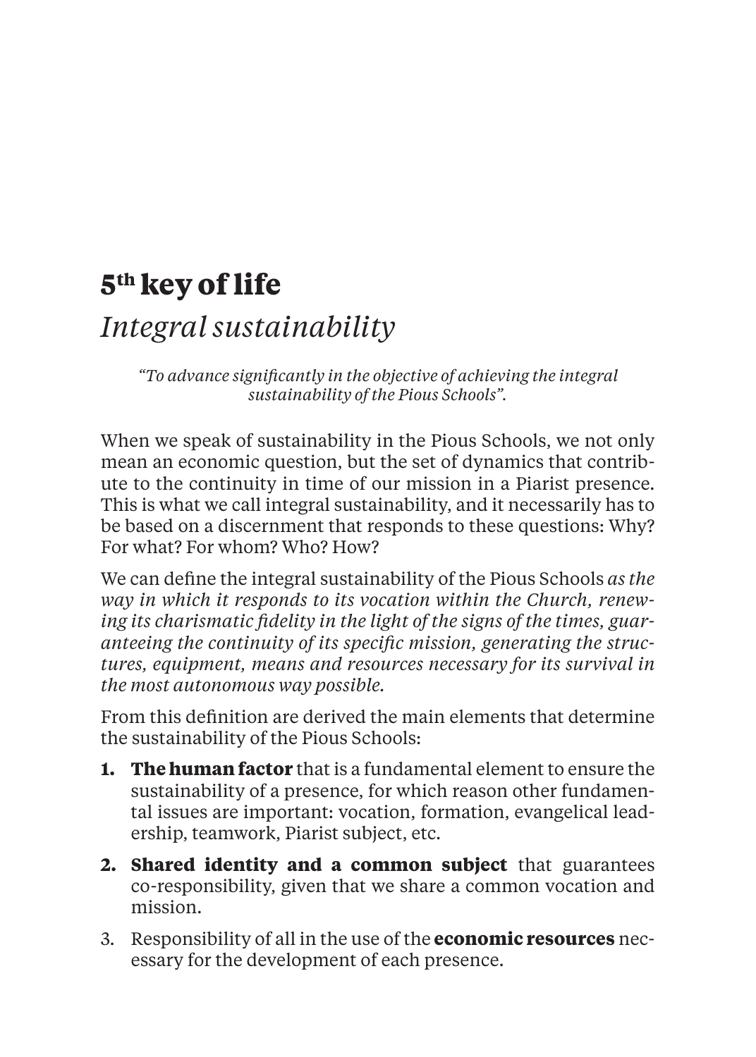# 5th key of life

## *Integral sustainability*

*"To advance significantly in the objective of achieving the integral sustainability of the Pious Schools".*

When we speak of sustainability in the Pious Schools, we not only mean an economic question, but the set of dynamics that contribute to the continuity in time of our mission in a Piarist presence. This is what we call integral sustainability, and it necessarily has to be based on a discernment that responds to these questions: Why? For what? For whom? Who? How?

We can define the integral sustainability of the Pious Schools *as the way in which it responds to its vocation within the Church, renewing its charismatic fidelity in the light of the signs of the times, guaranteeing the continuity of its specific mission, generating the structures, equipment, means and resources necessary for its survival in the most autonomous way possible.*

From this definition are derived the main elements that determine the sustainability of the Pious Schools:

1. **The human factor** that is a fundamental element to ensure the sustainability of a presence, for which reason other fundamental issues are important: vocation, formation, evangelical leadership, teamwork, Piarist subject, etc.
2. **Shared identity and a common subject** that guarantees co-responsibility, given that we share a common vocation and mission.
3. Responsibility of all in the use of the **economic resources** necessary for the development of each presence.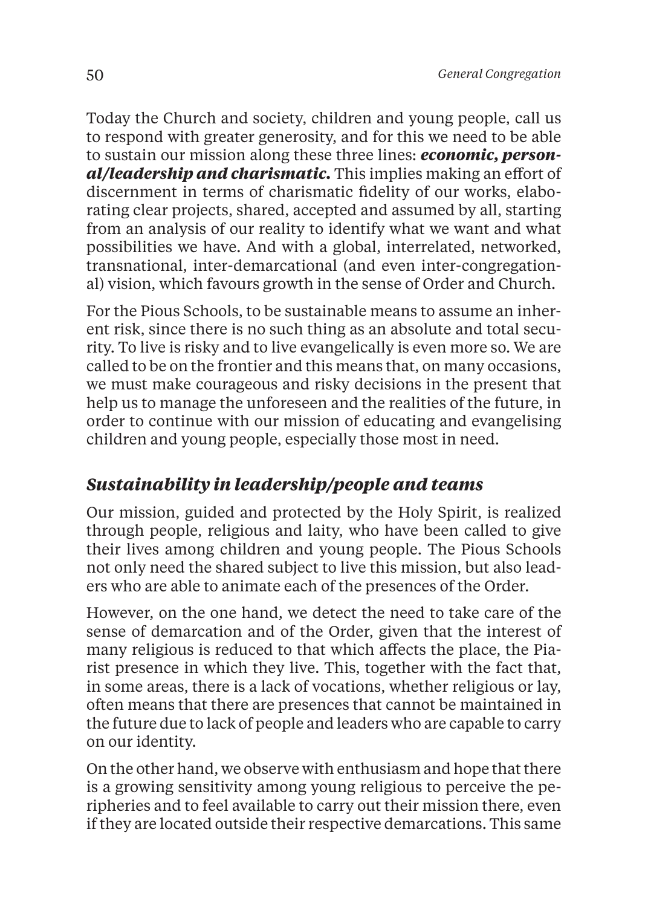Today the Church and society, children and young people, call us to respond with greater generosity, and for this we need to be able to sustain our mission along these three lines: ***economic, personal/leadership and charismatic.*** This implies making an effort of discernment in terms of charismatic fidelity of our works, elaborating clear projects, shared, accepted and assumed by all, starting from an analysis of our reality to identify what we want and what possibilities we have. And with a global, interrelated, networked, transnational, inter-demarcational (and even inter-congregational) vision, which favours growth in the sense of Order and Church.

For the Pious Schools, to be sustainable means to assume an inherent risk, since there is no such thing as an absolute and total security. To live is risky and to live evangelically is even more so. We are called to be on the frontier and this means that, on many occasions, we must make courageous and risky decisions in the present that help us to manage the unforeseen and the realities of the future, in order to continue with our mission of educating and evangelising children and young people, especially those most in need.

## *Sustainability in leadership/people and teams*

Our mission, guided and protected by the Holy Spirit, is realized through people, religious and laity, who have been called to give their lives among children and young people. The Pious Schools not only need the shared subject to live this mission, but also leaders who are able to animate each of the presences of the Order.

However, on the one hand, we detect the need to take care of the sense of demarcation and of the Order, given that the interest of many religious is reduced to that which affects the place, the Piarist presence in which they live. This, together with the fact that, in some areas, there is a lack of vocations, whether religious or lay, often means that there are presences that cannot be maintained in the future due to lack of people and leaders who are capable to carry on our identity.

On the other hand, we observe with enthusiasm and hope that there is a growing sensitivity among young religious to perceive the peripheries and to feel available to carry out their mission there, even if they are located outside their respective demarcations. This same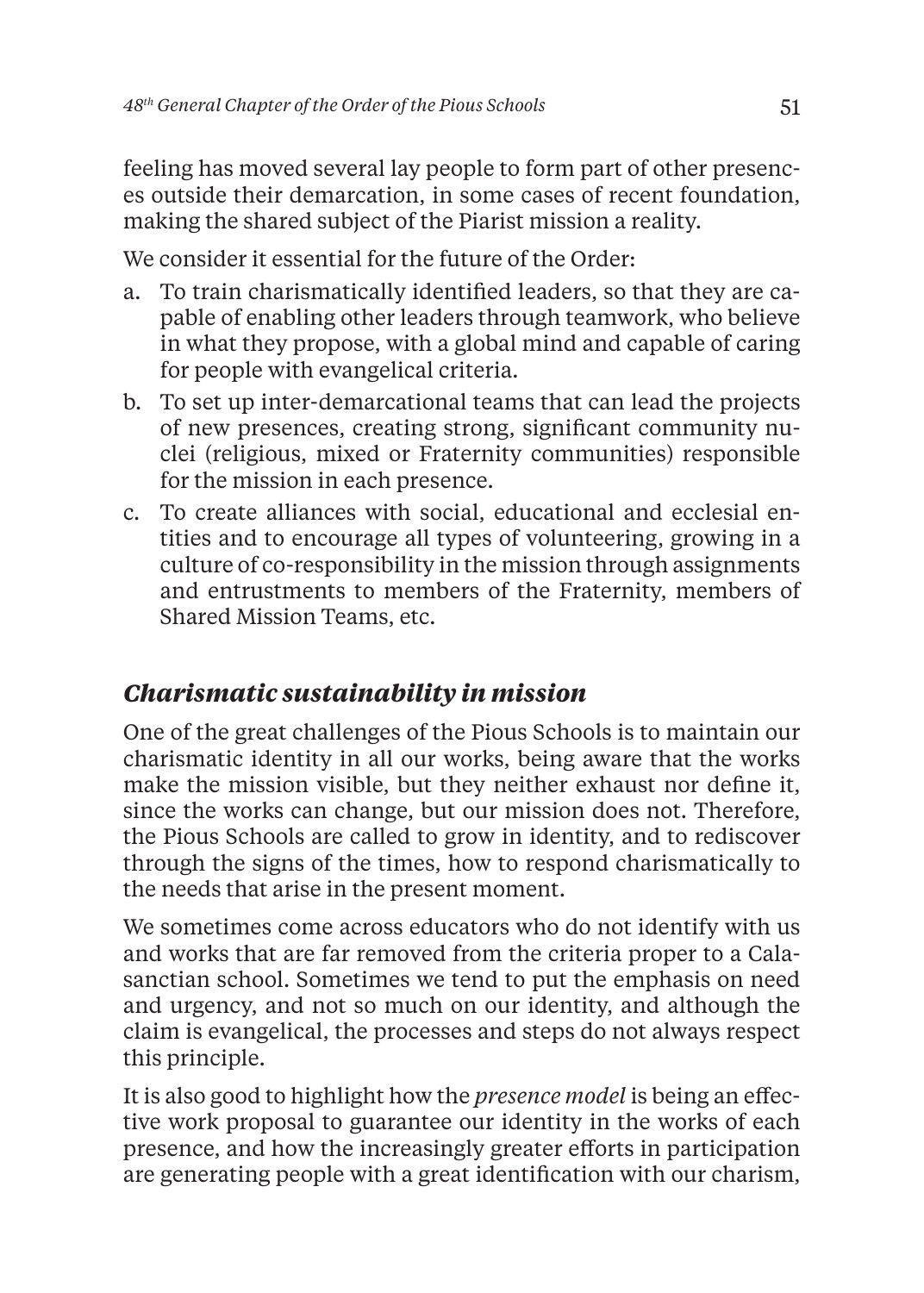feeling has moved several lay people to form part of other presences outside their demarcation, in some cases of recent foundation, making the shared subject of the Piarist mission a reality.

We consider it essential for the future of the Order:

a. To train charismatically identified leaders, so that they are capable of enabling other leaders through teamwork, who believe in what they propose, with a global mind and capable of caring for people with evangelical criteria.
b. To set up inter-demarcational teams that can lead the projects of new presences, creating strong, significant community nuclei (religious, mixed or Fraternity communities) responsible for the mission in each presence.
c. To create alliances with social, educational and ecclesial entities and to encourage all types of volunteering, growing in a culture of co-responsibility in the mission through assignments and entrustments to members of the Fraternity, members of Shared Mission Teams, etc.

## *Charismatic sustainability in mission*

One of the great challenges of the Pious Schools is to maintain our charismatic identity in all our works, being aware that the works make the mission visible, but they neither exhaust nor define it, since the works can change, but our mission does not. Therefore, the Pious Schools are called to grow in identity, and to rediscover through the signs of the times, how to respond charismatically to the needs that arise in the present moment.

We sometimes come across educators who do not identify with us and works that are far removed from the criteria proper to a Calasanctian school. Sometimes we tend to put the emphasis on need and urgency, and not so much on our identity, and although the claim is evangelical, the processes and steps do not always respect this principle.

It is also good to highlight how the *presence model* is being an effective work proposal to guarantee our identity in the works of each presence, and how the increasingly greater efforts in participation are generating people with a great identification with our charism,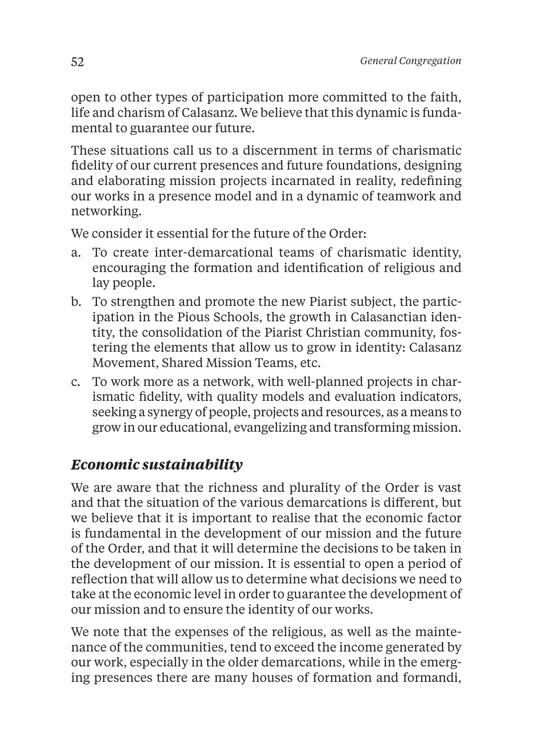open to other types of participation more committed to the faith, life and charism of Calasanz. We believe that this dynamic is fundamental to guarantee our future.

These situations call us to a discernment in terms of charismatic fidelity of our current presences and future foundations, designing and elaborating mission projects incarnated in reality, redefining our works in a presence model and in a dynamic of teamwork and networking.

We consider it essential for the future of the Order:

a. To create inter-demarcational teams of charismatic identity, encouraging the formation and identification of religious and lay people.
b. To strengthen and promote the new Piarist subject, the participation in the Pious Schools, the growth in Calasanctian identity, the consolidation of the Piarist Christian community, fostering the elements that allow us to grow in identity: Calasanz Movement, Shared Mission Teams, etc.
c. To work more as a network, with well-planned projects in charismatic fidelity, with quality models and evaluation indicators, seeking a synergy of people, projects and resources, as a means to grow in our educational, evangelizing and transforming mission.

## *Economic sustainability*

We are aware that the richness and plurality of the Order is vast and that the situation of the various demarcations is different, but we believe that it is important to realise that the economic factor is fundamental in the development of our mission and the future of the Order, and that it will determine the decisions to be taken in the development of our mission. It is essential to open a period of reflection that will allow us to determine what decisions we need to take at the economic level in order to guarantee the development of our mission and to ensure the identity of our works.

We note that the expenses of the religious, as well as the maintenance of the communities, tend to exceed the income generated by our work, especially in the older demarcations, while in the emerging presences there are many houses of formation and formandi,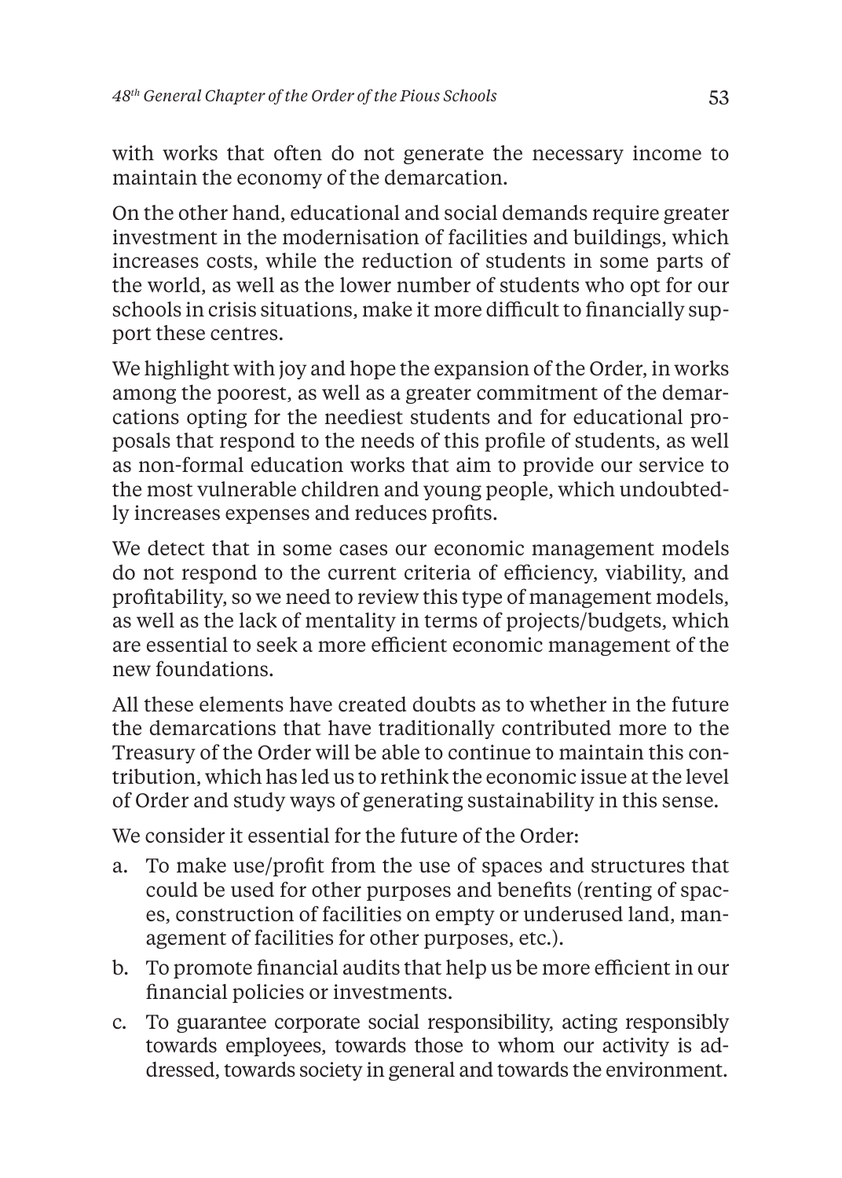with works that often do not generate the necessary income to maintain the economy of the demarcation.

On the other hand, educational and social demands require greater investment in the modernisation of facilities and buildings, which increases costs, while the reduction of students in some parts of the world, as well as the lower number of students who opt for our schools in crisis situations, make it more difficult to financially support these centres.

We highlight with joy and hope the expansion of the Order, in works among the poorest, as well as a greater commitment of the demarcations opting for the neediest students and for educational proposals that respond to the needs of this profile of students, as well as non-formal education works that aim to provide our service to the most vulnerable children and young people, which undoubtedly increases expenses and reduces profits.

We detect that in some cases our economic management models do not respond to the current criteria of efficiency, viability, and profitability, so we need to review this type of management models, as well as the lack of mentality in terms of projects/budgets, which are essential to seek a more efficient economic management of the new foundations.

All these elements have created doubts as to whether in the future the demarcations that have traditionally contributed more to the Treasury of the Order will be able to continue to maintain this contribution, which has led us to rethink the economic issue at the level of Order and study ways of generating sustainability in this sense.

We consider it essential for the future of the Order:

a. To make use/profit from the use of spaces and structures that could be used for other purposes and benefits (renting of spaces, construction of facilities on empty or underused land, management of facilities for other purposes, etc.).
b. To promote financial audits that help us be more efficient in our financial policies or investments.
c. To guarantee corporate social responsibility, acting responsibly towards employees, towards those to whom our activity is addressed, towards society in general and towards the environment.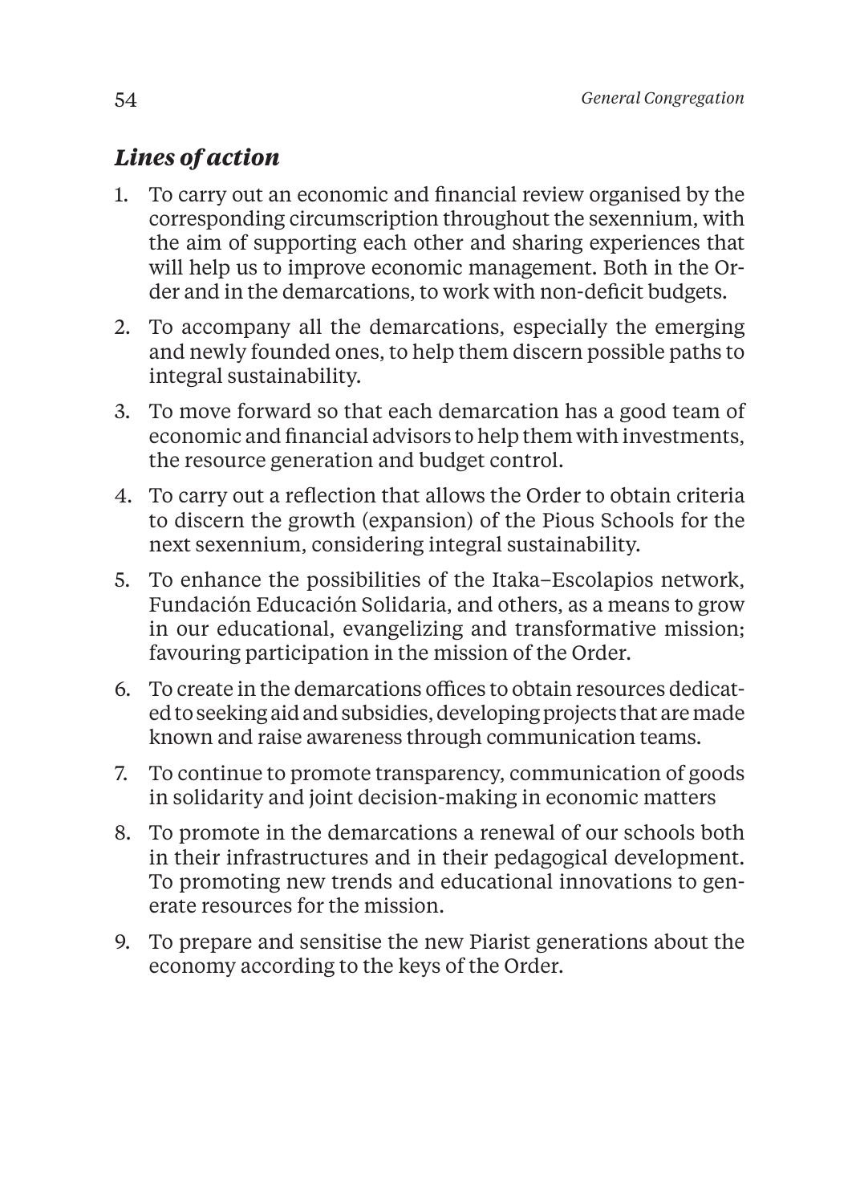### *Lines of action*

1. To carry out an economic and financial review organised by the corresponding circumscription throughout the sexennium, with the aim of supporting each other and sharing experiences that will help us to improve economic management. Both in the Order and in the demarcations, to work with non-deficit budgets.
2. To accompany all the demarcations, especially the emerging and newly founded ones, to help them discern possible paths to integral sustainability.
3. To move forward so that each demarcation has a good team of economic and financial advisors to help them with investments, the resource generation and budget control.
4. To carry out a reflection that allows the Order to obtain criteria to discern the growth (expansion) of the Pious Schools for the next sexennium, considering integral sustainability.
5. To enhance the possibilities of the Itaka–Escolapios network, Fundación Educación Solidaria, and others, as a means to grow in our educational, evangelizing and transformative mission; favouring participation in the mission of the Order.
6. To create in the demarcations offices to obtain resources dedicated to seeking aid and subsidies, developing projects that are made known and raise awareness through communication teams.
7. To continue to promote transparency, communication of goods in solidarity and joint decision-making in economic matters
8. To promote in the demarcations a renewal of our schools both in their infrastructures and in their pedagogical development. To promoting new trends and educational innovations to generate resources for the mission.
9. To prepare and sensitise the new Piarist generations about the economy according to the keys of the Order.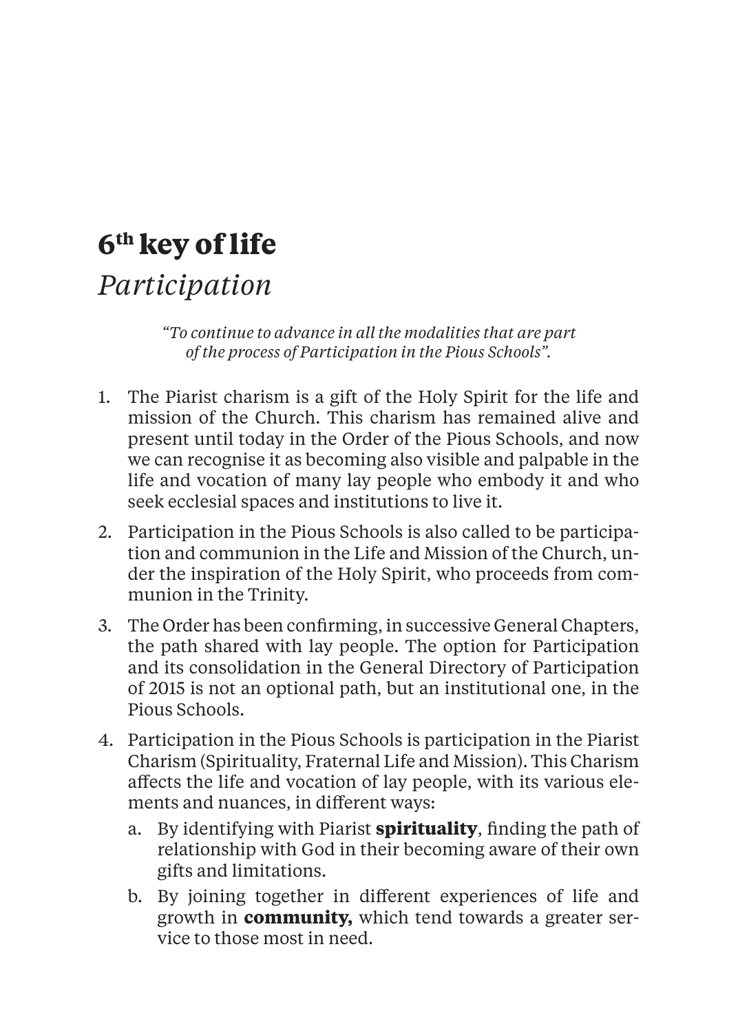# 6th key of life

## *Participation*

> *"To continue to advance in all the modalities that are part of the process of Participation in the Pious Schools".*

1. The Piarist charism is a gift of the Holy Spirit for the life and mission of the Church. This charism has remained alive and present until today in the Order of the Pious Schools, and now we can recognise it as becoming also visible and palpable in the life and vocation of many lay people who embody it and who seek ecclesial spaces and institutions to live it.
2. Participation in the Pious Schools is also called to be participation and communion in the Life and Mission of the Church, under the inspiration of the Holy Spirit, who proceeds from communion in the Trinity.
3. The Order has been confirming, in successive General Chapters, the path shared with lay people. The option for Participation and its consolidation in the General Directory of Participation of 2015 is not an optional path, but an institutional one, in the Pious Schools.
4. Participation in the Pious Schools is participation in the Piarist Charism (Spirituality, Fraternal Life and Mission). This Charism affects the life and vocation of lay people, with its various elements and nuances, in different ways:
   a. By identifying with Piarist **spirituality**, finding the path of relationship with God in their becoming aware of their own gifts and limitations.
   b. By joining together in different experiences of life and growth in **community,** which tend towards a greater service to those most in need.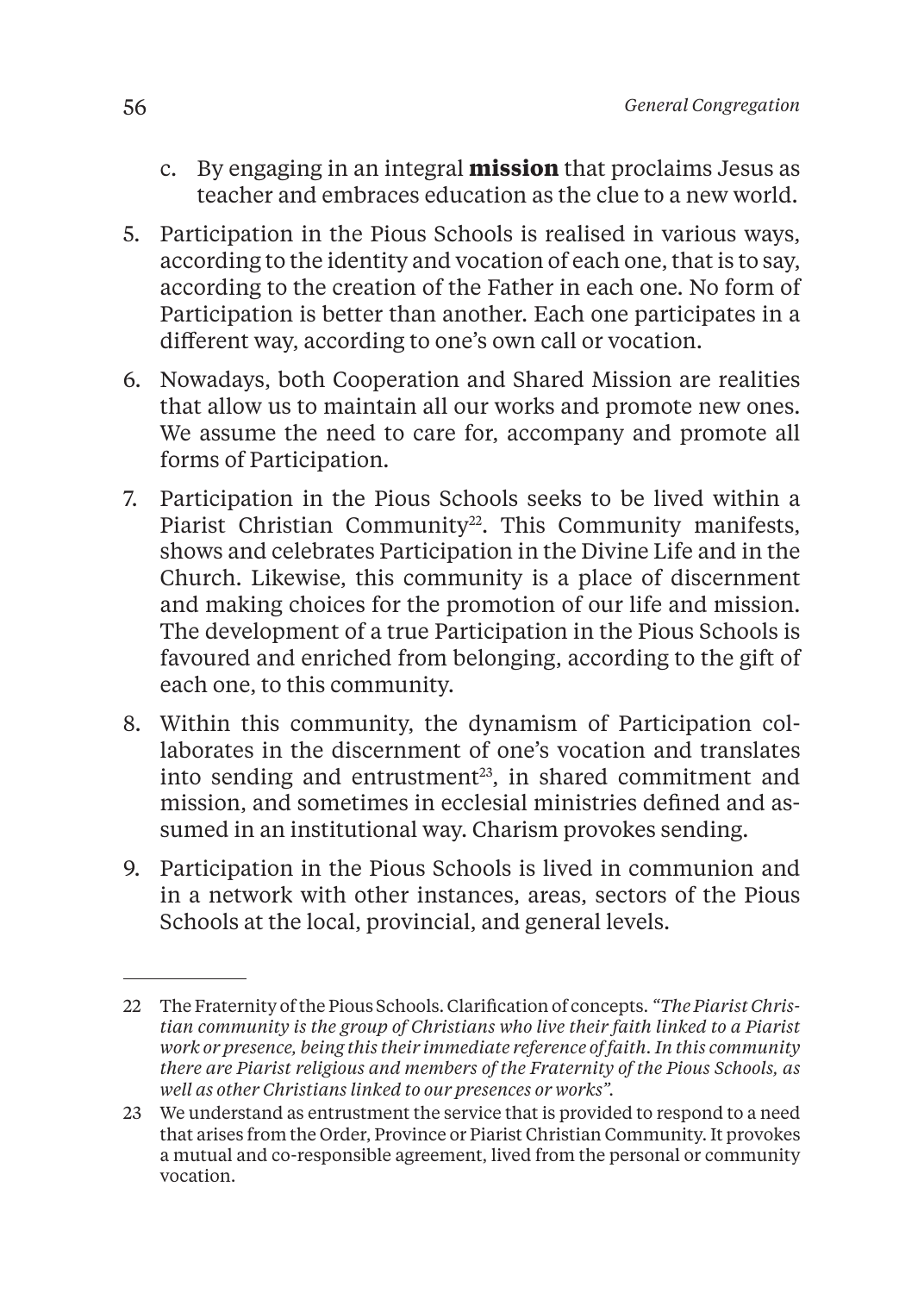c. By engaging in an integral **mission** that proclaims Jesus as teacher and embraces education as the clue to a new world.

5. Participation in the Pious Schools is realised in various ways, according to the identity and vocation of each one, that is to say, according to the creation of the Father in each one. No form of Participation is better than another. Each one participates in a different way, according to one's own call or vocation.

6. Nowadays, both Cooperation and Shared Mission are realities that allow us to maintain all our works and promote new ones. We assume the need to care for, accompany and promote all forms of Participation.

7. Participation in the Pious Schools seeks to be lived within a Piarist Christian Community[22]. This Community manifests, shows and celebrates Participation in the Divine Life and in the Church. Likewise, this community is a place of discernment and making choices for the promotion of our life and mission. The development of a true Participation in the Pious Schools is favoured and enriched from belonging, according to the gift of each one, to this community.

8. Within this community, the dynamism of Participation collaborates in the discernment of one's vocation and translates into sending and entrustment[23], in shared commitment and mission, and sometimes in ecclesial ministries defined and assumed in an institutional way. Charism provokes sending.

9. Participation in the Pious Schools is lived in communion and in a network with other instances, areas, sectors of the Pious Schools at the local, provincial, and general levels.

---

22 The Fraternity of the Pious Schools. Clarification of concepts. *"The Piarist Christian community is the group of Christians who live their faith linked to a Piarist work or presence, being this their immediate reference of faith. In this community there are Piarist religious and members of the Fraternity of the Pious Schools, as well as other Christians linked to our presences or works".*

23 We understand as entrustment the service that is provided to respond to a need that arises from the Order, Province or Piarist Christian Community. It provokes a mutual and co-responsible agreement, lived from the personal or community vocation.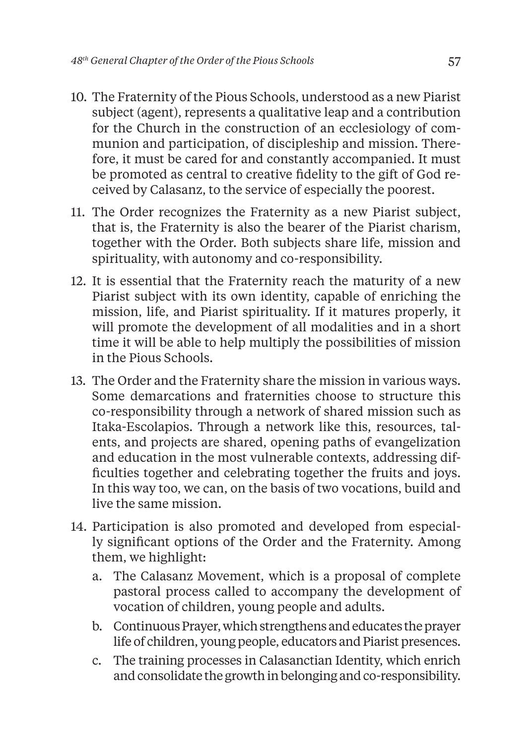10. The Fraternity of the Pious Schools, understood as a new Piarist subject (agent), represents a qualitative leap and a contribution for the Church in the construction of an ecclesiology of communion and participation, of discipleship and mission. Therefore, it must be cared for and constantly accompanied. It must be promoted as central to creative fidelity to the gift of God received by Calasanz, to the service of especially the poorest.
11. The Order recognizes the Fraternity as a new Piarist subject, that is, the Fraternity is also the bearer of the Piarist charism, together with the Order. Both subjects share life, mission and spirituality, with autonomy and co-responsibility.
12. It is essential that the Fraternity reach the maturity of a new Piarist subject with its own identity, capable of enriching the mission, life, and Piarist spirituality. If it matures properly, it will promote the development of all modalities and in a short time it will be able to help multiply the possibilities of mission in the Pious Schools.
13. The Order and the Fraternity share the mission in various ways. Some demarcations and fraternities choose to structure this co-responsibility through a network of shared mission such as Itaka-Escolapios. Through a network like this, resources, talents, and projects are shared, opening paths of evangelization and education in the most vulnerable contexts, addressing difficulties together and celebrating together the fruits and joys. In this way too, we can, on the basis of two vocations, build and live the same mission.
14. Participation is also promoted and developed from especially significant options of the Order and the Fraternity. Among them, we highlight:
    a. The Calasanz Movement, which is a proposal of complete pastoral process called to accompany the development of vocation of children, young people and adults.
    b. Continuous Prayer, which strengthens and educates the prayer life of children, young people, educators and Piarist presences.
    c. The training processes in Calasanctian Identity, which enrich and consolidate the growth in belonging and co-responsibility.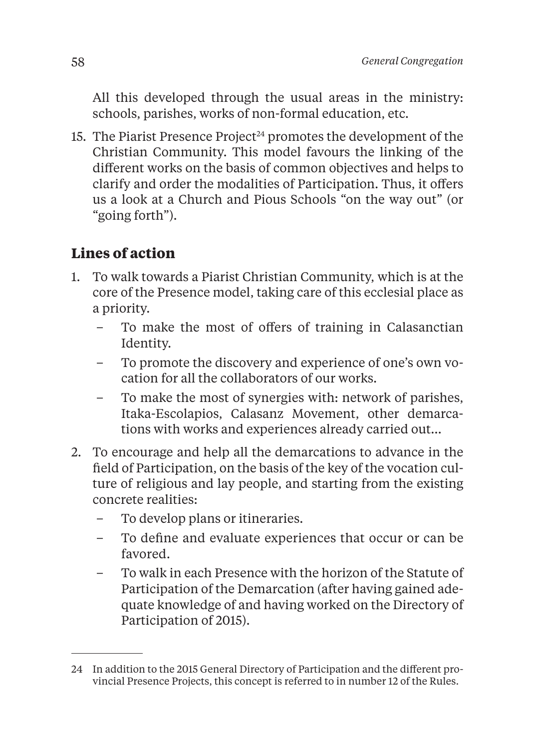All this developed through the usual areas in the ministry: schools, parishes, works of non-formal education, etc.

15. The Piarist Presence Project[24] promotes the development of the Christian Community. This model favours the linking of the different works on the basis of common objectives and helps to clarify and order the modalities of Participation. Thus, it offers us a look at a Church and Pious Schools "on the way out" (or "going forth").

## Lines of action

1. To walk towards a Piarist Christian Community, which is at the core of the Presence model, taking care of this ecclesial place as a priority.
   - To make the most of offers of training in Calasanctian Identity.
   - To promote the discovery and experience of one's own vocation for all the collaborators of our works.
   - To make the most of synergies with: network of parishes, Itaka-Escolapios, Calasanz Movement, other demarcations with works and experiences already carried out…
2. To encourage and help all the demarcations to advance in the field of Participation, on the basis of the key of the vocation culture of religious and lay people, and starting from the existing concrete realities:
   - To develop plans or itineraries.
   - To define and evaluate experiences that occur or can be favored.
   - To walk in each Presence with the horizon of the Statute of Participation of the Demarcation (after having gained adequate knowledge of and having worked on the Directory of Participation of 2015).

---

24 In addition to the 2015 General Directory of Participation and the different provincial Presence Projects, this concept is referred to in number 12 of the Rules.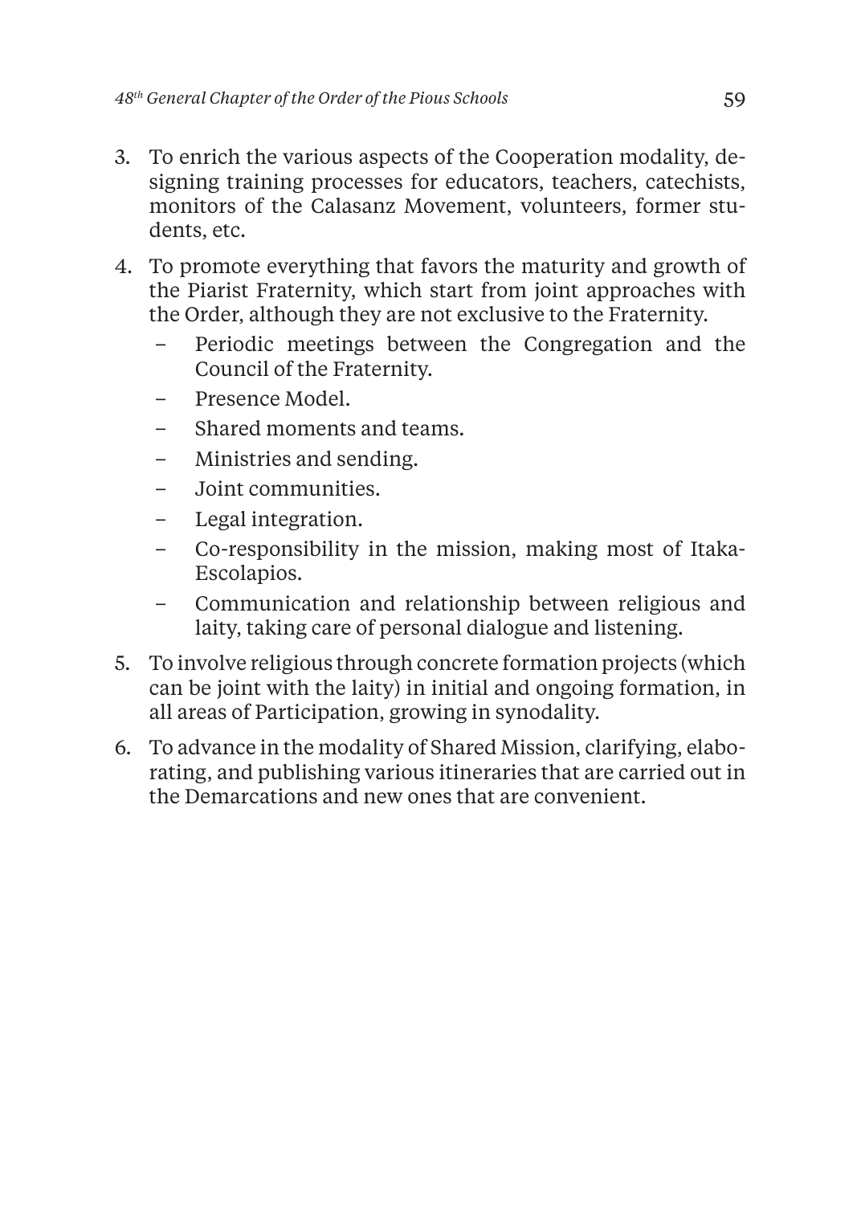3. To enrich the various aspects of the Cooperation modality, designing training processes for educators, teachers, catechists, monitors of the Calasanz Movement, volunteers, former students, etc.
4. To promote everything that favors the maturity and growth of the Piarist Fraternity, which start from joint approaches with the Order, although they are not exclusive to the Fraternity.
   - Periodic meetings between the Congregation and the Council of the Fraternity.
   - Presence Model.
   - Shared moments and teams.
   - Ministries and sending.
   - Joint communities.
   - Legal integration.
   - Co-responsibility in the mission, making most of Itaka-Escolapios.
   - Communication and relationship between religious and laity, taking care of personal dialogue and listening.
5. To involve religious through concrete formation projects (which can be joint with the laity) in initial and ongoing formation, in all areas of Participation, growing in synodality.
6. To advance in the modality of Shared Mission, clarifying, elaborating, and publishing various itineraries that are carried out in the Demarcations and new ones that are convenient.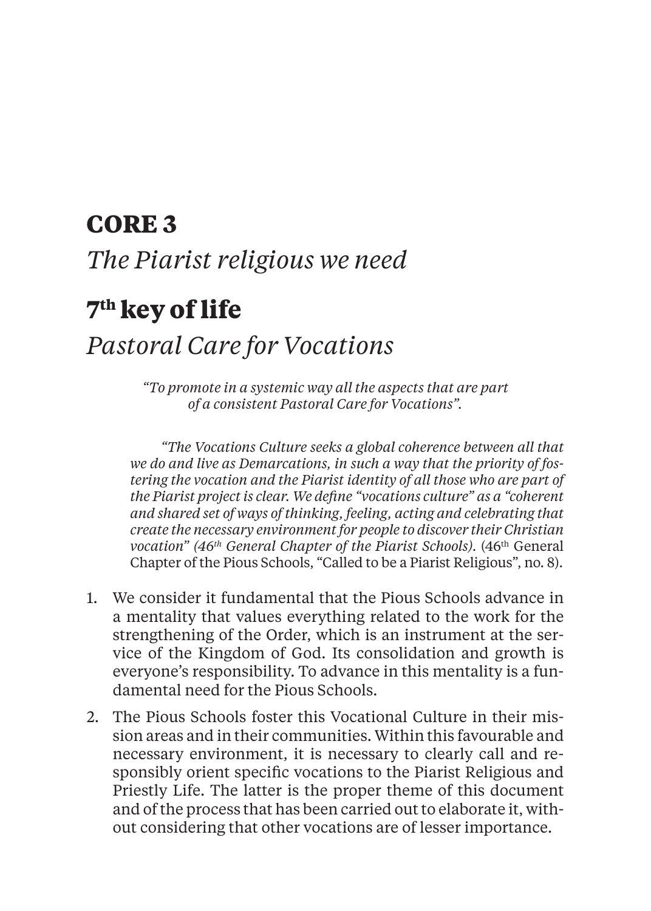# **CORE 3**

## *The Piarist religious we need*

# **7th key of life**

## *Pastoral Care for Vocations*

> *"To promote in a systemic way all the aspects that are part of a consistent Pastoral Care for Vocations".*

> *"The Vocations Culture seeks a global coherence between all that we do and live as Demarcations, in such a way that the priority of fostering the vocation and the Piarist identity of all those who are part of the Piarist project is clear. We define "vocations culture" as a "coherent and shared set of ways of thinking, feeling, acting and celebrating that create the necessary environment for people to discover their Christian vocation" (46th General Chapter of the Piarist Schools).* (46th General Chapter of the Pious Schools, "Called to be a Piarist Religious", no. 8).

1. We consider it fundamental that the Pious Schools advance in a mentality that values everything related to the work for the strengthening of the Order, which is an instrument at the service of the Kingdom of God. Its consolidation and growth is everyone's responsibility. To advance in this mentality is a fundamental need for the Pious Schools.
2. The Pious Schools foster this Vocational Culture in their mission areas and in their communities. Within this favourable and necessary environment, it is necessary to clearly call and responsibly orient specific vocations to the Piarist Religious and Priestly Life. The latter is the proper theme of this document and of the process that has been carried out to elaborate it, without considering that other vocations are of lesser importance.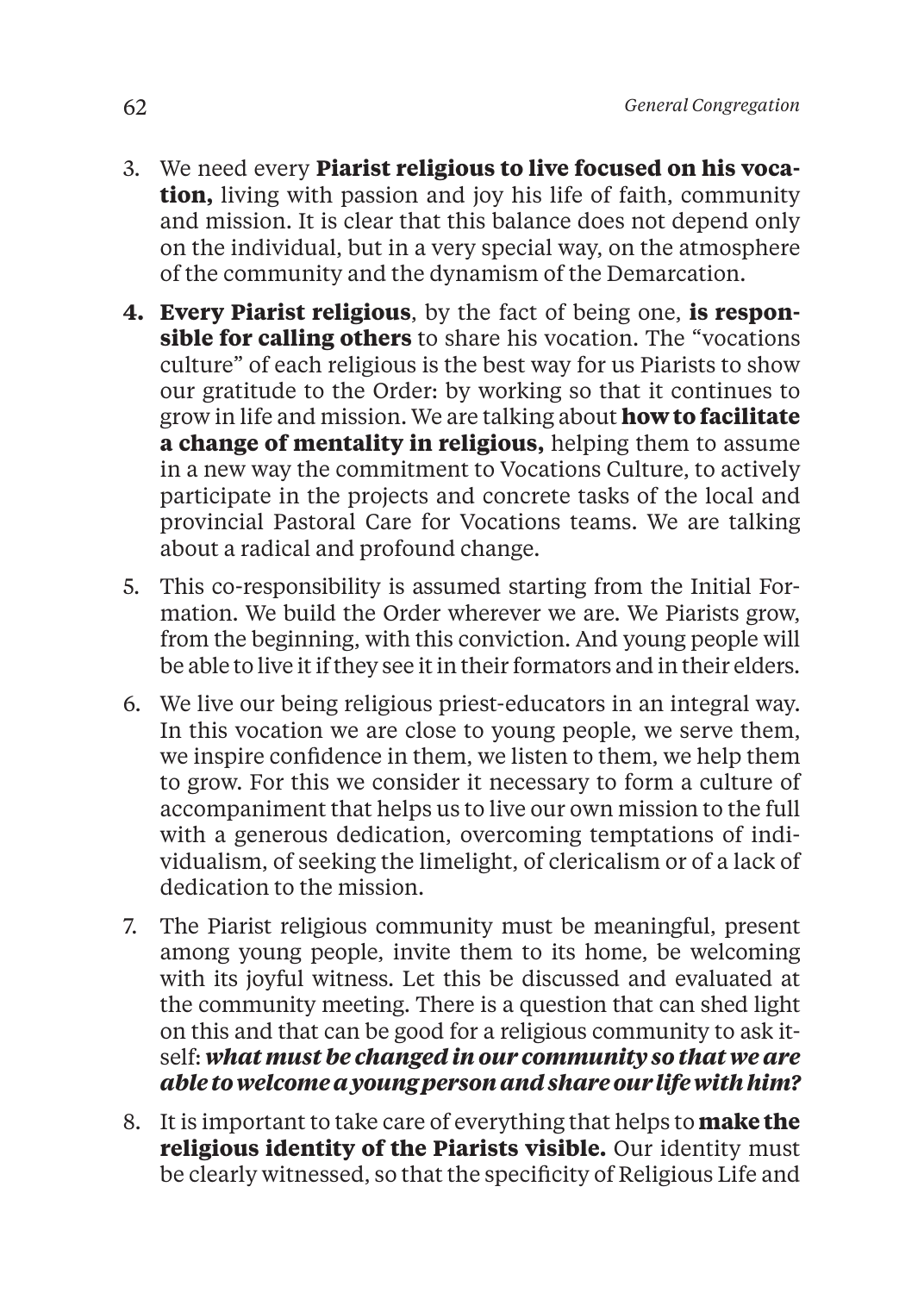3. We need every **Piarist religious to live focused on his vocation,** living with passion and joy his life of faith, community and mission. It is clear that this balance does not depend only on the individual, but in a very special way, on the atmosphere of the community and the dynamism of the Demarcation.

4. **Every Piarist religious**, by the fact of being one, **is responsible for calling others** to share his vocation. The "vocations culture" of each religious is the best way for us Piarists to show our gratitude to the Order: by working so that it continues to grow in life and mission. We are talking about **how to facilitate a change of mentality in religious,** helping them to assume in a new way the commitment to Vocations Culture, to actively participate in the projects and concrete tasks of the local and provincial Pastoral Care for Vocations teams. We are talking about a radical and profound change.

5. This co-responsibility is assumed starting from the Initial Formation. We build the Order wherever we are. We Piarists grow, from the beginning, with this conviction. And young people will be able to live it if they see it in their formators and in their elders.

6. We live our being religious priest-educators in an integral way. In this vocation we are close to young people, we serve them, we inspire confidence in them, we listen to them, we help them to grow. For this we consider it necessary to form a culture of accompaniment that helps us to live our own mission to the full with a generous dedication, overcoming temptations of individualism, of seeking the limelight, of clericalism or of a lack of dedication to the mission.

7. The Piarist religious community must be meaningful, present among young people, invite them to its home, be welcoming with its joyful witness. Let this be discussed and evaluated at the community meeting. There is a question that can shed light on this and that can be good for a religious community to ask itself: ***what must be changed in our community so that we are able to welcome a young person and share our life with him?***

8. It is important to take care of everything that helps to **make the religious identity of the Piarists visible.** Our identity must be clearly witnessed, so that the specificity of Religious Life and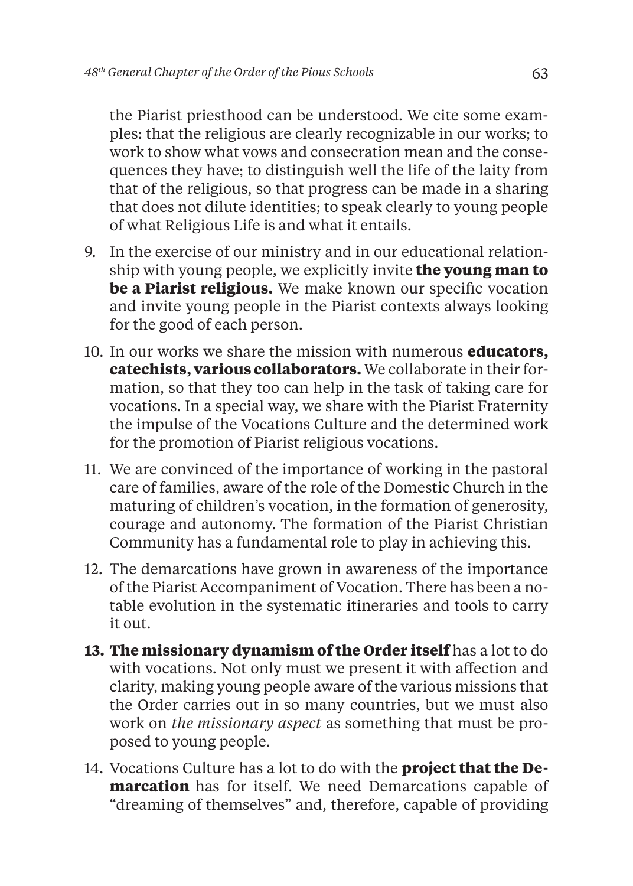the Piarist priesthood can be understood. We cite some examples: that the religious are clearly recognizable in our works; to work to show what vows and consecration mean and the consequences they have; to distinguish well the life of the laity from that of the religious, so that progress can be made in a sharing that does not dilute identities; to speak clearly to young people of what Religious Life is and what it entails.

9. In the exercise of our ministry and in our educational relationship with young people, we explicitly invite **the young man to be a Piarist religious.** We make known our specific vocation and invite young people in the Piarist contexts always looking for the good of each person.

10. In our works we share the mission with numerous **educators, catechists, various collaborators.** We collaborate in their formation, so that they too can help in the task of taking care for vocations. In a special way, we share with the Piarist Fraternity the impulse of the Vocations Culture and the determined work for the promotion of Piarist religious vocations.

11. We are convinced of the importance of working in the pastoral care of families, aware of the role of the Domestic Church in the maturing of children's vocation, in the formation of generosity, courage and autonomy. The formation of the Piarist Christian Community has a fundamental role to play in achieving this.

12. The demarcations have grown in awareness of the importance of the Piarist Accompaniment of Vocation. There has been a notable evolution in the systematic itineraries and tools to carry it out.

13. **The missionary dynamism of the Order itself** has a lot to do with vocations. Not only must we present it with affection and clarity, making young people aware of the various missions that the Order carries out in so many countries, but we must also work on *the missionary aspect* as something that must be proposed to young people.

14. Vocations Culture has a lot to do with the **project that the Demarcation** has for itself. We need Demarcations capable of "dreaming of themselves" and, therefore, capable of providing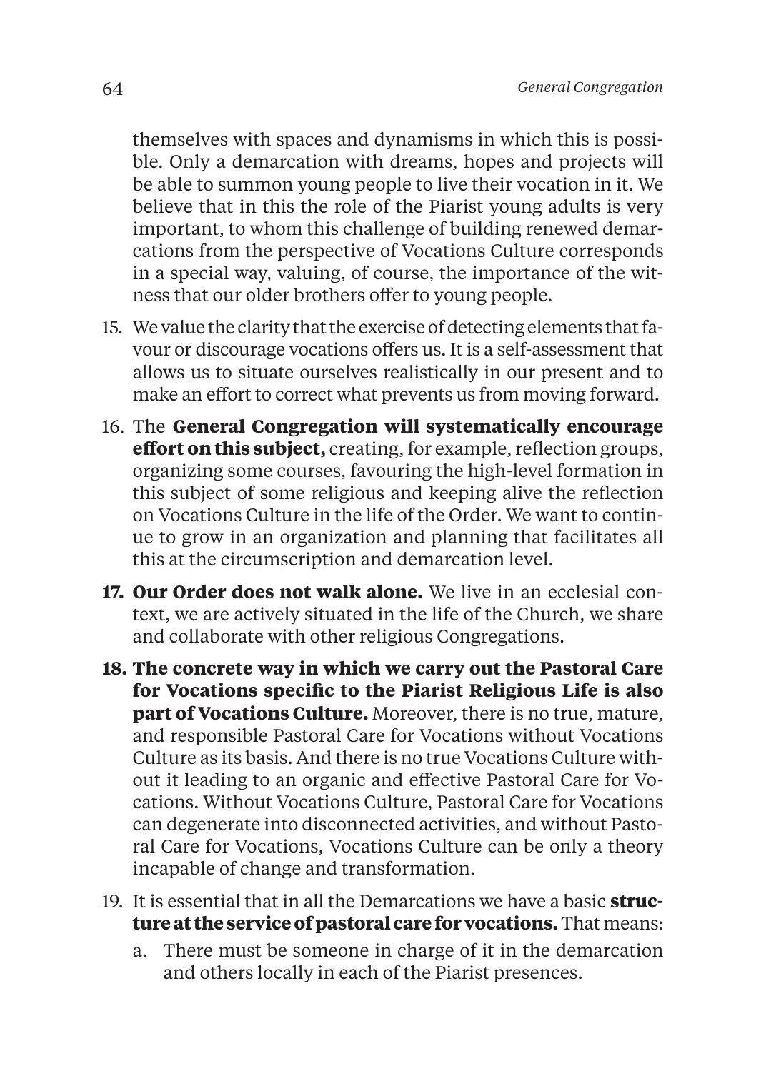themselves with spaces and dynamisms in which this is possible. Only a demarcation with dreams, hopes and projects will be able to summon young people to live their vocation in it. We believe that in this the role of the Piarist young adults is very important, to whom this challenge of building renewed demarcations from the perspective of Vocations Culture corresponds in a special way, valuing, of course, the importance of the witness that our older brothers offer to young people.

15. We value the clarity that the exercise of detecting elements that favour or discourage vocations offers us. It is a self-assessment that allows us to situate ourselves realistically in our present and to make an effort to correct what prevents us from moving forward.
16. The **General Congregation will systematically encourage effort on this subject,** creating, for example, reflection groups, organizing some courses, favouring the high-level formation in this subject of some religious and keeping alive the reflection on Vocations Culture in the life of the Order. We want to continue to grow in an organization and planning that facilitates all this at the circumscription and demarcation level.
17. **Our Order does not walk alone.** We live in an ecclesial context, we are actively situated in the life of the Church, we share and collaborate with other religious Congregations.
18. **The concrete way in which we carry out the Pastoral Care for Vocations specific to the Piarist Religious Life is also part of Vocations Culture.** Moreover, there is no true, mature, and responsible Pastoral Care for Vocations without Vocations Culture as its basis. And there is no true Vocations Culture without it leading to an organic and effective Pastoral Care for Vocations. Without Vocations Culture, Pastoral Care for Vocations can degenerate into disconnected activities, and without Pastoral Care for Vocations, Vocations Culture can be only a theory incapable of change and transformation.
19. It is essential that in all the Demarcations we have a basic **structure at the service of pastoral care for vocations.** That means:
    a. There must be someone in charge of it in the demarcation and others locally in each of the Piarist presences.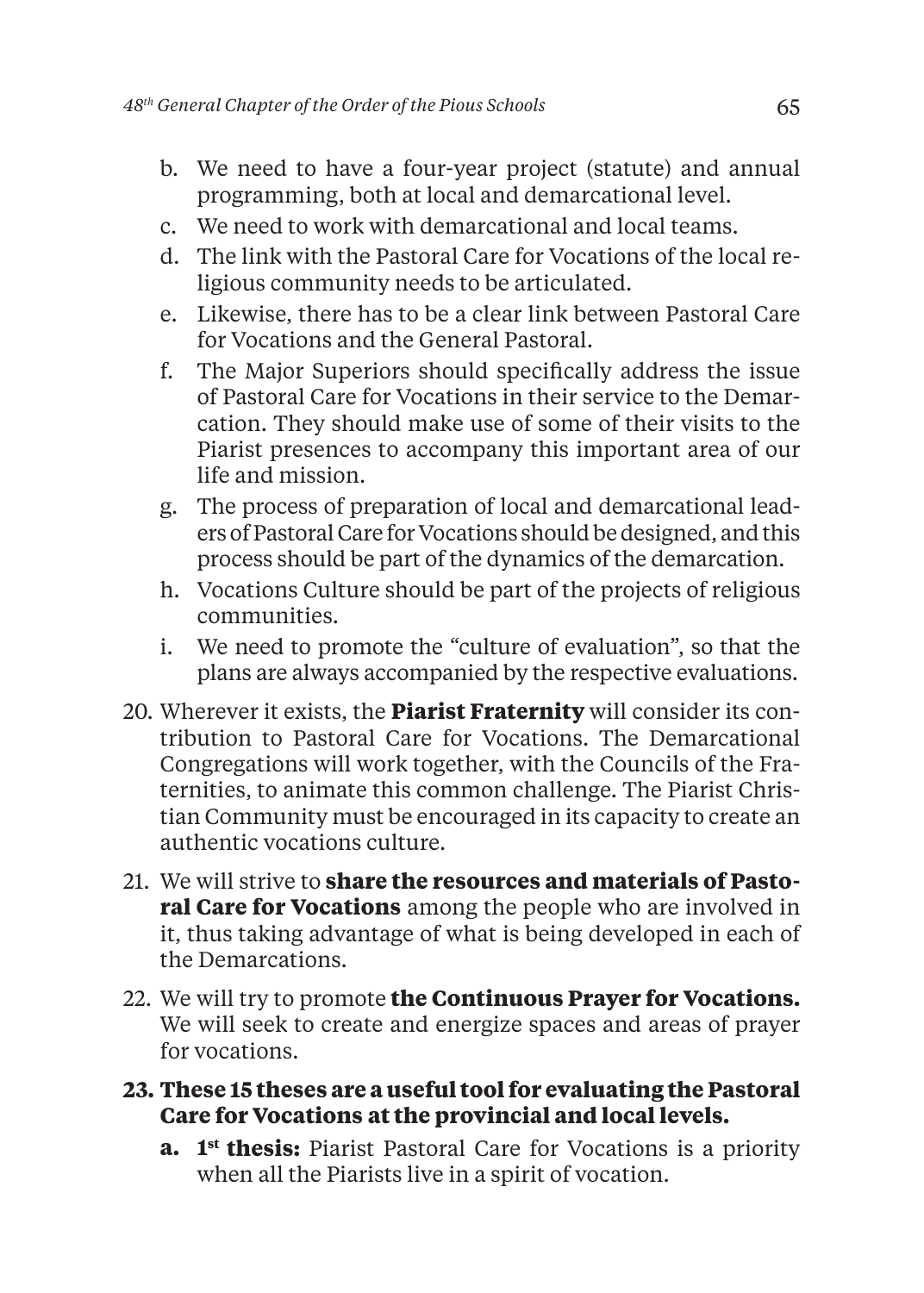b. We need to have a four-year project (statute) and annual programming, both at local and demarcational level.
c. We need to work with demarcational and local teams.
d. The link with the Pastoral Care for Vocations of the local religious community needs to be articulated.
e. Likewise, there has to be a clear link between Pastoral Care for Vocations and the General Pastoral.
f. The Major Superiors should specifically address the issue of Pastoral Care for Vocations in their service to the Demarcation. They should make use of some of their visits to the Piarist presences to accompany this important area of our life and mission.
g. The process of preparation of local and demarcational leaders of Pastoral Care for Vocations should be designed, and this process should be part of the dynamics of the demarcation.
h. Vocations Culture should be part of the projects of religious communities.
i. We need to promote the "culture of evaluation", so that the plans are always accompanied by the respective evaluations.

20. Wherever it exists, the **Piarist Fraternity** will consider its contribution to Pastoral Care for Vocations. The Demarcational Congregations will work together, with the Councils of the Fraternities, to animate this common challenge. The Piarist Christian Community must be encouraged in its capacity to create an authentic vocations culture.

21. We will strive to **share the resources and materials of Pastoral Care for Vocations** among the people who are involved in it, thus taking advantage of what is being developed in each of the Demarcations.

22. We will try to promote **the Continuous Prayer for Vocations.** We will seek to create and energize spaces and areas of prayer for vocations.

**23. These 15 theses are a useful tool for evaluating the Pastoral Care for Vocations at the provincial and local levels.**

**a. 1st thesis:** Piarist Pastoral Care for Vocations is a priority when all the Piarists live in a spirit of vocation.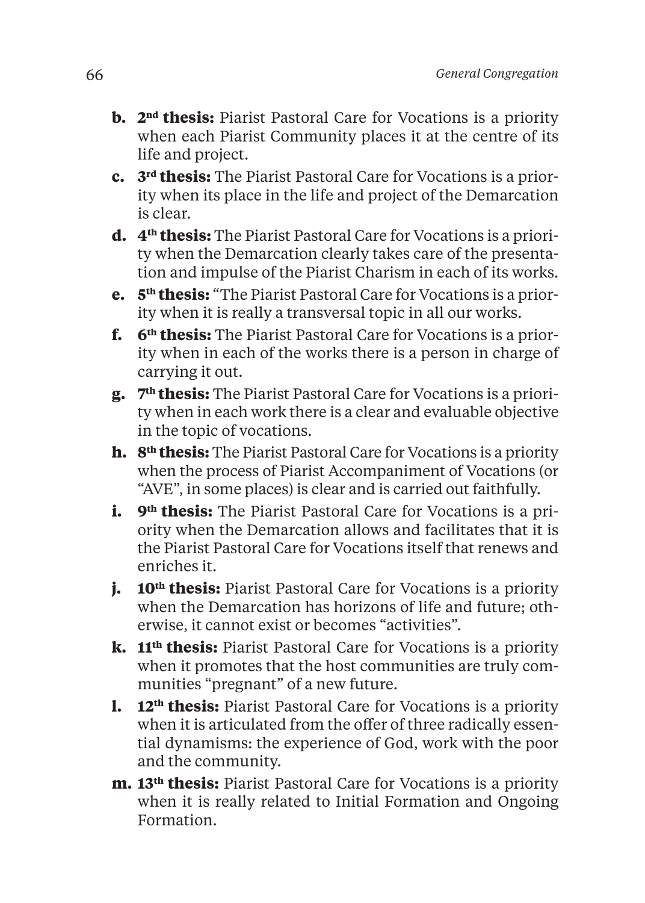- **b. 2nd thesis:** Piarist Pastoral Care for Vocations is a priority when each Piarist Community places it at the centre of its life and project.
- **c. 3rd thesis:** The Piarist Pastoral Care for Vocations is a priority when its place in the life and project of the Demarcation is clear.
- **d. 4th thesis:** The Piarist Pastoral Care for Vocations is a priority when the Demarcation clearly takes care of the presentation and impulse of the Piarist Charism in each of its works.
- **e. 5th thesis:** "The Piarist Pastoral Care for Vocations is a priority when it is really a transversal topic in all our works.
- **f. 6th thesis:** The Piarist Pastoral Care for Vocations is a priority when in each of the works there is a person in charge of carrying it out.
- **g. 7th thesis:** The Piarist Pastoral Care for Vocations is a priority when in each work there is a clear and evaluable objective in the topic of vocations.
- **h. 8th thesis:** The Piarist Pastoral Care for Vocations is a priority when the process of Piarist Accompaniment of Vocations (or "AVE", in some places) is clear and is carried out faithfully.
- **i. 9th thesis:** The Piarist Pastoral Care for Vocations is a priority when the Demarcation allows and facilitates that it is the Piarist Pastoral Care for Vocations itself that renews and enriches it.
- **j. 10th thesis:** Piarist Pastoral Care for Vocations is a priority when the Demarcation has horizons of life and future; otherwise, it cannot exist or becomes "activities".
- **k. 11th thesis:** Piarist Pastoral Care for Vocations is a priority when it promotes that the host communities are truly communities "pregnant" of a new future.
- **l. 12th thesis:** Piarist Pastoral Care for Vocations is a priority when it is articulated from the offer of three radically essential dynamisms: the experience of God, work with the poor and the community.
- **m. 13th thesis:** Piarist Pastoral Care for Vocations is a priority when it is really related to Initial Formation and Ongoing Formation.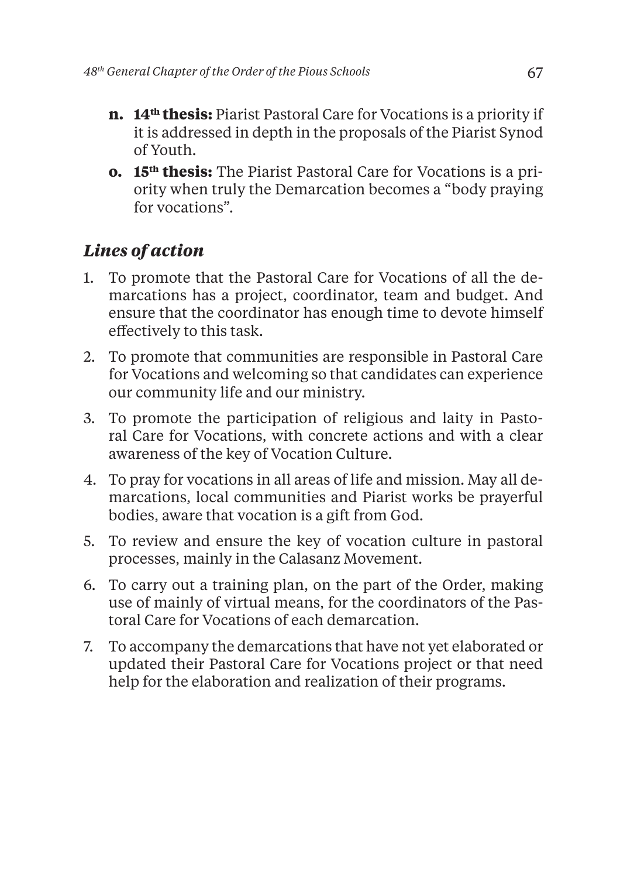- **n. 14th thesis:** Piarist Pastoral Care for Vocations is a priority if it is addressed in depth in the proposals of the Piarist Synod of Youth.
- **o. 15th thesis:** The Piarist Pastoral Care for Vocations is a priority when truly the Demarcation becomes a "body praying for vocations".

## *Lines of action*

1. To promote that the Pastoral Care for Vocations of all the demarcations has a project, coordinator, team and budget. And ensure that the coordinator has enough time to devote himself effectively to this task.
2. To promote that communities are responsible in Pastoral Care for Vocations and welcoming so that candidates can experience our community life and our ministry.
3. To promote the participation of religious and laity in Pastoral Care for Vocations, with concrete actions and with a clear awareness of the key of Vocation Culture.
4. To pray for vocations in all areas of life and mission. May all demarcations, local communities and Piarist works be prayerful bodies, aware that vocation is a gift from God.
5. To review and ensure the key of vocation culture in pastoral processes, mainly in the Calasanz Movement.
6. To carry out a training plan, on the part of the Order, making use of mainly of virtual means, for the coordinators of the Pastoral Care for Vocations of each demarcation.
7. To accompany the demarcations that have not yet elaborated or updated their Pastoral Care for Vocations project or that need help for the elaboration and realization of their programs.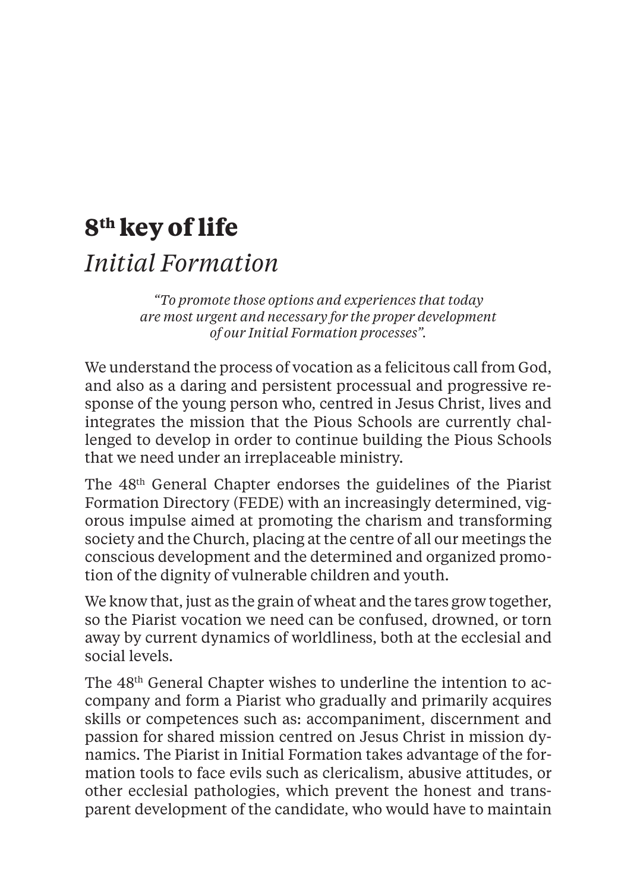# 8th key of life

## *Initial Formation*

*"To promote those options and experiences that today are most urgent and necessary for the proper development of our Initial Formation processes".*

We understand the process of vocation as a felicitous call from God, and also as a daring and persistent processual and progressive response of the young person who, centred in Jesus Christ, lives and integrates the mission that the Pious Schools are currently challenged to develop in order to continue building the Pious Schools that we need under an irreplaceable ministry.

The 48th General Chapter endorses the guidelines of the Piarist Formation Directory (FEDE) with an increasingly determined, vigorous impulse aimed at promoting the charism and transforming society and the Church, placing at the centre of all our meetings the conscious development and the determined and organized promotion of the dignity of vulnerable children and youth.

We know that, just as the grain of wheat and the tares grow together, so the Piarist vocation we need can be confused, drowned, or torn away by current dynamics of worldliness, both at the ecclesial and social levels.

The 48th General Chapter wishes to underline the intention to accompany and form a Piarist who gradually and primarily acquires skills or competences such as: accompaniment, discernment and passion for shared mission centred on Jesus Christ in mission dynamics. The Piarist in Initial Formation takes advantage of the formation tools to face evils such as clericalism, abusive attitudes, or other ecclesial pathologies, which prevent the honest and transparent development of the candidate, who would have to maintain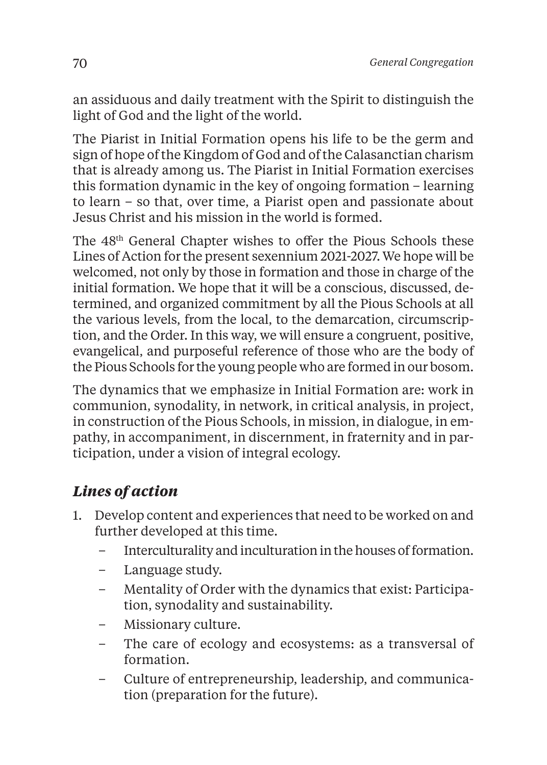an assiduous and daily treatment with the Spirit to distinguish the light of God and the light of the world.

The Piarist in Initial Formation opens his life to be the germ and sign of hope of the Kingdom of God and of the Calasanctian charism that is already among us. The Piarist in Initial Formation exercises this formation dynamic in the key of ongoing formation – learning to learn – so that, over time, a Piarist open and passionate about Jesus Christ and his mission in the world is formed.

The 48th General Chapter wishes to offer the Pious Schools these Lines of Action for the present sexennium 2021-2027. We hope will be welcomed, not only by those in formation and those in charge of the initial formation. We hope that it will be a conscious, discussed, determined, and organized commitment by all the Pious Schools at all the various levels, from the local, to the demarcation, circumscription, and the Order. In this way, we will ensure a congruent, positive, evangelical, and purposeful reference of those who are the body of the Pious Schools for the young people who are formed in our bosom.

The dynamics that we emphasize in Initial Formation are: work in communion, synodality, in network, in critical analysis, in project, in construction of the Pious Schools, in mission, in dialogue, in empathy, in accompaniment, in discernment, in fraternity and in participation, under a vision of integral ecology.

## *Lines of action*

1. Develop content and experiences that need to be worked on and further developed at this time.
   - Interculturality and inculturation in the houses of formation.
   - Language study.
   - Mentality of Order with the dynamics that exist: Participation, synodality and sustainability.
   - Missionary culture.
   - The care of ecology and ecosystems: as a transversal of formation.
   - Culture of entrepreneurship, leadership, and communication (preparation for the future).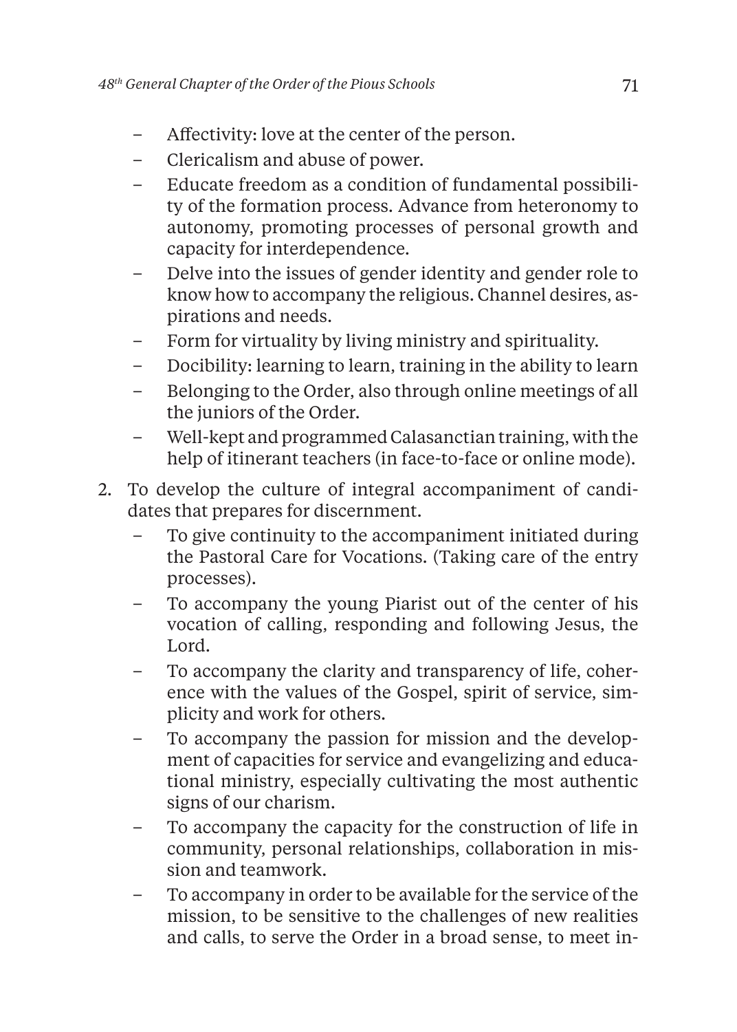- Affectivity: love at the center of the person.
- Clericalism and abuse of power.
- Educate freedom as a condition of fundamental possibility of the formation process. Advance from heteronomy to autonomy, promoting processes of personal growth and capacity for interdependence.
- Delve into the issues of gender identity and gender role to know how to accompany the religious. Channel desires, aspirations and needs.
- Form for virtuality by living ministry and spirituality.
- Docibility: learning to learn, training in the ability to learn
- Belonging to the Order, also through online meetings of all the juniors of the Order.
- Well-kept and programmed Calasanctian training, with the help of itinerant teachers (in face-to-face or online mode).

2. To develop the culture of integral accompaniment of candidates that prepares for discernment.
   - To give continuity to the accompaniment initiated during the Pastoral Care for Vocations. (Taking care of the entry processes).
   - To accompany the young Piarist out of the center of his vocation of calling, responding and following Jesus, the Lord.
   - To accompany the clarity and transparency of life, coherence with the values of the Gospel, spirit of service, simplicity and work for others.
   - To accompany the passion for mission and the development of capacities for service and evangelizing and educational ministry, especially cultivating the most authentic signs of our charism.
   - To accompany the capacity for the construction of life in community, personal relationships, collaboration in mission and teamwork.
   - To accompany in order to be available for the service of the mission, to be sensitive to the challenges of new realities and calls, to serve the Order in a broad sense, to meet in-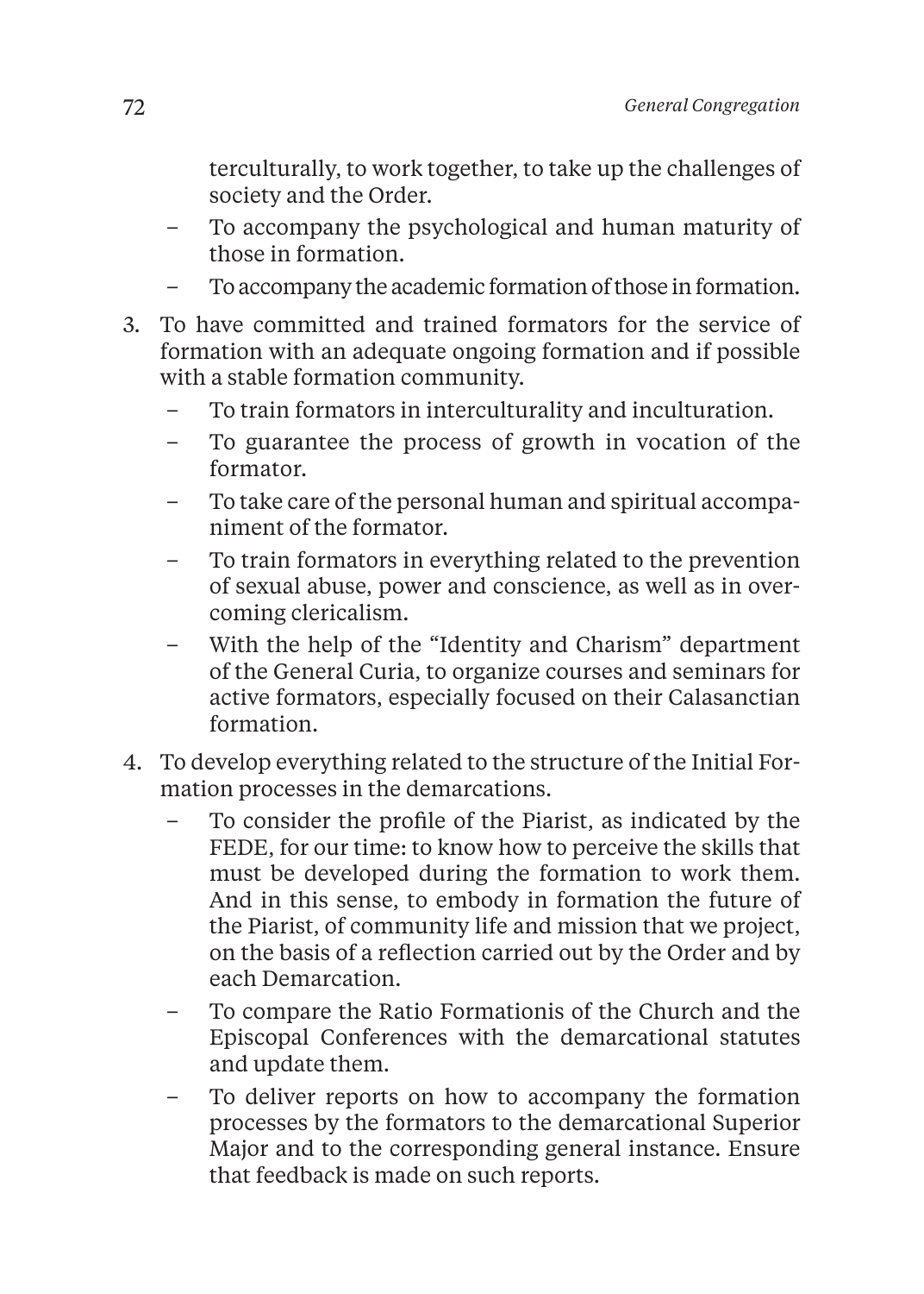terculturally, to work together, to take up the challenges of society and the Order.

- To accompany the psychological and human maturity of those in formation.
- To accompany the academic formation of those in formation.

3. To have committed and trained formators for the service of formation with an adequate ongoing formation and if possible with a stable formation community.
   - To train formators in interculturality and inculturation.
   - To guarantee the process of growth in vocation of the formator.
   - To take care of the personal human and spiritual accompaniment of the formator.
   - To train formators in everything related to the prevention of sexual abuse, power and conscience, as well as in overcoming clericalism.
   - With the help of the "Identity and Charism" department of the General Curia, to organize courses and seminars for active formators, especially focused on their Calasanctian formation.
4. To develop everything related to the structure of the Initial Formation processes in the demarcations.
   - To consider the profile of the Piarist, as indicated by the FEDE, for our time: to know how to perceive the skills that must be developed during the formation to work them. And in this sense, to embody in formation the future of the Piarist, of community life and mission that we project, on the basis of a reflection carried out by the Order and by each Demarcation.
   - To compare the Ratio Formationis of the Church and the Episcopal Conferences with the demarcational statutes and update them.
   - To deliver reports on how to accompany the formation processes by the formators to the demarcational Superior Major and to the corresponding general instance. Ensure that feedback is made on such reports.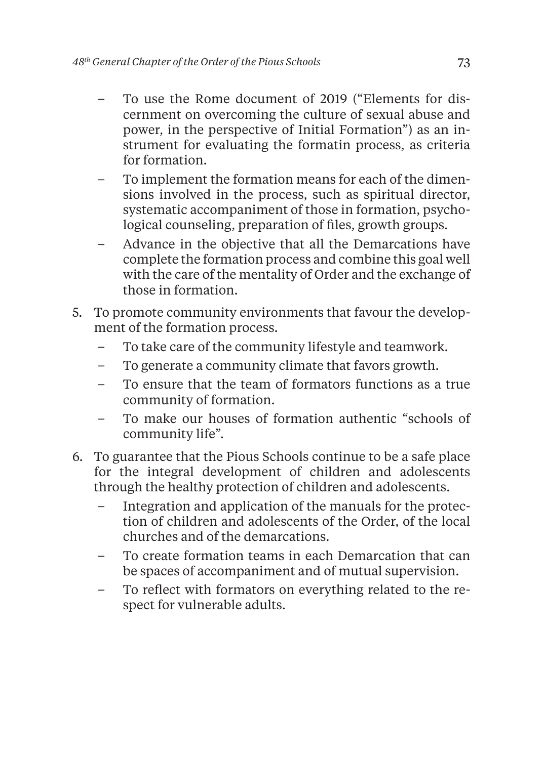- To use the Rome document of 2019 ("Elements for discernment on overcoming the culture of sexual abuse and power, in the perspective of Initial Formation") as an instrument for evaluating the formatin process, as criteria for formation.
- To implement the formation means for each of the dimensions involved in the process, such as spiritual director, systematic accompaniment of those in formation, psychological counseling, preparation of files, growth groups.
- Advance in the objective that all the Demarcations have complete the formation process and combine this goal well with the care of the mentality of Order and the exchange of those in formation.

5. To promote community environments that favour the development of the formation process.
   - To take care of the community lifestyle and teamwork.
   - To generate a community climate that favors growth.
   - To ensure that the team of formators functions as a true community of formation.
   - To make our houses of formation authentic "schools of community life".
6. To guarantee that the Pious Schools continue to be a safe place for the integral development of children and adolescents through the healthy protection of children and adolescents.
   - Integration and application of the manuals for the protection of children and adolescents of the Order, of the local churches and of the demarcations.
   - To create formation teams in each Demarcation that can be spaces of accompaniment and of mutual supervision.
   - To reflect with formators on everything related to the respect for vulnerable adults.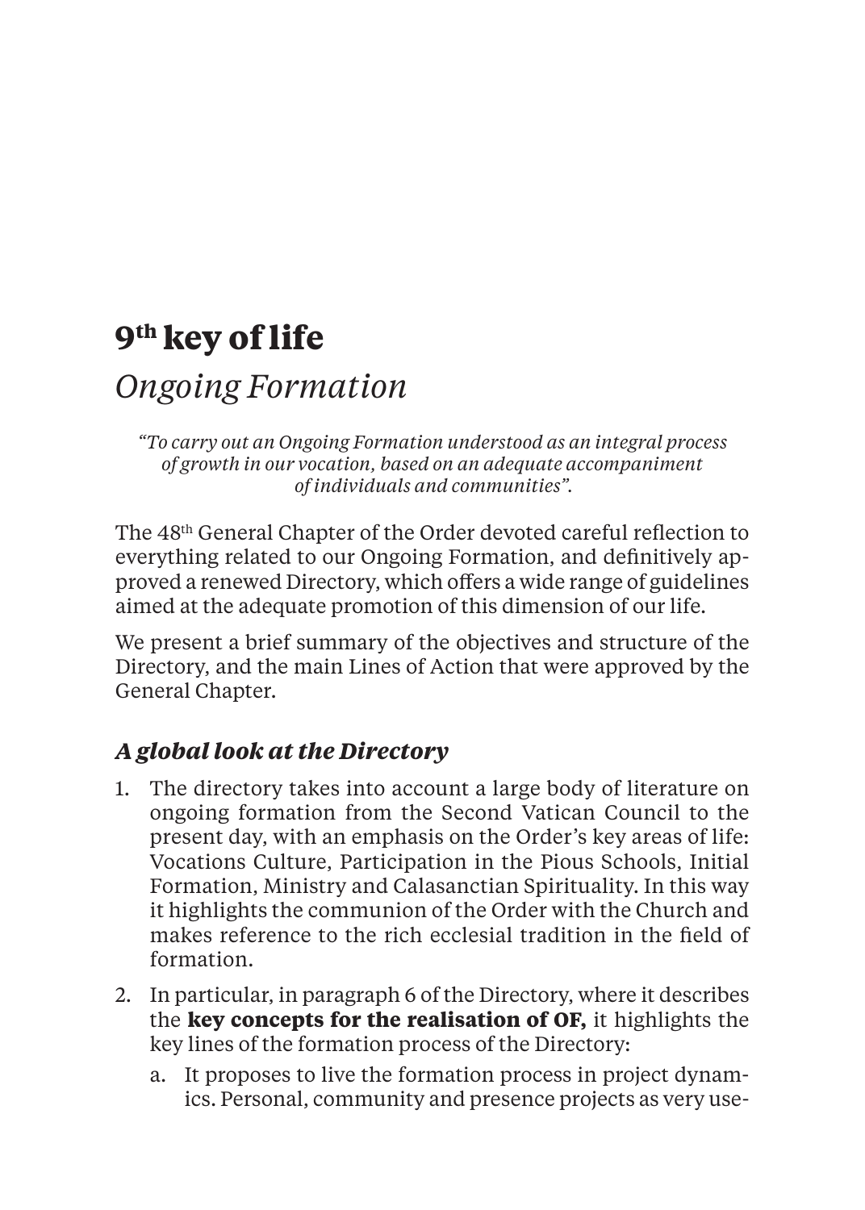# 9th key of life

## *Ongoing Formation*

*"To carry out an Ongoing Formation understood as an integral process of growth in our vocation, based on an adequate accompaniment of individuals and communities".*

The 48th General Chapter of the Order devoted careful reflection to everything related to our Ongoing Formation, and definitively approved a renewed Directory, which offers a wide range of guidelines aimed at the adequate promotion of this dimension of our life.

We present a brief summary of the objectives and structure of the Directory, and the main Lines of Action that were approved by the General Chapter.

### *A global look at the Directory*

1. The directory takes into account a large body of literature on ongoing formation from the Second Vatican Council to the present day, with an emphasis on the Order's key areas of life: Vocations Culture, Participation in the Pious Schools, Initial Formation, Ministry and Calasanctian Spirituality. In this way it highlights the communion of the Order with the Church and makes reference to the rich ecclesial tradition in the field of formation.
2. In particular, in paragraph 6 of the Directory, where it describes the **key concepts for the realisation of OF,** it highlights the key lines of the formation process of the Directory:
   a. It proposes to live the formation process in project dynamics. Personal, community and presence projects as very use-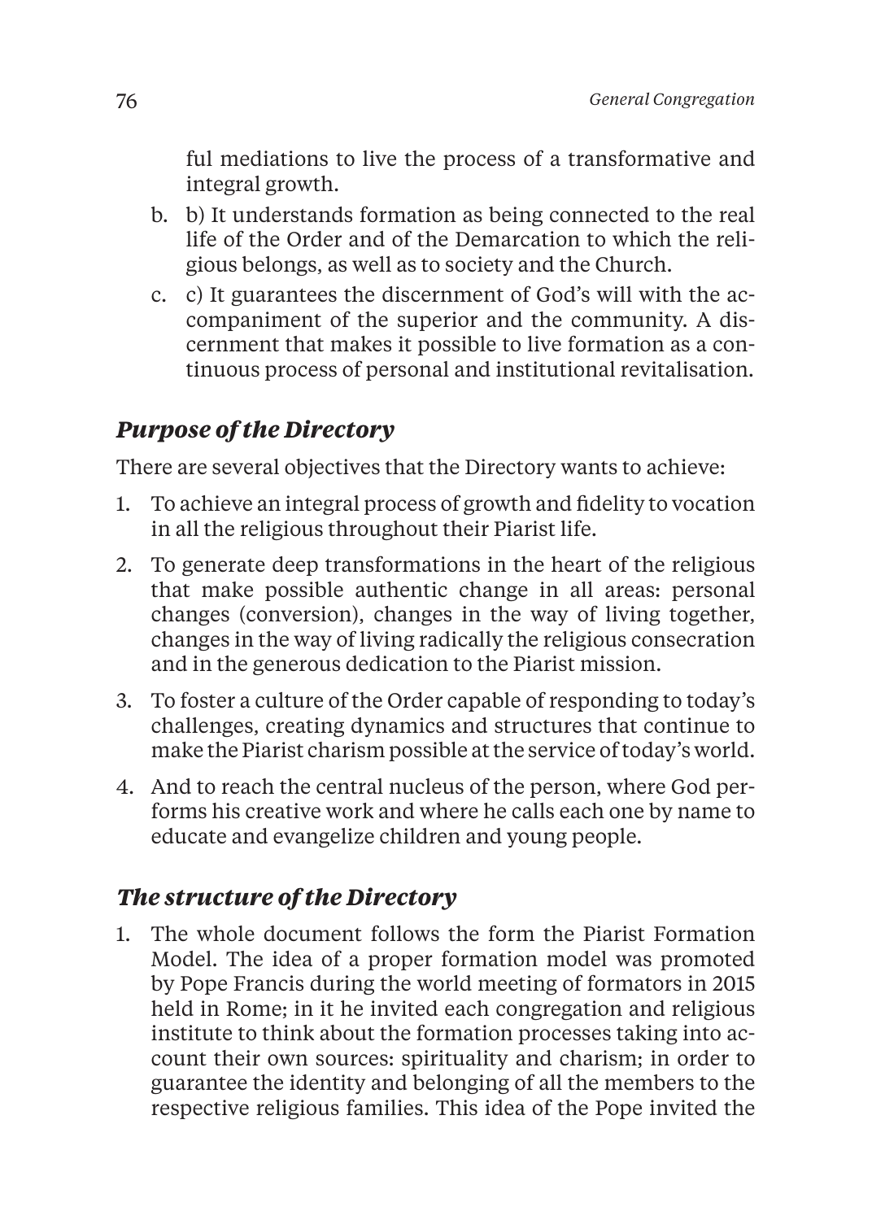ful mediations to live the process of a transformative and integral growth.

b. b) It understands formation as being connected to the real life of the Order and of the Demarcation to which the religious belongs, as well as to society and the Church.
c. c) It guarantees the discernment of God's will with the accompaniment of the superior and the community. A discernment that makes it possible to live formation as a continuous process of personal and institutional revitalisation.

## *Purpose of the Directory*

There are several objectives that the Directory wants to achieve:

1. To achieve an integral process of growth and fidelity to vocation in all the religious throughout their Piarist life.
2. To generate deep transformations in the heart of the religious that make possible authentic change in all areas: personal changes (conversion), changes in the way of living together, changes in the way of living radically the religious consecration and in the generous dedication to the Piarist mission.
3. To foster a culture of the Order capable of responding to today's challenges, creating dynamics and structures that continue to make the Piarist charism possible at the service of today's world.
4. And to reach the central nucleus of the person, where God performs his creative work and where he calls each one by name to educate and evangelize children and young people.

## *The structure of the Directory*

1. The whole document follows the form the Piarist Formation Model. The idea of a proper formation model was promoted by Pope Francis during the world meeting of formators in 2015 held in Rome; in it he invited each congregation and religious institute to think about the formation processes taking into account their own sources: spirituality and charism; in order to guarantee the identity and belonging of all the members to the respective religious families. This idea of the Pope invited the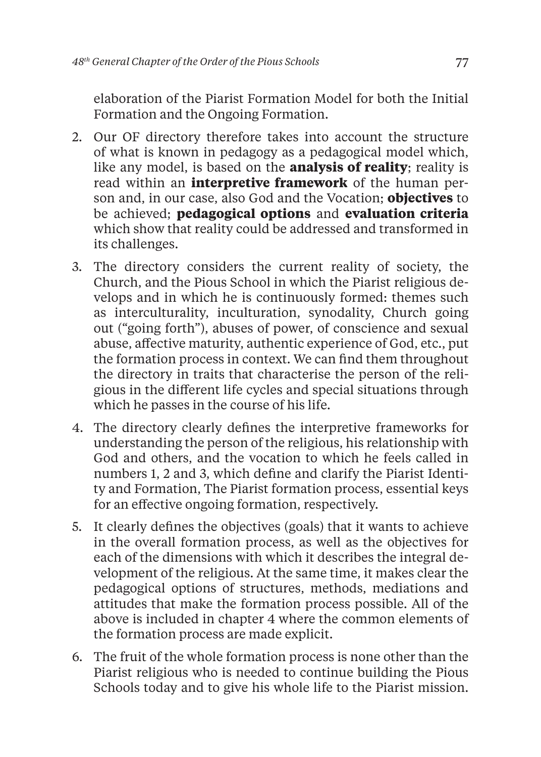elaboration of the Piarist Formation Model for both the Initial Formation and the Ongoing Formation.

2. Our OF directory therefore takes into account the structure of what is known in pedagogy as a pedagogical model which, like any model, is based on the **analysis of reality**; reality is read within an **interpretive framework** of the human person and, in our case, also God and the Vocation; **objectives** to be achieved; **pedagogical options** and **evaluation criteria** which show that reality could be addressed and transformed in its challenges.
3. The directory considers the current reality of society, the Church, and the Pious School in which the Piarist religious develops and in which he is continuously formed: themes such as interculturality, inculturation, synodality, Church going out ("going forth"), abuses of power, of conscience and sexual abuse, affective maturity, authentic experience of God, etc., put the formation process in context. We can find them throughout the directory in traits that characterise the person of the religious in the different life cycles and special situations through which he passes in the course of his life.
4. The directory clearly defines the interpretive frameworks for understanding the person of the religious, his relationship with God and others, and the vocation to which he feels called in numbers 1, 2 and 3, which define and clarify the Piarist Identity and Formation, The Piarist formation process, essential keys for an effective ongoing formation, respectively.
5. It clearly defines the objectives (goals) that it wants to achieve in the overall formation process, as well as the objectives for each of the dimensions with which it describes the integral development of the religious. At the same time, it makes clear the pedagogical options of structures, methods, mediations and attitudes that make the formation process possible. All of the above is included in chapter 4 where the common elements of the formation process are made explicit.
6. The fruit of the whole formation process is none other than the Piarist religious who is needed to continue building the Pious Schools today and to give his whole life to the Piarist mission.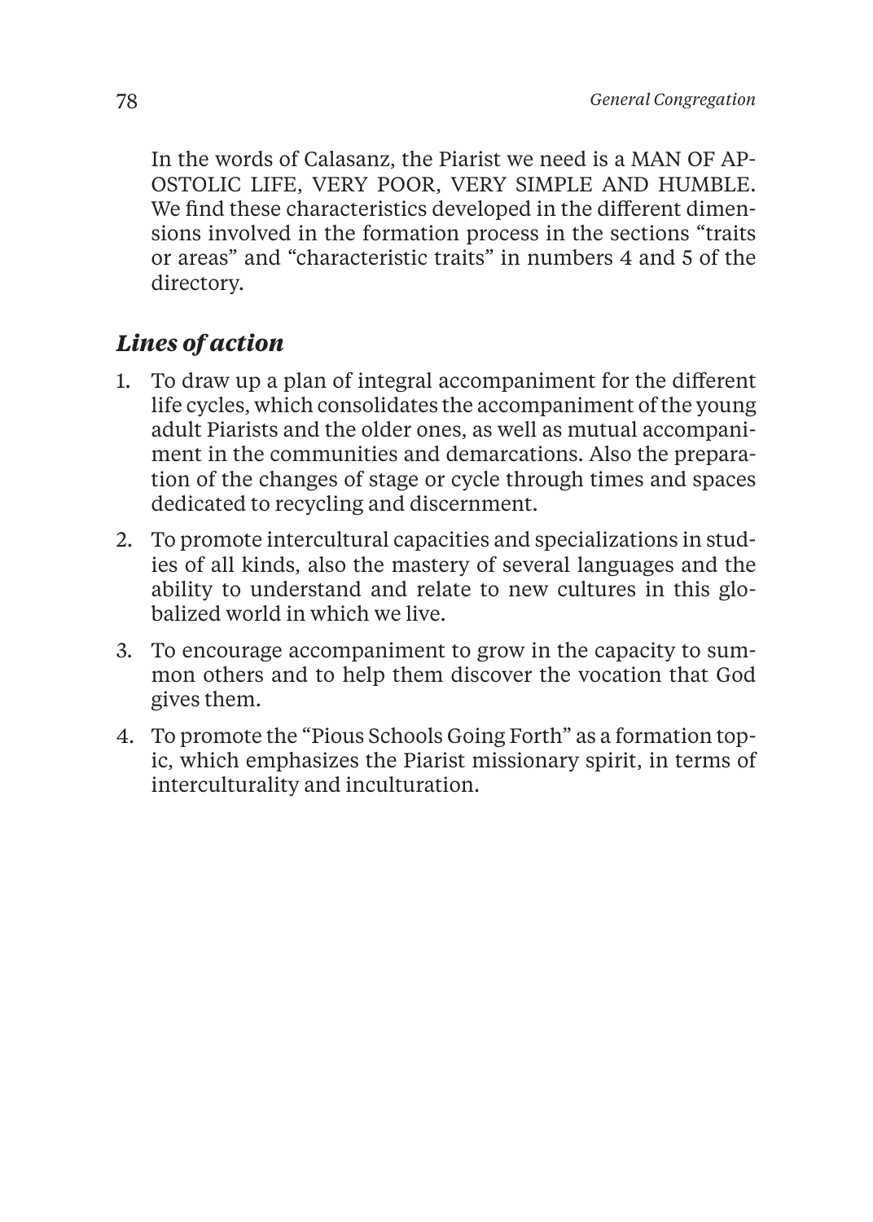In the words of Calasanz, the Piarist we need is a MAN OF APOSTOLIC LIFE, VERY POOR, VERY SIMPLE AND HUMBLE. We find these characteristics developed in the different dimensions involved in the formation process in the sections "traits or areas" and "characteristic traits" in numbers 4 and 5 of the directory.

### *Lines of action*

1. To draw up a plan of integral accompaniment for the different life cycles, which consolidates the accompaniment of the young adult Piarists and the older ones, as well as mutual accompaniment in the communities and demarcations. Also the preparation of the changes of stage or cycle through times and spaces dedicated to recycling and discernment.
2. To promote intercultural capacities and specializations in studies of all kinds, also the mastery of several languages and the ability to understand and relate to new cultures in this globalized world in which we live.
3. To encourage accompaniment to grow in the capacity to summon others and to help them discover the vocation that God gives them.
4. To promote the "Pious Schools Going Forth" as a formation topic, which emphasizes the Piarist missionary spirit, in terms of interculturality and inculturation.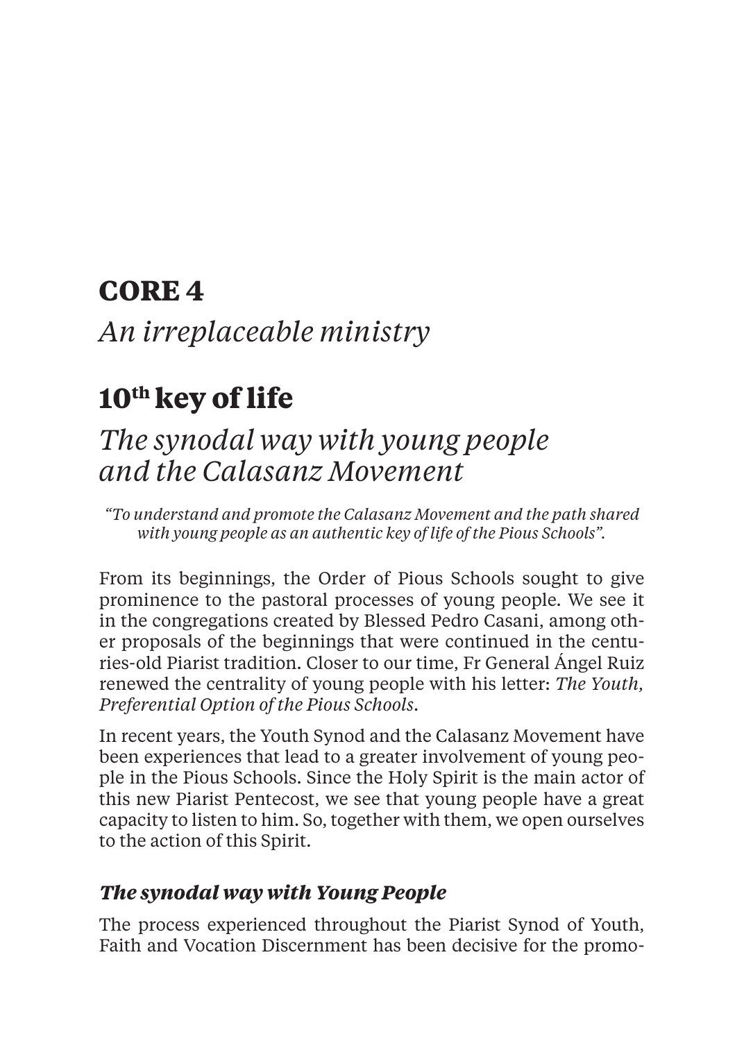# CORE 4

*An irreplaceable ministry*

## 10th key of life

*The synodal way with young people and the Calasanz Movement*

*"To understand and promote the Calasanz Movement and the path shared with young people as an authentic key of life of the Pious Schools".*

From its beginnings, the Order of Pious Schools sought to give prominence to the pastoral processes of young people. We see it in the congregations created by Blessed Pedro Casani, among other proposals of the beginnings that were continued in the centuries-old Piarist tradition. Closer to our time, Fr General Ángel Ruiz renewed the centrality of young people with his letter: *The Youth, Preferential Option of the Pious Schools*.

In recent years, the Youth Synod and the Calasanz Movement have been experiences that lead to a greater involvement of young people in the Pious Schools. Since the Holy Spirit is the main actor of this new Piarist Pentecost, we see that young people have a great capacity to listen to him. So, together with them, we open ourselves to the action of this Spirit.

### *The synodal way with Young People*

The process experienced throughout the Piarist Synod of Youth, Faith and Vocation Discernment has been decisive for the promo-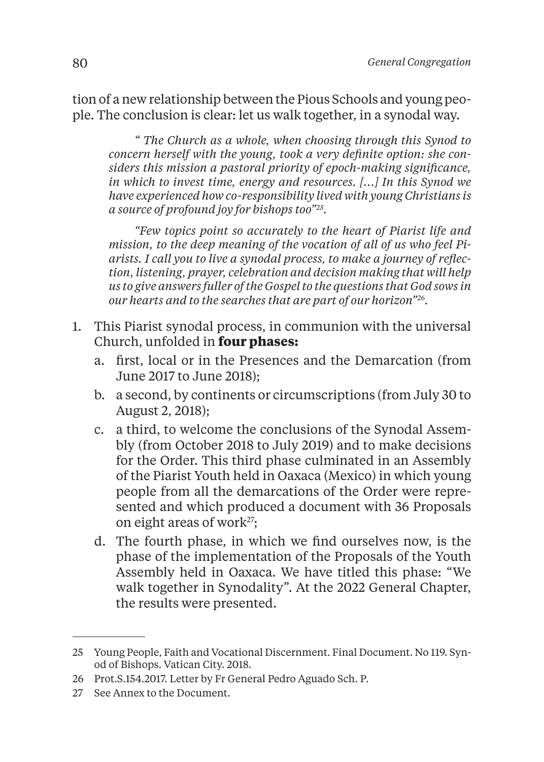tion of a new relationship between the Pious Schools and young people. The conclusion is clear: let us walk together, in a synodal way.

> *" The Church as a whole, when choosing through this Synod to concern herself with the young, took a very definite option: she considers this mission a pastoral priority of epoch-making significance, in which to invest time, energy and resources. [...] In this Synod we have experienced how co-responsibility lived with young Christians is a source of profound joy for bishops too"*[25].

> *"Few topics point so accurately to the heart of Piarist life and mission, to the deep meaning of the vocation of all of us who feel Piarists. I call you to live a synodal process, to make a journey of reflection, listening, prayer, celebration and decision making that will help us to give answers fuller of the Gospel to the questions that God sows in our hearts and to the searches that are part of our horizon"*[26].

1. This Piarist synodal process, in communion with the universal Church, unfolded in **four phases:**
   a. first, local or in the Presences and the Demarcation (from June 2017 to June 2018);
   b. a second, by continents or circumscriptions (from July 30 to August 2, 2018);
   c. a third, to welcome the conclusions of the Synodal Assembly (from October 2018 to July 2019) and to make decisions for the Order. This third phase culminated in an Assembly of the Piarist Youth held in Oaxaca (Mexico) in which young people from all the demarcations of the Order were represented and which produced a document with 36 Proposals on eight areas of work[27];
   d. The fourth phase, in which we find ourselves now, is the phase of the implementation of the Proposals of the Youth Assembly held in Oaxaca. We have titled this phase: "We walk together in Synodality". At the 2022 General Chapter, the results were presented.

---

25 Young People, Faith and Vocational Discernment. Final Document. No 119. Synod of Bishops. Vatican City. 2018.

26 Prot.S.154.2017. Letter by Fr General Pedro Aguado Sch. P.

27 See Annex to the Document.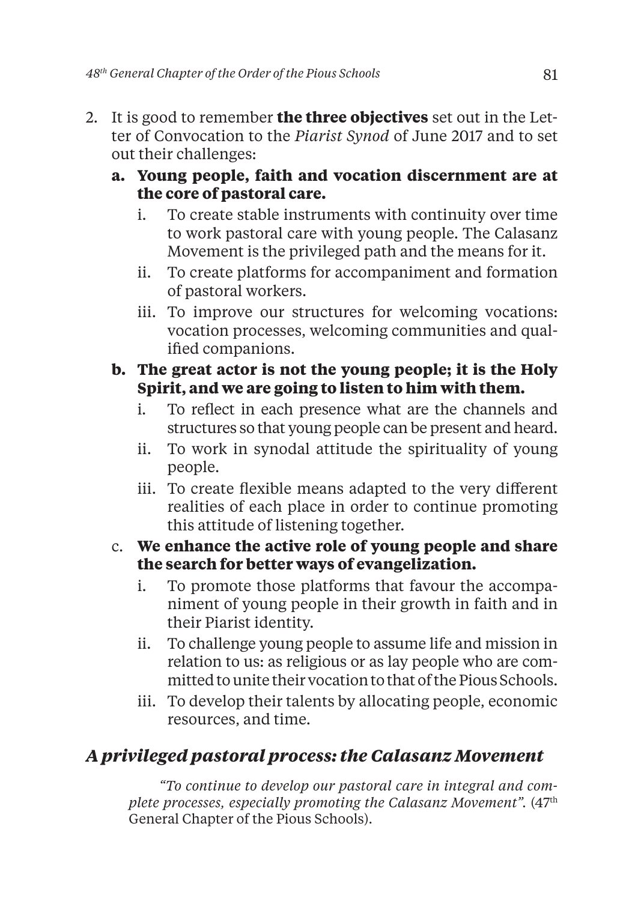2. It is good to remember **the three objectives** set out in the Letter of Convocation to the *Piarist Synod* of June 2017 and to set out their challenges:

   **a. Young people, faith and vocation discernment are at the core of pastoral care.**

      i. To create stable instruments with continuity over time to work pastoral care with young people. The Calasanz Movement is the privileged path and the means for it.

      ii. To create platforms for accompaniment and formation of pastoral workers.

      iii. To improve our structures for welcoming vocations: vocation processes, welcoming communities and qualified companions.

   **b. The great actor is not the young people; it is the Holy Spirit, and we are going to listen to him with them.**

      i. To reflect in each presence what are the channels and structures so that young people can be present and heard.

      ii. To work in synodal attitude the spirituality of young people.

      iii. To create flexible means adapted to the very different realities of each place in order to continue promoting this attitude of listening together.

   c. **We enhance the active role of young people and share the search for better ways of evangelization.**

      i. To promote those platforms that favour the accompaniment of young people in their growth in faith and in their Piarist identity.

      ii. To challenge young people to assume life and mission in relation to us: as religious or as lay people who are committed to unite their vocation to that of the Pious Schools.

      iii. To develop their talents by allocating people, economic resources, and time.

## *A privileged pastoral process: the Calasanz Movement*

*"To continue to develop our pastoral care in integral and complete processes, especially promoting the Calasanz Movement".* (47th General Chapter of the Pious Schools).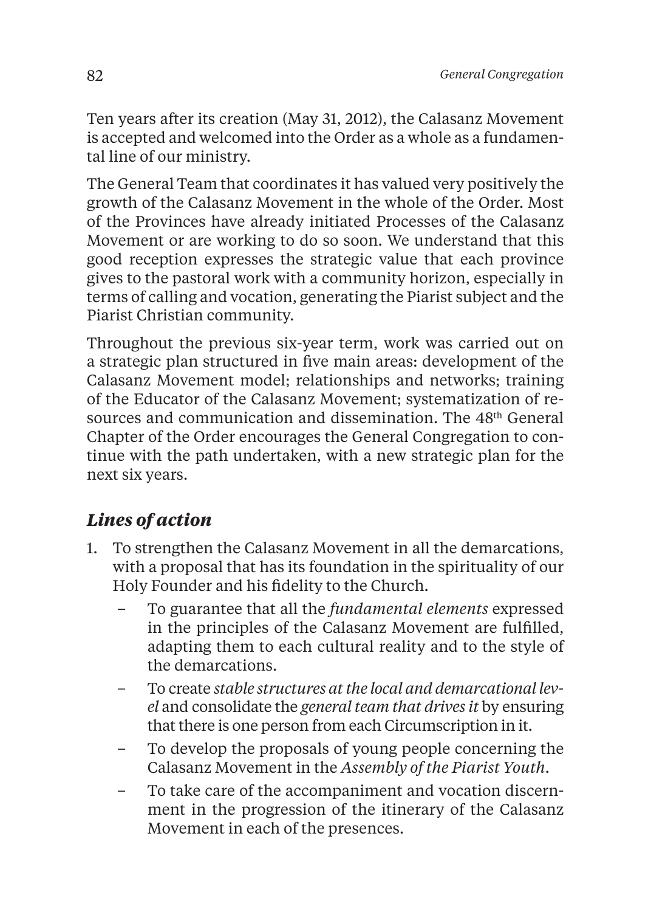Ten years after its creation (May 31, 2012), the Calasanz Movement is accepted and welcomed into the Order as a whole as a fundamental line of our ministry.

The General Team that coordinates it has valued very positively the growth of the Calasanz Movement in the whole of the Order. Most of the Provinces have already initiated Processes of the Calasanz Movement or are working to do so soon. We understand that this good reception expresses the strategic value that each province gives to the pastoral work with a community horizon, especially in terms of calling and vocation, generating the Piarist subject and the Piarist Christian community.

Throughout the previous six-year term, work was carried out on a strategic plan structured in five main areas: development of the Calasanz Movement model; relationships and networks; training of the Educator of the Calasanz Movement; systematization of resources and communication and dissemination. The 48th General Chapter of the Order encourages the General Congregation to continue with the path undertaken, with a new strategic plan for the next six years.

### *Lines of action*

1. To strengthen the Calasanz Movement in all the demarcations, with a proposal that has its foundation in the spirituality of our Holy Founder and his fidelity to the Church.
   - To guarantee that all the *fundamental elements* expressed in the principles of the Calasanz Movement are fulfilled, adapting them to each cultural reality and to the style of the demarcations.
   - To create *stable structures at the local and demarcational level* and consolidate the *general team that drives it* by ensuring that there is one person from each Circumscription in it.
   - To develop the proposals of young people concerning the Calasanz Movement in the *Assembly of the Piarist Youth*.
   - To take care of the accompaniment and vocation discernment in the progression of the itinerary of the Calasanz Movement in each of the presences.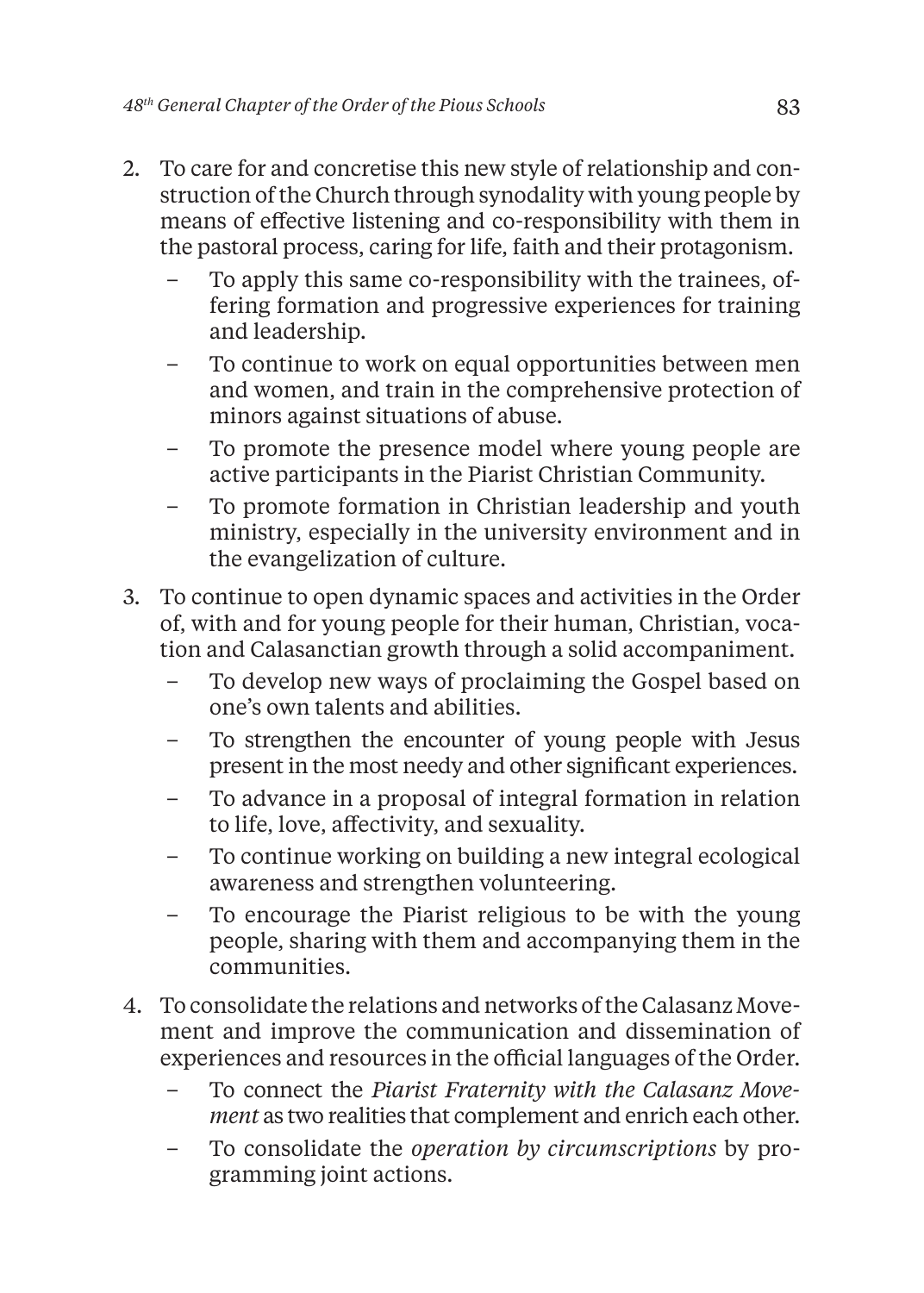2. To care for and concretise this new style of relationship and construction of the Church through synodality with young people by means of effective listening and co-responsibility with them in the pastoral process, caring for life, faith and their protagonism.
   - To apply this same co-responsibility with the trainees, offering formation and progressive experiences for training and leadership.
   - To continue to work on equal opportunities between men and women, and train in the comprehensive protection of minors against situations of abuse.
   - To promote the presence model where young people are active participants in the Piarist Christian Community.
   - To promote formation in Christian leadership and youth ministry, especially in the university environment and in the evangelization of culture.
3. To continue to open dynamic spaces and activities in the Order of, with and for young people for their human, Christian, vocation and Calasanctian growth through a solid accompaniment.
   - To develop new ways of proclaiming the Gospel based on one's own talents and abilities.
   - To strengthen the encounter of young people with Jesus present in the most needy and other significant experiences.
   - To advance in a proposal of integral formation in relation to life, love, affectivity, and sexuality.
   - To continue working on building a new integral ecological awareness and strengthen volunteering.
   - To encourage the Piarist religious to be with the young people, sharing with them and accompanying them in the communities.
4. To consolidate the relations and networks of the Calasanz Movement and improve the communication and dissemination of experiences and resources in the official languages of the Order.
   - To connect the *Piarist Fraternity with the Calasanz Movement* as two realities that complement and enrich each other.
   - To consolidate the *operation by circumscriptions* by programming joint actions.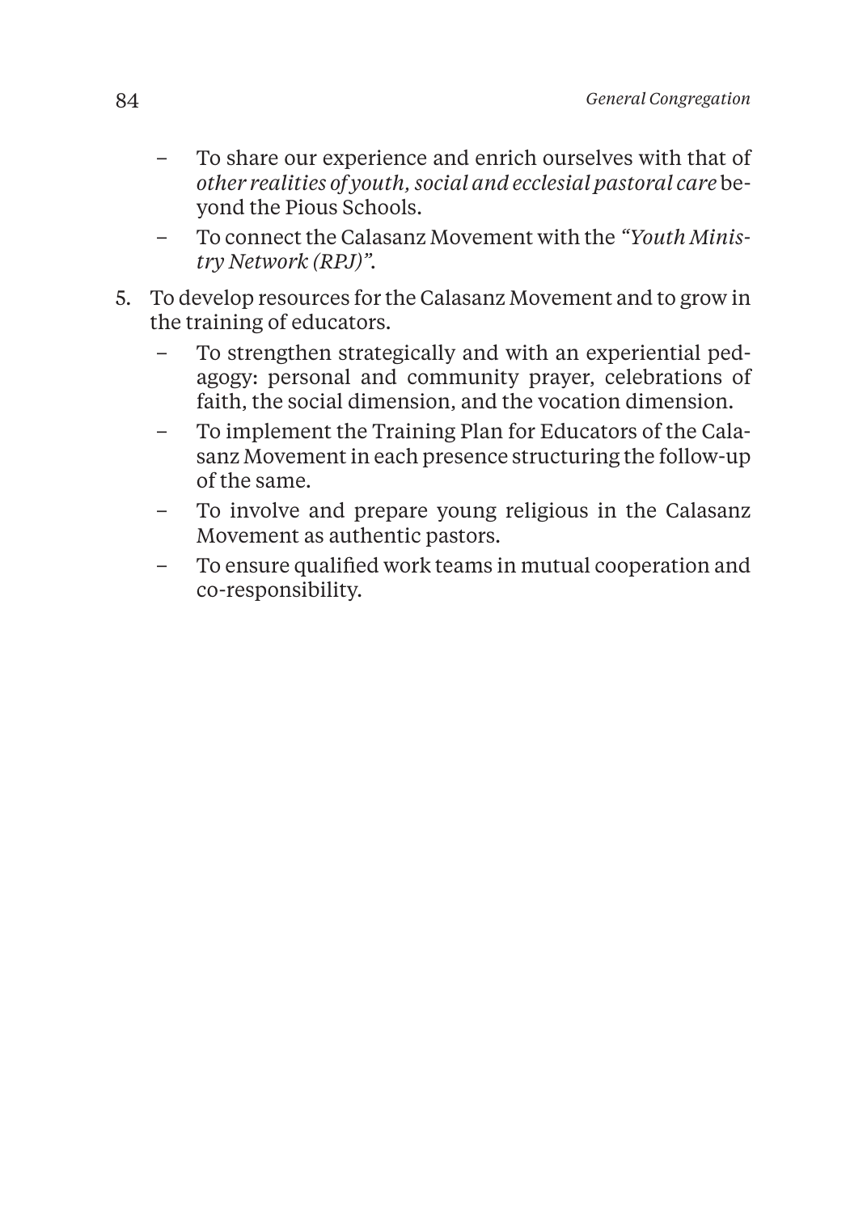- To share our experience and enrich ourselves with that of *other realities of youth, social and ecclesial pastoral care* beyond the Pious Schools.
- To connect the Calasanz Movement with the *"Youth Ministry Network (RPJ)"*.

5. To develop resources for the Calasanz Movement and to grow in the training of educators.
   - To strengthen strategically and with an experiential pedagogy: personal and community prayer, celebrations of faith, the social dimension, and the vocation dimension.
   - To implement the Training Plan for Educators of the Calasanz Movement in each presence structuring the follow-up of the same.
   - To involve and prepare young religious in the Calasanz Movement as authentic pastors.
   - To ensure qualified work teams in mutual cooperation and co-responsibility.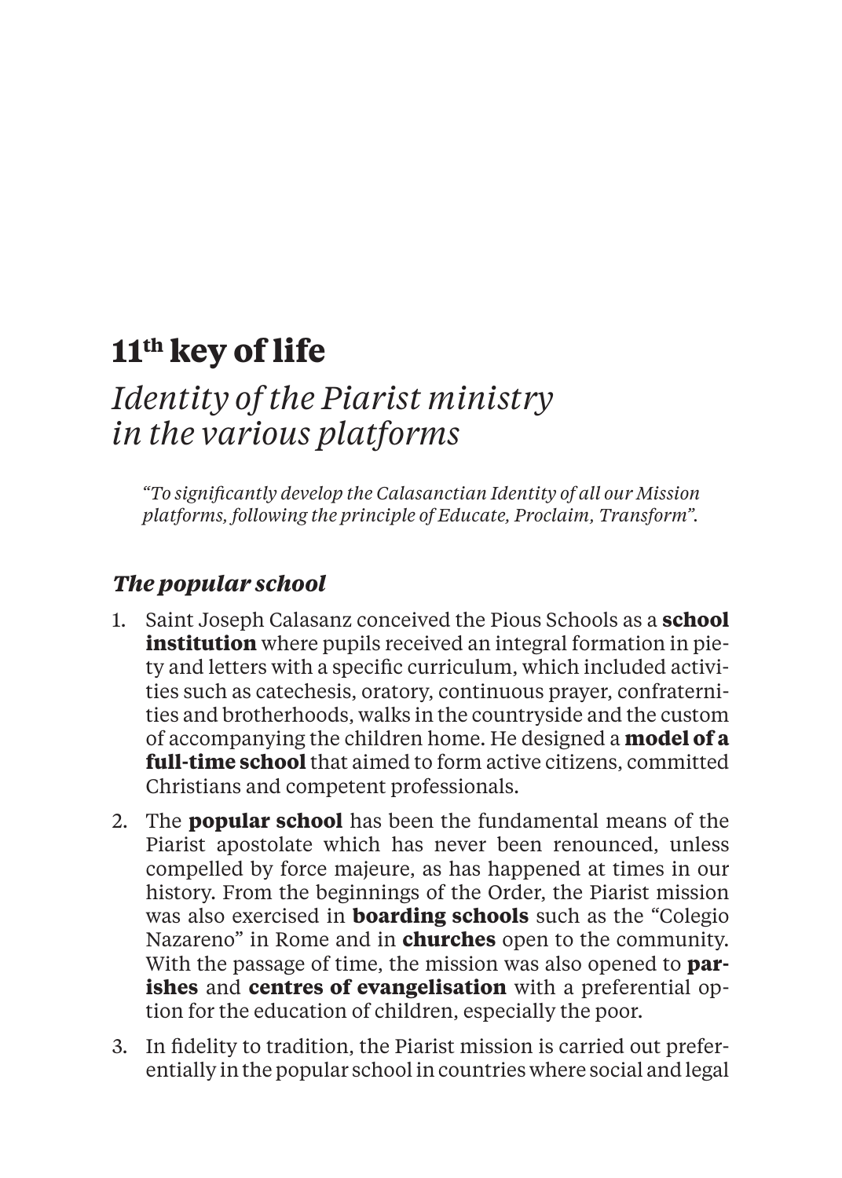# 11th key of life

## *Identity of the Piarist ministry in the various platforms*

*"To significantly develop the Calasanctian Identity of all our Mission platforms, following the principle of Educate, Proclaim, Transform".*

### *The popular school*

1. Saint Joseph Calasanz conceived the Pious Schools as a **school institution** where pupils received an integral formation in piety and letters with a specific curriculum, which included activities such as catechesis, oratory, continuous prayer, confraternities and brotherhoods, walks in the countryside and the custom of accompanying the children home. He designed a **model of a full-time school** that aimed to form active citizens, committed Christians and competent professionals.
2. The **popular school** has been the fundamental means of the Piarist apostolate which has never been renounced, unless compelled by force majeure, as has happened at times in our history. From the beginnings of the Order, the Piarist mission was also exercised in **boarding schools** such as the "Colegio Nazareno" in Rome and in **churches** open to the community. With the passage of time, the mission was also opened to **parishes** and **centres of evangelisation** with a preferential option for the education of children, especially the poor.
3. In fidelity to tradition, the Piarist mission is carried out preferentially in the popular school in countries where social and legal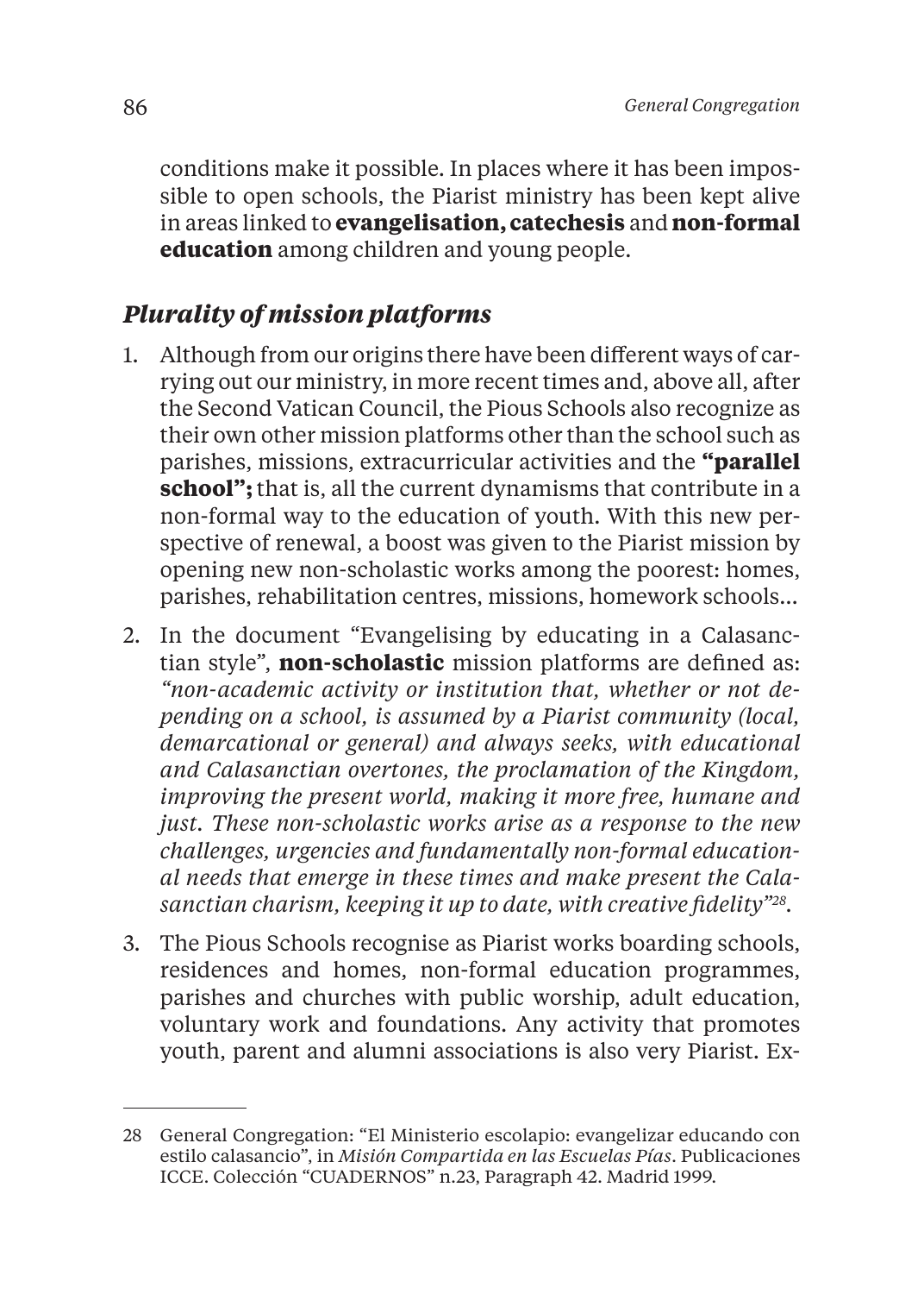conditions make it possible. In places where it has been impossible to open schools, the Piarist ministry has been kept alive in areas linked to **evangelisation, catechesis** and **non-formal education** among children and young people.

### *Plurality of mission platforms*

1. Although from our origins there have been different ways of carrying out our ministry, in more recent times and, above all, after the Second Vatican Council, the Pious Schools also recognize as their own other mission platforms other than the school such as parishes, missions, extracurricular activities and the **"parallel school";** that is, all the current dynamisms that contribute in a non-formal way to the education of youth. With this new perspective of renewal, a boost was given to the Piarist mission by opening new non-scholastic works among the poorest: homes, parishes, rehabilitation centres, missions, homework schools...
2. In the document "Evangelising by educating in a Calasanctian style", **non-scholastic** mission platforms are defined as: *"non-academic activity or institution that, whether or not depending on a school, is assumed by a Piarist community (local, demarcational or general) and always seeks, with educational and Calasanctian overtones, the proclamation of the Kingdom, improving the present world, making it more free, humane and just. These non-scholastic works arise as a response to the new challenges, urgencies and fundamentally non-formal educational needs that emerge in these times and make present the Calasanctian charism, keeping it up to date, with creative fidelity"*[28].
3. The Pious Schools recognise as Piarist works boarding schools, residences and homes, non-formal education programmes, parishes and churches with public worship, adult education, voluntary work and foundations. Any activity that promotes youth, parent and alumni associations is also very Piarist. Ex-

---

28 General Congregation: "El Ministerio escolapio: evangelizar educando con estilo calasancio", in *Misión Compartida en las Escuelas Pías*. Publicaciones ICCE. Colección "CUADERNOS" n.23, Paragraph 42. Madrid 1999.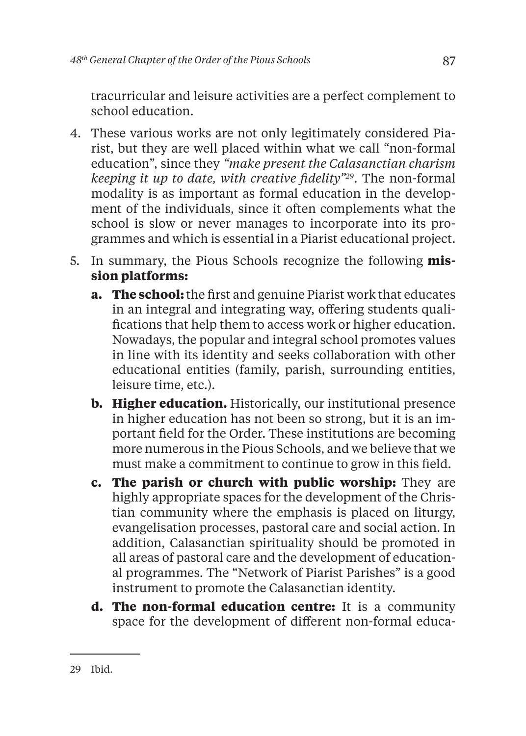tracurricular and leisure activities are a perfect complement to school education.

4. These various works are not only legitimately considered Piarist, but they are well placed within what we call "non-formal education", since they *"make present the Calasanctian charism keeping it up to date, with creative fidelity"*[29]. The non-formal modality is as important as formal education in the development of the individuals, since it often complements what the school is slow or never manages to incorporate into its programmes and which is essential in a Piarist educational project.

5. In summary, the Pious Schools recognize the following **mission platforms:**

   **a. The school:** the first and genuine Piarist work that educates in an integral and integrating way, offering students qualifications that help them to access work or higher education. Nowadays, the popular and integral school promotes values in line with its identity and seeks collaboration with other educational entities (family, parish, surrounding entities, leisure time, etc.).

   **b. Higher education.** Historically, our institutional presence in higher education has not been so strong, but it is an important field for the Order. These institutions are becoming more numerous in the Pious Schools, and we believe that we must make a commitment to continue to grow in this field.

   **c. The parish or church with public worship:** They are highly appropriate spaces for the development of the Christian community where the emphasis is placed on liturgy, evangelisation processes, pastoral care and social action. In addition, Calasanctian spirituality should be promoted in all areas of pastoral care and the development of educational programmes. The "Network of Piarist Parishes" is a good instrument to promote the Calasanctian identity.

   **d. The non-formal education centre:** It is a community space for the development of different non-formal educa-

---

29 Ibid.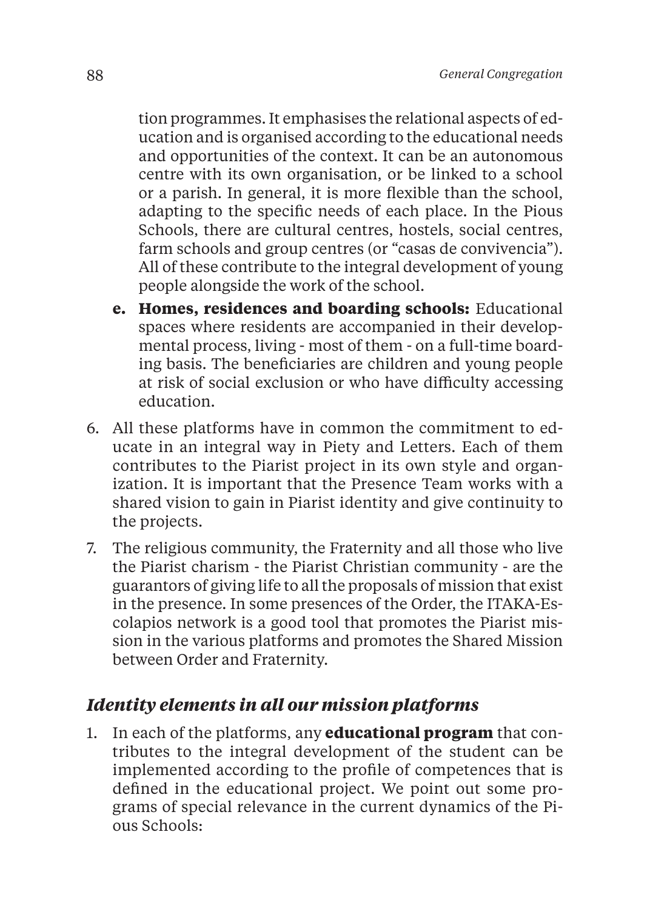tion programmes. It emphasises the relational aspects of education and is organised according to the educational needs and opportunities of the context. It can be an autonomous centre with its own organisation, or be linked to a school or a parish. In general, it is more flexible than the school, adapting to the specific needs of each place. In the Pious Schools, there are cultural centres, hostels, social centres, farm schools and group centres (or "casas de convivencia"). All of these contribute to the integral development of young people alongside the work of the school.

   e. **Homes, residences and boarding schools:** Educational spaces where residents are accompanied in their developmental process, living - most of them - on a full-time boarding basis. The beneficiaries are children and young people at risk of social exclusion or who have difficulty accessing education.

6. All these platforms have in common the commitment to educate in an integral way in Piety and Letters. Each of them contributes to the Piarist project in its own style and organization. It is important that the Presence Team works with a shared vision to gain in Piarist identity and give continuity to the projects.
7. The religious community, the Fraternity and all those who live the Piarist charism - the Piarist Christian community - are the guarantors of giving life to all the proposals of mission that exist in the presence. In some presences of the Order, the ITAKA-Escolapios network is a good tool that promotes the Piarist mission in the various platforms and promotes the Shared Mission between Order and Fraternity.

## *Identity elements in all our mission platforms*

1. In each of the platforms, any **educational program** that contributes to the integral development of the student can be implemented according to the profile of competences that is defined in the educational project. We point out some programs of special relevance in the current dynamics of the Pious Schools: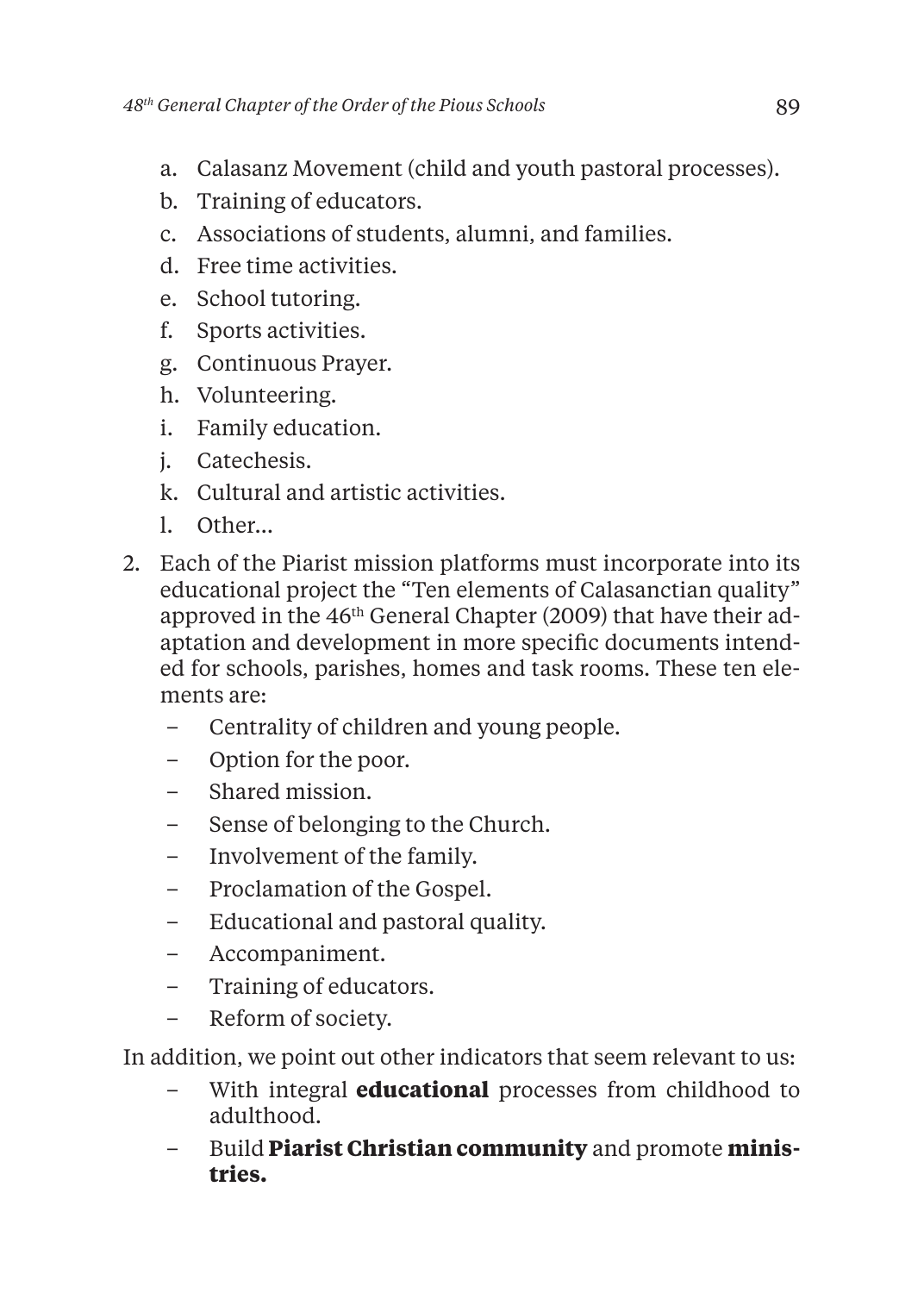a. Calasanz Movement (child and youth pastoral processes).
b. Training of educators.
c. Associations of students, alumni, and families.
d. Free time activities.
e. School tutoring.
f. Sports activities.
g. Continuous Prayer.
h. Volunteering.
i. Family education.
j. Catechesis.
k. Cultural and artistic activities.
l. Other…

2. Each of the Piarist mission platforms must incorporate into its educational project the "Ten elements of Calasanctian quality" approved in the 46th General Chapter (2009) that have their adaptation and development in more specific documents intended for schools, parishes, homes and task rooms. These ten elements are:
   - Centrality of children and young people.
   - Option for the poor.
   - Shared mission.
   - Sense of belonging to the Church.
   - Involvement of the family.
   - Proclamation of the Gospel.
   - Educational and pastoral quality.
   - Accompaniment.
   - Training of educators.
   - Reform of society.

In addition, we point out other indicators that seem relevant to us:

- With integral **educational** processes from childhood to adulthood.
- Build **Piarist Christian community** and promote **ministries.**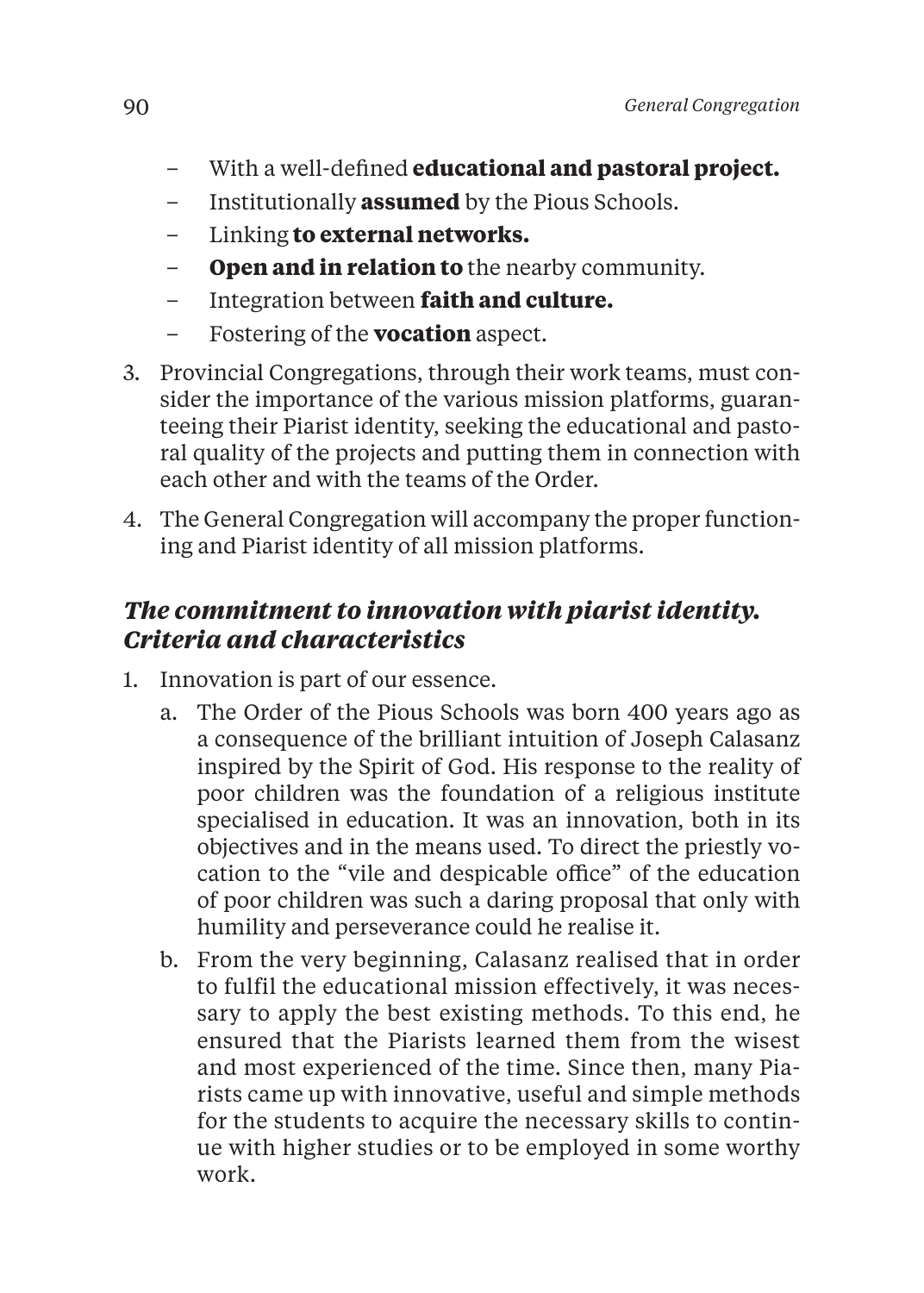- With a well-defined **educational and pastoral project.**
- Institutionally **assumed** by the Pious Schools.
- Linking **to external networks.**
- **Open and in relation to** the nearby community.
- Integration between **faith and culture.**
- Fostering of the **vocation** aspect.

3. Provincial Congregations, through their work teams, must consider the importance of the various mission platforms, guaranteeing their Piarist identity, seeking the educational and pastoral quality of the projects and putting them in connection with each other and with the teams of the Order.
4. The General Congregation will accompany the proper functioning and Piarist identity of all mission platforms.

### *The commitment to innovation with piarist identity. Criteria and characteristics*

1. Innovation is part of our essence.
   a. The Order of the Pious Schools was born 400 years ago as a consequence of the brilliant intuition of Joseph Calasanz inspired by the Spirit of God. His response to the reality of poor children was the foundation of a religious institute specialised in education. It was an innovation, both in its objectives and in the means used. To direct the priestly vocation to the "vile and despicable office" of the education of poor children was such a daring proposal that only with humility and perseverance could he realise it.
   b. From the very beginning, Calasanz realised that in order to fulfil the educational mission effectively, it was necessary to apply the best existing methods. To this end, he ensured that the Piarists learned them from the wisest and most experienced of the time. Since then, many Piarists came up with innovative, useful and simple methods for the students to acquire the necessary skills to continue with higher studies or to be employed in some worthy work.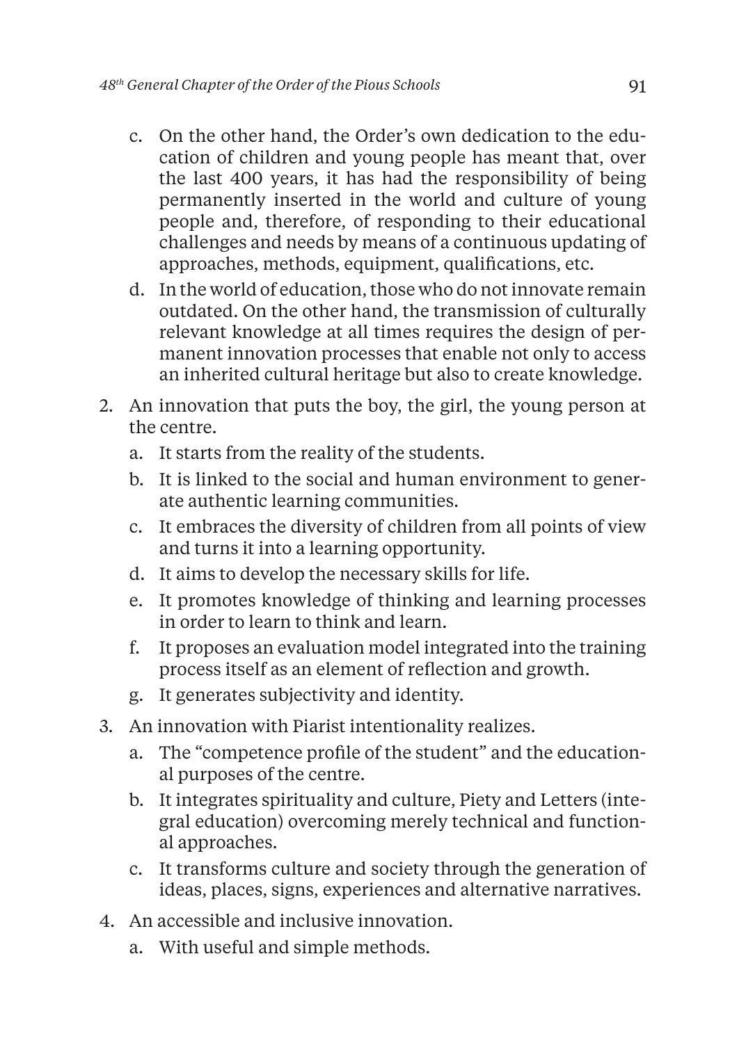c. On the other hand, the Order's own dedication to the education of children and young people has meant that, over the last 400 years, it has had the responsibility of being permanently inserted in the world and culture of young people and, therefore, of responding to their educational challenges and needs by means of a continuous updating of approaches, methods, equipment, qualifications, etc.
   d. In the world of education, those who do not innovate remain outdated. On the other hand, the transmission of culturally relevant knowledge at all times requires the design of permanent innovation processes that enable not only to access an inherited cultural heritage but also to create knowledge.
2. An innovation that puts the boy, the girl, the young person at the centre.
   a. It starts from the reality of the students.
   b. It is linked to the social and human environment to generate authentic learning communities.
   c. It embraces the diversity of children from all points of view and turns it into a learning opportunity.
   d. It aims to develop the necessary skills for life.
   e. It promotes knowledge of thinking and learning processes in order to learn to think and learn.
   f. It proposes an evaluation model integrated into the training process itself as an element of reflection and growth.
   g. It generates subjectivity and identity.
3. An innovation with Piarist intentionality realizes.
   a. The "competence profile of the student" and the educational purposes of the centre.
   b. It integrates spirituality and culture, Piety and Letters (integral education) overcoming merely technical and functional approaches.
   c. It transforms culture and society through the generation of ideas, places, signs, experiences and alternative narratives.
4. An accessible and inclusive innovation.
   a. With useful and simple methods.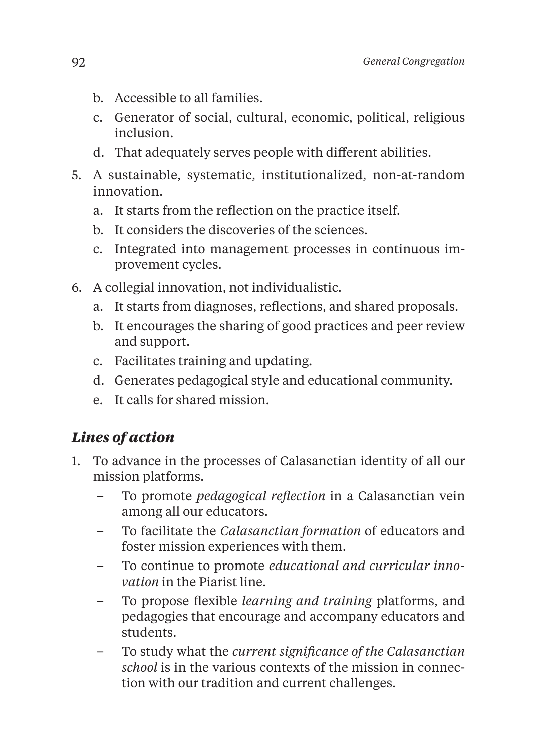b. Accessible to all families.
   c. Generator of social, cultural, economic, political, religious inclusion.
   d. That adequately serves people with different abilities.
5. A sustainable, systematic, institutionalized, non-at-random innovation.
   a. It starts from the reflection on the practice itself.
   b. It considers the discoveries of the sciences.
   c. Integrated into management processes in continuous improvement cycles.
6. A collegial innovation, not individualistic.
   a. It starts from diagnoses, reflections, and shared proposals.
   b. It encourages the sharing of good practices and peer review and support.
   c. Facilitates training and updating.
   d. Generates pedagogical style and educational community.
   e. It calls for shared mission.

### *Lines of action*

1. To advance in the processes of Calasanctian identity of all our mission platforms.
   – To promote *pedagogical reflection* in a Calasanctian vein among all our educators.
   – To facilitate the *Calasanctian formation* of educators and foster mission experiences with them.
   – To continue to promote *educational and curricular innovation* in the Piarist line.
   – To propose flexible *learning and training* platforms, and pedagogies that encourage and accompany educators and students.
   – To study what the *current significance of the Calasanctian school* is in the various contexts of the mission in connection with our tradition and current challenges.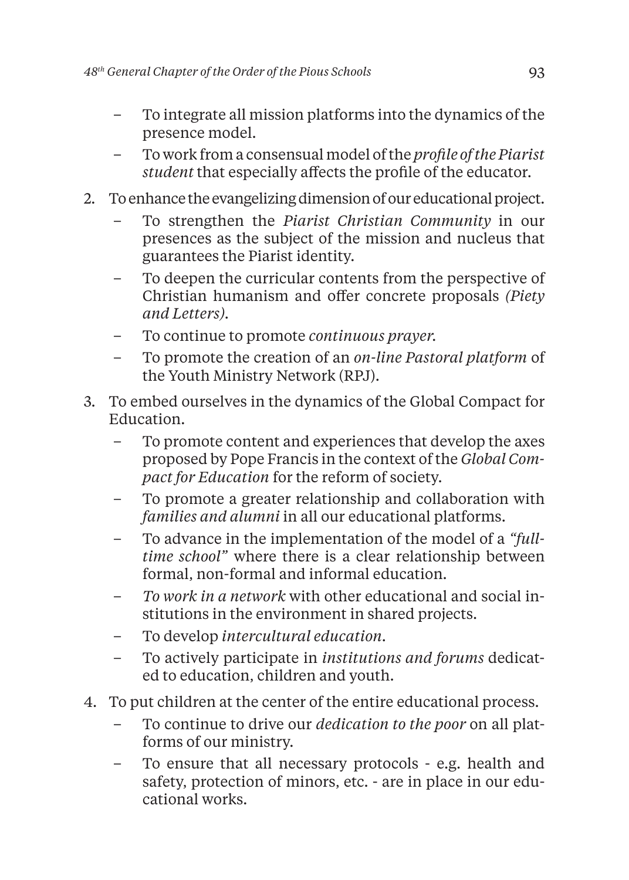- To integrate all mission platforms into the dynamics of the presence model.
- To work from a consensual model of the *profile of the Piarist student* that especially affects the profile of the educator.

2. To enhance the evangelizing dimension of our educational project.
   - To strengthen the *Piarist Christian Community* in our presences as the subject of the mission and nucleus that guarantees the Piarist identity.
   - To deepen the curricular contents from the perspective of Christian humanism and offer concrete proposals *(Piety and Letters).*
   - To continue to promote *continuous prayer.*
   - To promote the creation of an *on-line Pastoral platform* of the Youth Ministry Network (RPJ).
3. To embed ourselves in the dynamics of the Global Compact for Education.
   - To promote content and experiences that develop the axes proposed by Pope Francis in the context of the *Global Compact for Education* for the reform of society.
   - To promote a greater relationship and collaboration with *families and alumni* in all our educational platforms.
   - To advance in the implementation of the model of a *"full-time school"* where there is a clear relationship between formal, non-formal and informal education.
   - *To work in a network* with other educational and social institutions in the environment in shared projects.
   - To develop *intercultural education*.
   - To actively participate in *institutions and forums* dedicated to education, children and youth.
4. To put children at the center of the entire educational process.
   - To continue to drive our *dedication to the poor* on all platforms of our ministry.
   - To ensure that all necessary protocols - e.g. health and safety, protection of minors, etc. - are in place in our educational works.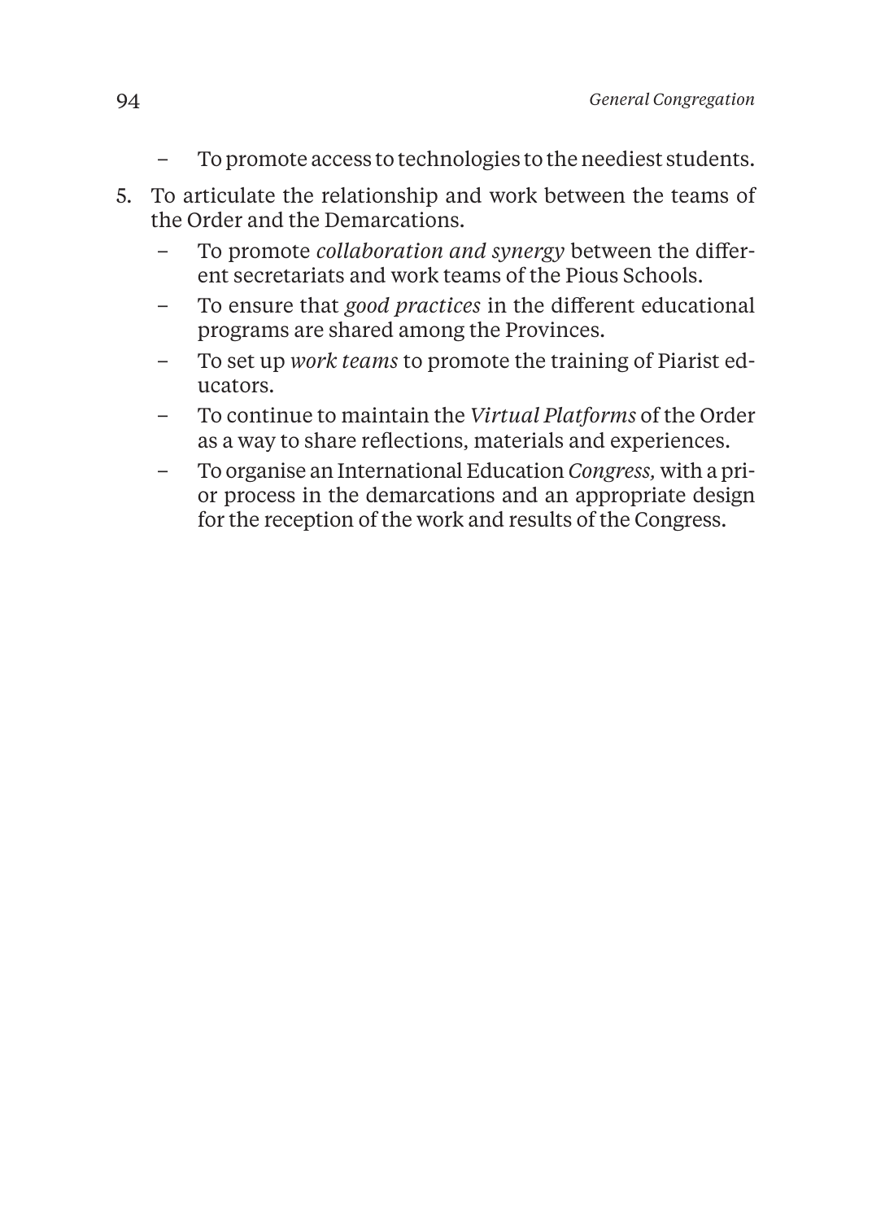- To promote access to technologies to the neediest students.

5. To articulate the relationship and work between the teams of the Order and the Demarcations.
   - To promote *collaboration and synergy* between the different secretariats and work teams of the Pious Schools.
   - To ensure that *good practices* in the different educational programs are shared among the Provinces.
   - To set up *work teams* to promote the training of Piarist educators.
   - To continue to maintain the *Virtual Platforms* of the Order as a way to share reflections, materials and experiences.
   - To organise an International Education *Congress,* with a prior process in the demarcations and an appropriate design for the reception of the work and results of the Congress.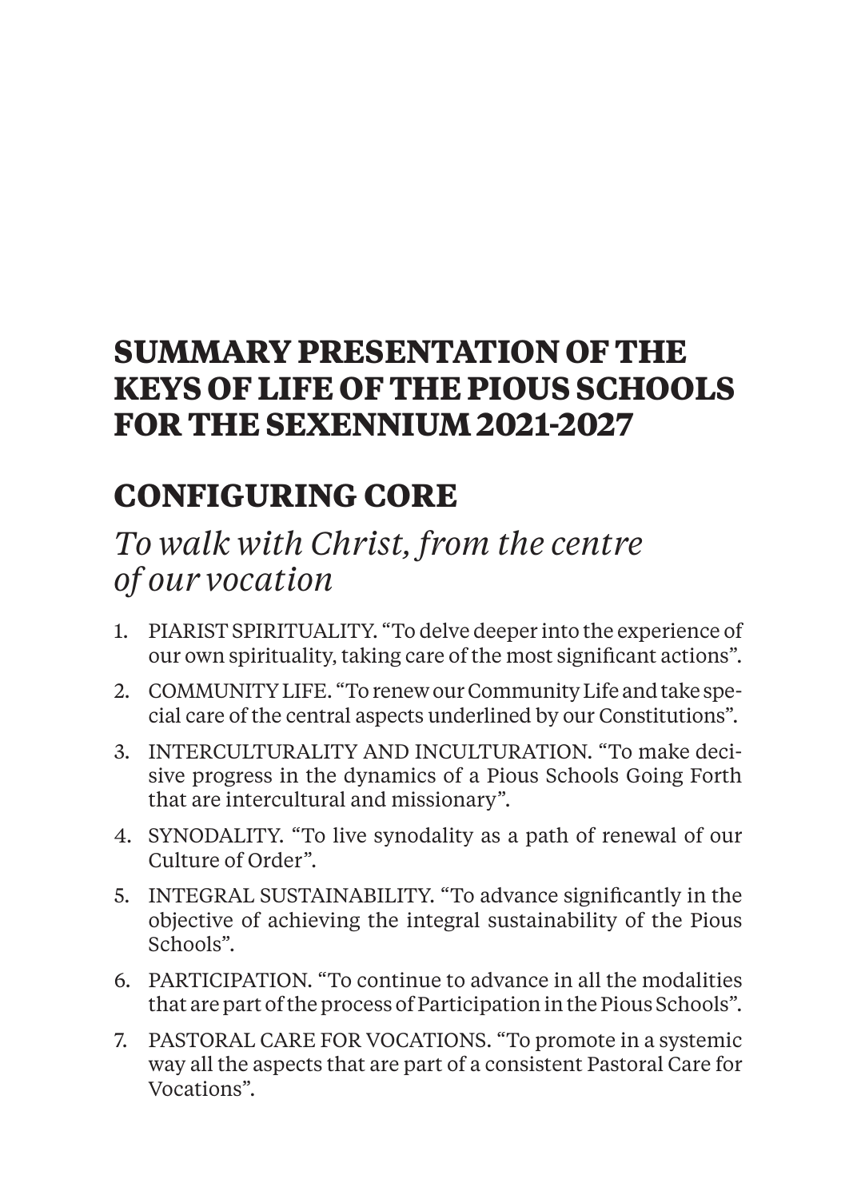# SUMMARY PRESENTATION OF THE KEYS OF LIFE OF THE PIOUS SCHOOLS FOR THE SEXENNIUM 2021-2027

## CONFIGURING CORE

*To walk with Christ, from the centre of our vocation*

1. PIARIST SPIRITUALITY. "To delve deeper into the experience of our own spirituality, taking care of the most significant actions".
2. COMMUNITY LIFE. "To renew our Community Life and take special care of the central aspects underlined by our Constitutions".
3. INTERCULTURALITY AND INCULTURATION. "To make decisive progress in the dynamics of a Pious Schools Going Forth that are intercultural and missionary".
4. SYNODALITY. "To live synodality as a path of renewal of our Culture of Order".
5. INTEGRAL SUSTAINABILITY. "To advance significantly in the objective of achieving the integral sustainability of the Pious Schools".
6. PARTICIPATION. "To continue to advance in all the modalities that are part of the process of Participation in the Pious Schools".
7. PASTORAL CARE FOR VOCATIONS. "To promote in a systemic way all the aspects that are part of a consistent Pastoral Care for Vocations".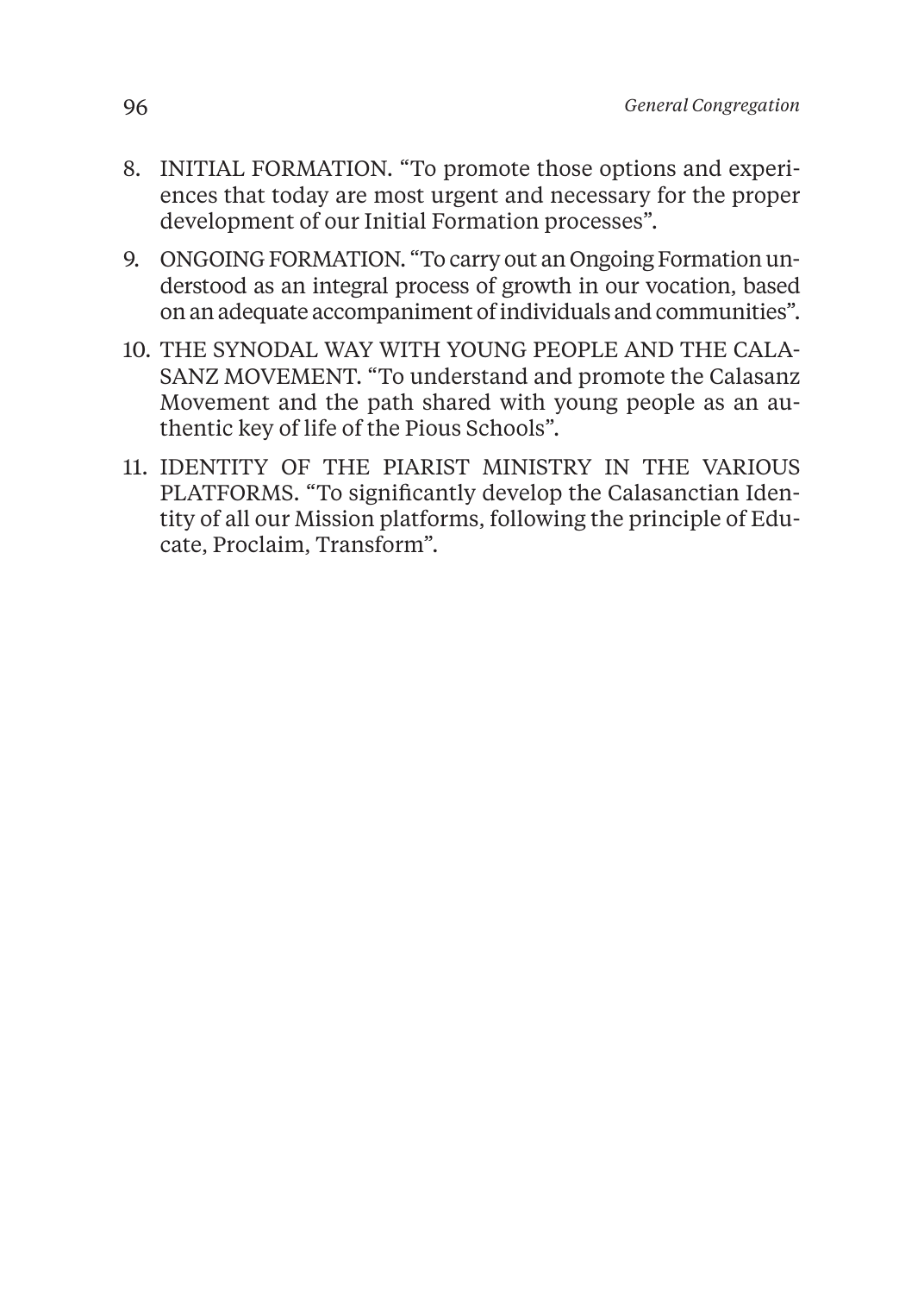8. INITIAL FORMATION. “To promote those options and experiences that today are most urgent and necessary for the proper development of our Initial Formation processes”.
9. ONGOING FORMATION. “To carry out an Ongoing Formation understood as an integral process of growth in our vocation, based on an adequate accompaniment of individuals and communities”.
10. THE SYNODAL WAY WITH YOUNG PEOPLE AND THE CALASANZ MOVEMENT. “To understand and promote the Calasanz Movement and the path shared with young people as an authentic key of life of the Pious Schools”.
11. IDENTITY OF THE PIARIST MINISTRY IN THE VARIOUS PLATFORMS. “To significantly develop the Calasanctian Identity of all our Mission platforms, following the principle of Educate, Proclaim, Transform”.